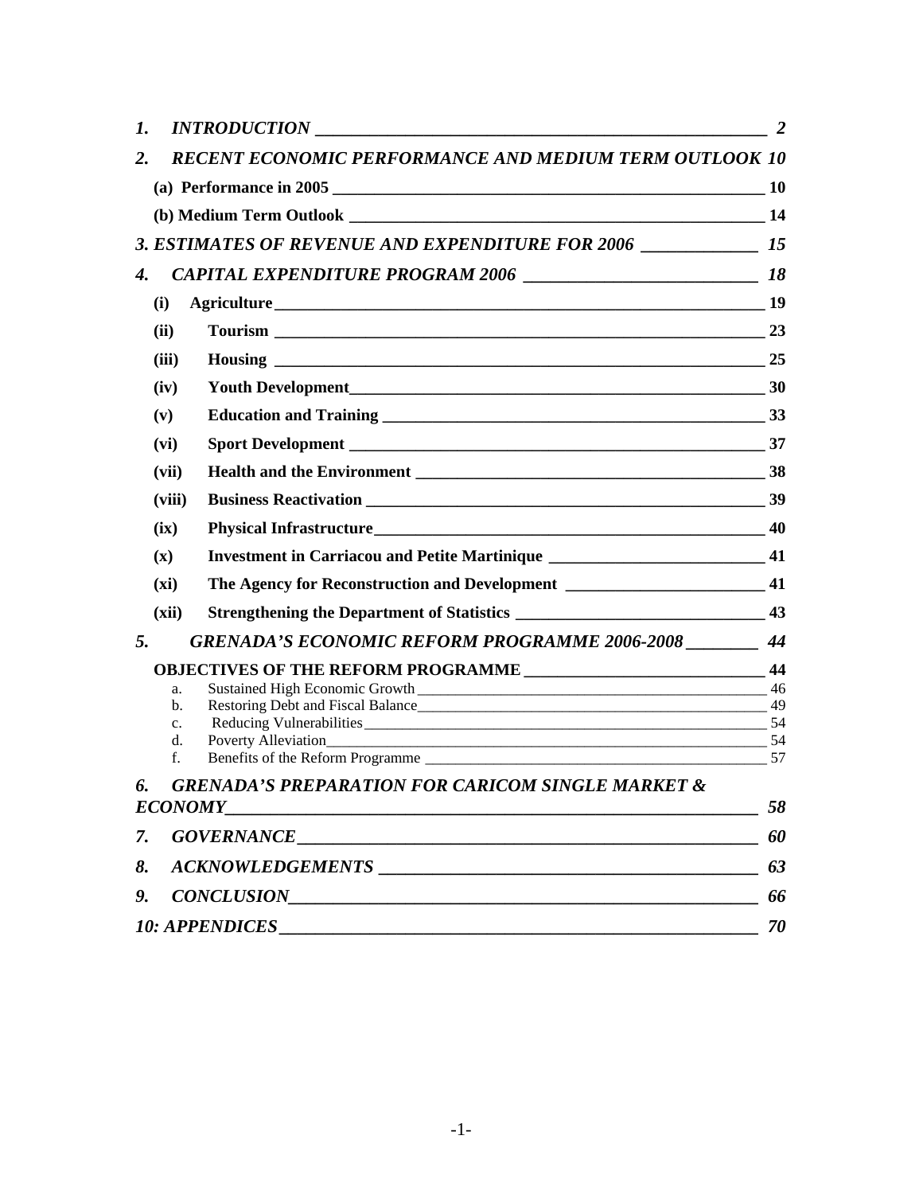| | | |
|---|---|---|
| ***1.*** | ***INTRODUCTION*** | ***2*** |
| ***2.*** | ***RECENT ECONOMIC PERFORMANCE AND MEDIUM TERM OUTLOOK*** | ***10*** |
| | **(a) Performance in 2005** | **10** |
| | **(b) Medium Term Outlook** | **14** |
| ***3.*** | ***ESTIMATES OF REVENUE AND EXPENDITURE FOR 2006*** | ***15*** |
| ***4.*** | ***CAPITAL EXPENDITURE PROGRAM 2006*** | ***18*** |
| **(i)** | **Agriculture** | **19** |
| **(ii)** | **Tourism** | **23** |
| **(iii)** | **Housing** | **25** |
| **(iv)** | **Youth Development** | **30** |
| **(v)** | **Education and Training** | **33** |
| **(vi)** | **Sport Development** | **37** |
| **(vii)** | **Health and the Environment** | **38** |
| **(viii)** | **Business Reactivation** | **39** |
| **(ix)** | **Physical Infrastructure** | **40** |
| **(x)** | **Investment in Carriacou and Petite Martinique** | **41** |
| **(xi)** | **The Agency for Reconstruction and Development** | **41** |
| **(xii)** | **Strengthening the Department of Statistics** | **43** |
| ***5.*** | ***GRENADA'S ECONOMIC REFORM PROGRAMME 2006-2008*** | ***44*** |
| | **OBJECTIVES OF THE REFORM PROGRAMME** | **44** |
| a. | Sustained High Economic Growth | 46 |
| b. | Restoring Debt and Fiscal Balance | 49 |
| c. | Reducing Vulnerabilities | 54 |
| d. | Poverty Alleviation | 54 |
| f. | Benefits of the Reform Programme | 57 |
| ***6.*** | ***GRENADA'S PREPARATION FOR CARICOM SINGLE MARKET & ECONOMY*** | ***58*** |
| ***7.*** | ***GOVERNANCE*** | ***60*** |
| ***8.*** | ***ACKNOWLEDGEMENTS*** | ***63*** |
| ***9.*** | ***CONCLUSION*** | ***66*** |
| ***10:*** | ***APPENDICES*** | ***70*** |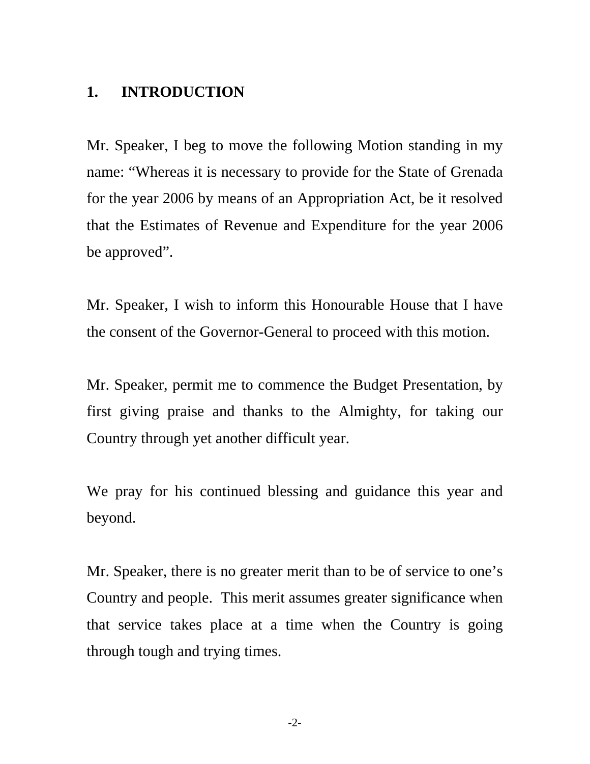# 1. INTRODUCTION

Mr. Speaker, I beg to move the following Motion standing in my name: "Whereas it is necessary to provide for the State of Grenada for the year 2006 by means of an Appropriation Act, be it resolved that the Estimates of Revenue and Expenditure for the year 2006 be approved".

Mr. Speaker, I wish to inform this Honourable House that I have the consent of the Governor-General to proceed with this motion.

Mr. Speaker, permit me to commence the Budget Presentation, by first giving praise and thanks to the Almighty, for taking our Country through yet another difficult year.

We pray for his continued blessing and guidance this year and beyond.

Mr. Speaker, there is no greater merit than to be of service to one's Country and people. This merit assumes greater significance when that service takes place at a time when the Country is going through tough and trying times.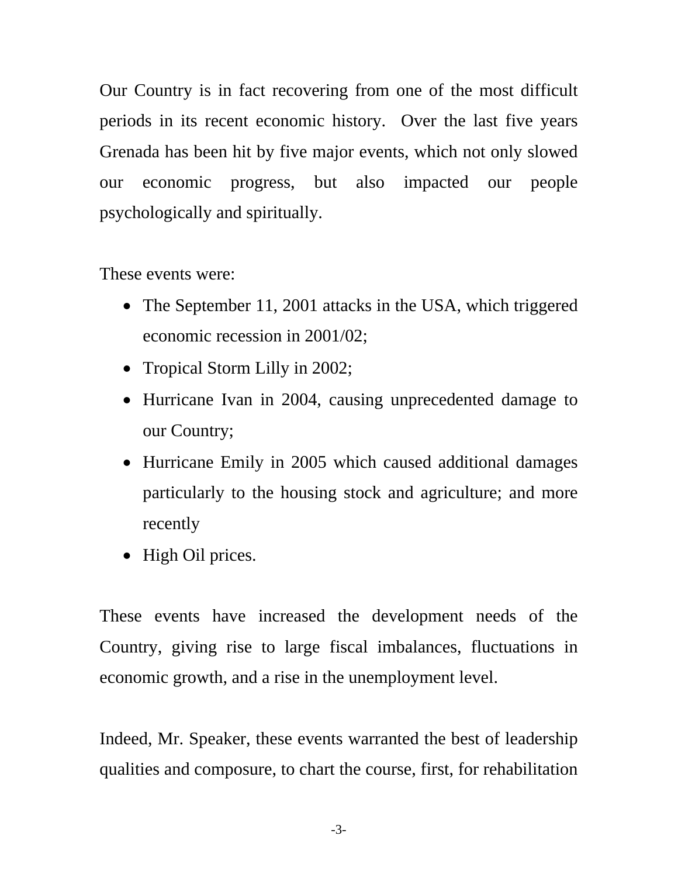Our Country is in fact recovering from one of the most difficult periods in its recent economic history. Over the last five years Grenada has been hit by five major events, which not only slowed our economic progress, but also impacted our people psychologically and spiritually.

These events were:

- The September 11, 2001 attacks in the USA, which triggered economic recession in 2001/02;
- Tropical Storm Lilly in 2002;
- Hurricane Ivan in 2004, causing unprecedented damage to our Country;
- Hurricane Emily in 2005 which caused additional damages particularly to the housing stock and agriculture; and more recently
- High Oil prices.

These events have increased the development needs of the Country, giving rise to large fiscal imbalances, fluctuations in economic growth, and a rise in the unemployment level.

Indeed, Mr. Speaker, these events warranted the best of leadership qualities and composure, to chart the course, first, for rehabilitation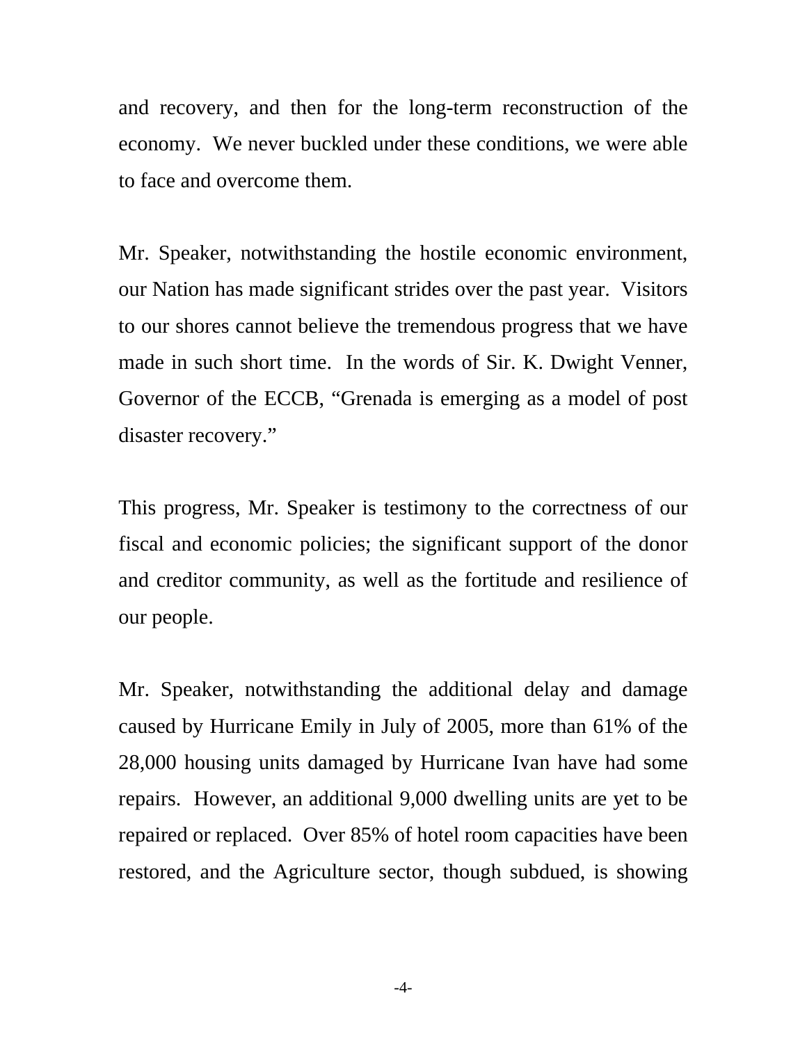and recovery, and then for the long-term reconstruction of the economy. We never buckled under these conditions, we were able to face and overcome them.

Mr. Speaker, notwithstanding the hostile economic environment, our Nation has made significant strides over the past year. Visitors to our shores cannot believe the tremendous progress that we have made in such short time. In the words of Sir. K. Dwight Venner, Governor of the ECCB, "Grenada is emerging as a model of post disaster recovery."

This progress, Mr. Speaker is testimony to the correctness of our fiscal and economic policies; the significant support of the donor and creditor community, as well as the fortitude and resilience of our people.

Mr. Speaker, notwithstanding the additional delay and damage caused by Hurricane Emily in July of 2005, more than 61% of the 28,000 housing units damaged by Hurricane Ivan have had some repairs. However, an additional 9,000 dwelling units are yet to be repaired or replaced. Over 85% of hotel room capacities have been restored, and the Agriculture sector, though subdued, is showing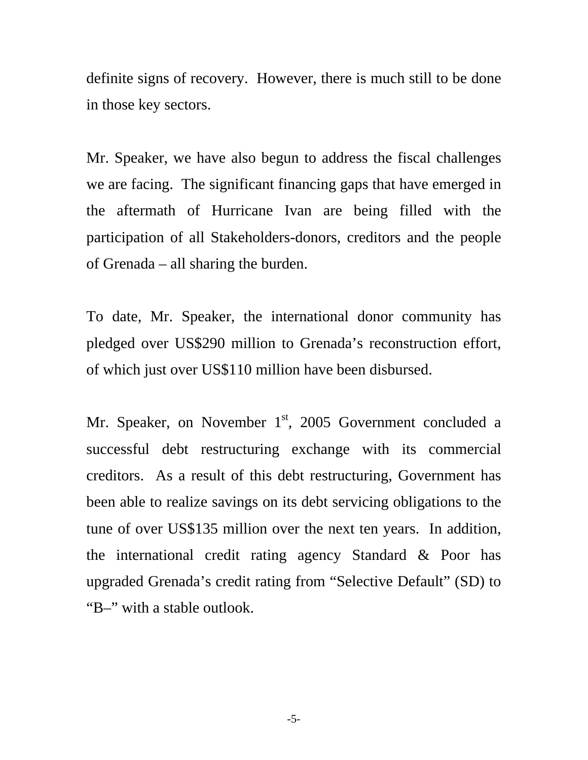definite signs of recovery. However, there is much still to be done in those key sectors.

Mr. Speaker, we have also begun to address the fiscal challenges we are facing. The significant financing gaps that have emerged in the aftermath of Hurricane Ivan are being filled with the participation of all Stakeholders-donors, creditors and the people of Grenada – all sharing the burden.

To date, Mr. Speaker, the international donor community has pledged over US$290 million to Grenada's reconstruction effort, of which just over US$110 million have been disbursed.

Mr. Speaker, on November 1st, 2005 Government concluded a successful debt restructuring exchange with its commercial creditors. As a result of this debt restructuring, Government has been able to realize savings on its debt servicing obligations to the tune of over US$135 million over the next ten years. In addition, the international credit rating agency Standard & Poor has upgraded Grenada's credit rating from "Selective Default" (SD) to "B–" with a stable outlook.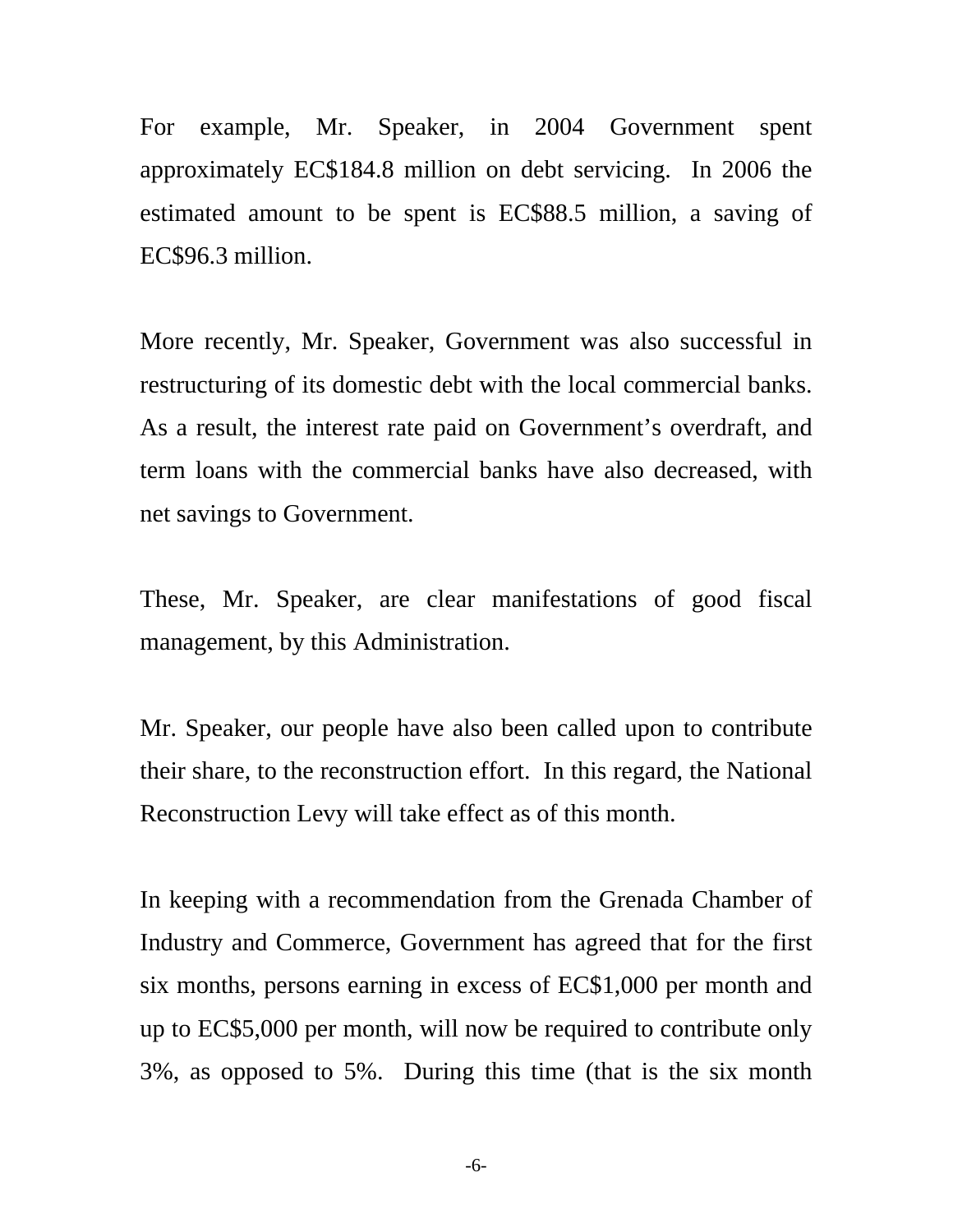For example, Mr. Speaker, in 2004 Government spent approximately EC$184.8 million on debt servicing. In 2006 the estimated amount to be spent is EC$88.5 million, a saving of EC$96.3 million.

More recently, Mr. Speaker, Government was also successful in restructuring of its domestic debt with the local commercial banks. As a result, the interest rate paid on Government's overdraft, and term loans with the commercial banks have also decreased, with net savings to Government.

These, Mr. Speaker, are clear manifestations of good fiscal management, by this Administration.

Mr. Speaker, our people have also been called upon to contribute their share, to the reconstruction effort. In this regard, the National Reconstruction Levy will take effect as of this month.

In keeping with a recommendation from the Grenada Chamber of Industry and Commerce, Government has agreed that for the first six months, persons earning in excess of EC$1,000 per month and up to EC$5,000 per month, will now be required to contribute only 3%, as opposed to 5%. During this time (that is the six month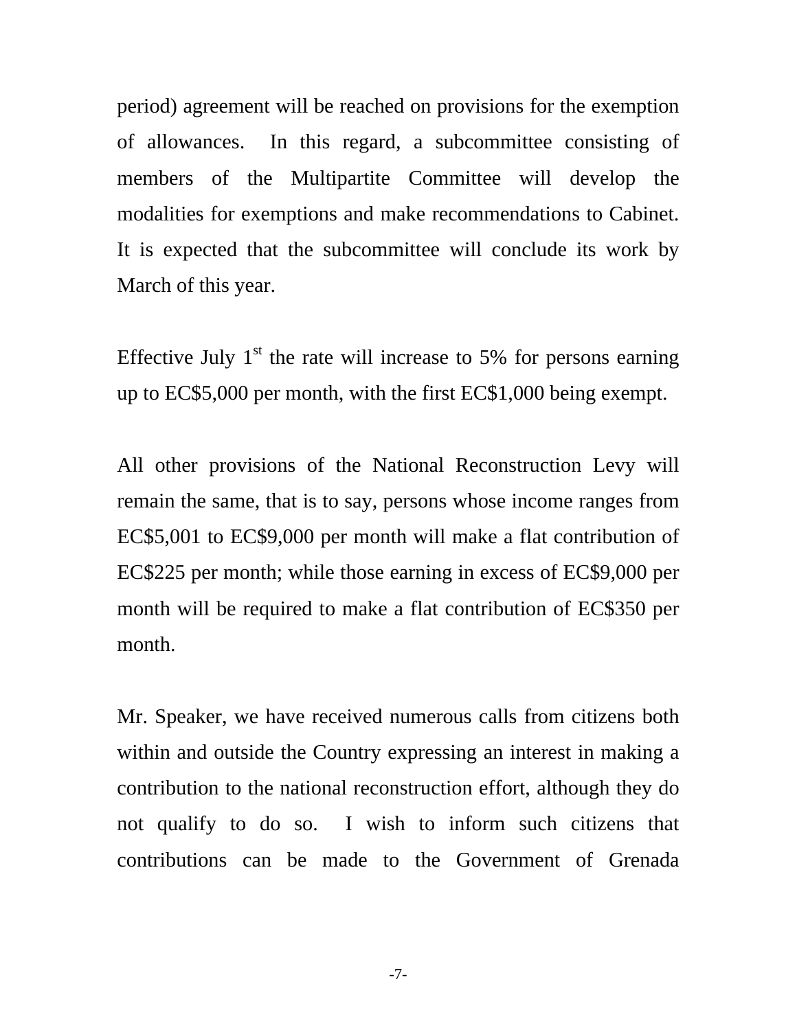period) agreement will be reached on provisions for the exemption of allowances. In this regard, a subcommittee consisting of members of the Multipartite Committee will develop the modalities for exemptions and make recommendations to Cabinet. It is expected that the subcommittee will conclude its work by March of this year.

Effective July 1st the rate will increase to 5% for persons earning up to EC$5,000 per month, with the first EC$1,000 being exempt.

All other provisions of the National Reconstruction Levy will remain the same, that is to say, persons whose income ranges from EC$5,001 to EC$9,000 per month will make a flat contribution of EC$225 per month; while those earning in excess of EC$9,000 per month will be required to make a flat contribution of EC$350 per month.

Mr. Speaker, we have received numerous calls from citizens both within and outside the Country expressing an interest in making a contribution to the national reconstruction effort, although they do not qualify to do so. I wish to inform such citizens that contributions can be made to the Government of Grenada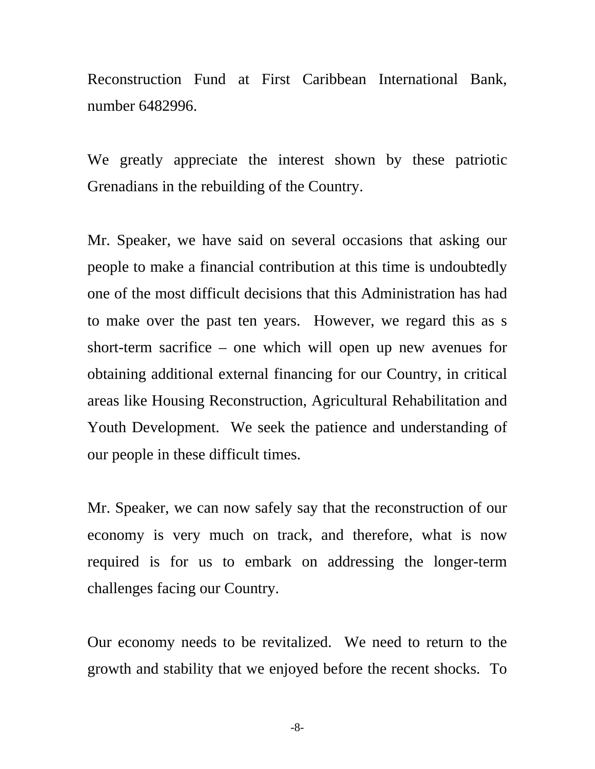Reconstruction Fund at First Caribbean International Bank, number 6482996.

We greatly appreciate the interest shown by these patriotic Grenadians in the rebuilding of the Country.

Mr. Speaker, we have said on several occasions that asking our people to make a financial contribution at this time is undoubtedly one of the most difficult decisions that this Administration has had to make over the past ten years. However, we regard this as s short-term sacrifice – one which will open up new avenues for obtaining additional external financing for our Country, in critical areas like Housing Reconstruction, Agricultural Rehabilitation and Youth Development. We seek the patience and understanding of our people in these difficult times.

Mr. Speaker, we can now safely say that the reconstruction of our economy is very much on track, and therefore, what is now required is for us to embark on addressing the longer-term challenges facing our Country.

Our economy needs to be revitalized. We need to return to the growth and stability that we enjoyed before the recent shocks. To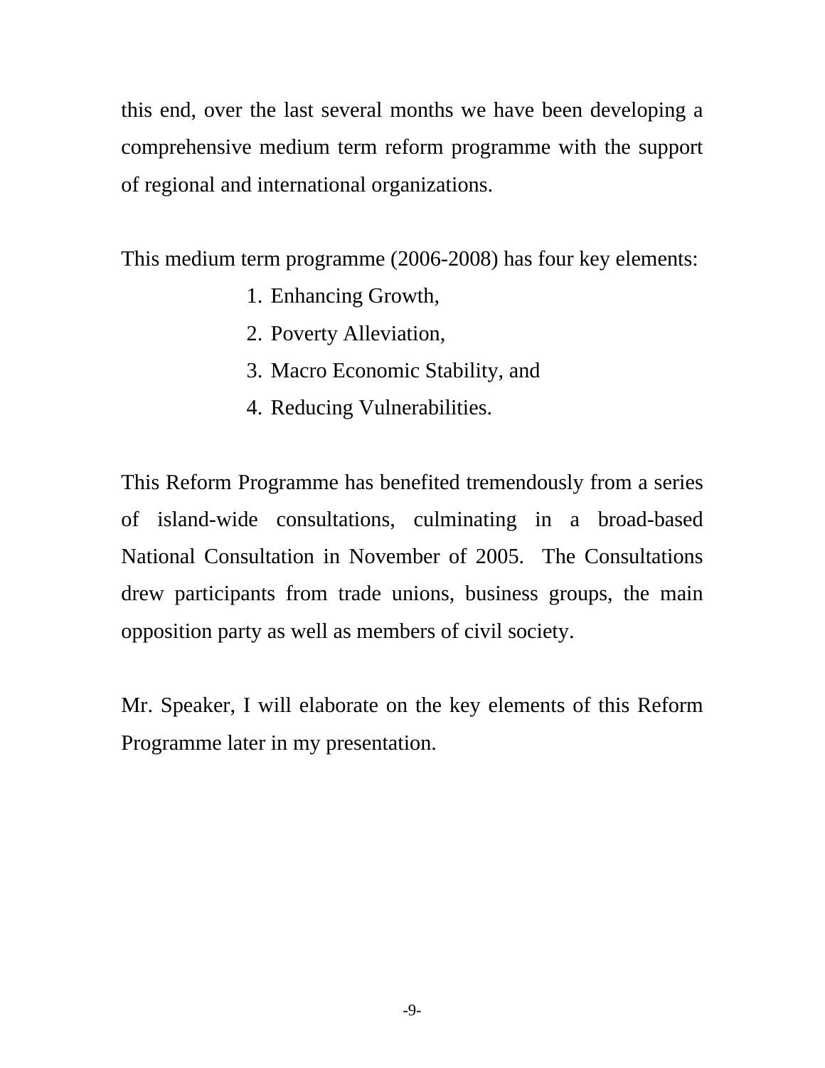this end, over the last several months we have been developing a comprehensive medium term reform programme with the support of regional and international organizations.

This medium term programme (2006-2008) has four key elements:

1. Enhancing Growth,
2. Poverty Alleviation,
3. Macro Economic Stability, and
4. Reducing Vulnerabilities.

This Reform Programme has benefited tremendously from a series of island-wide consultations, culminating in a broad-based National Consultation in November of 2005. The Consultations drew participants from trade unions, business groups, the main opposition party as well as members of civil society.

Mr. Speaker, I will elaborate on the key elements of this Reform Programme later in my presentation.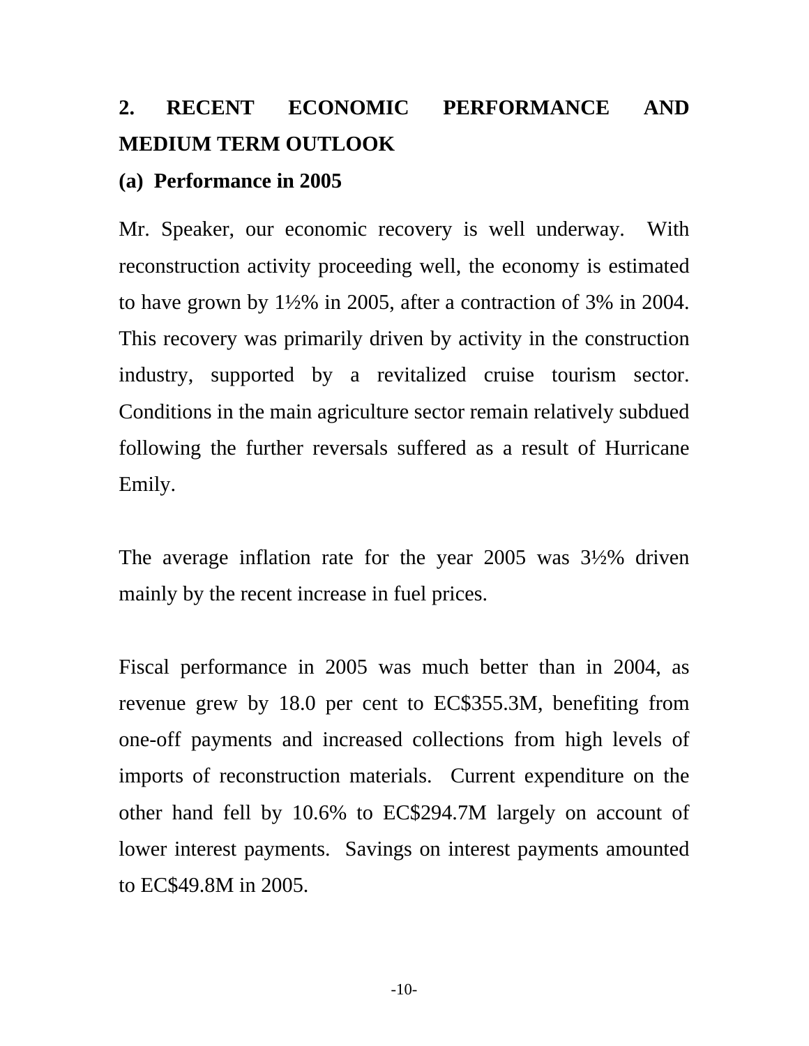## 2. RECENT ECONOMIC PERFORMANCE AND MEDIUM TERM OUTLOOK

### (a) Performance in 2005

Mr. Speaker, our economic recovery is well underway. With reconstruction activity proceeding well, the economy is estimated to have grown by 1½% in 2005, after a contraction of 3% in 2004. This recovery was primarily driven by activity in the construction industry, supported by a revitalized cruise tourism sector. Conditions in the main agriculture sector remain relatively subdued following the further reversals suffered as a result of Hurricane Emily.

The average inflation rate for the year 2005 was 3½% driven mainly by the recent increase in fuel prices.

Fiscal performance in 2005 was much better than in 2004, as revenue grew by 18.0 per cent to EC$355.3M, benefiting from one-off payments and increased collections from high levels of imports of reconstruction materials. Current expenditure on the other hand fell by 10.6% to EC$294.7M largely on account of lower interest payments. Savings on interest payments amounted to EC$49.8M in 2005.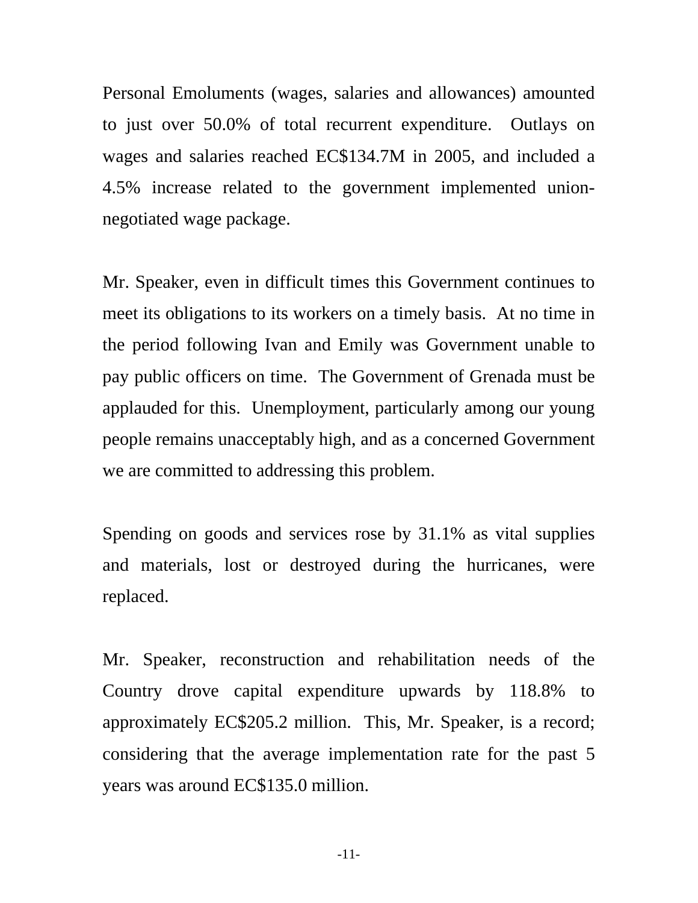Personal Emoluments (wages, salaries and allowances) amounted to just over 50.0% of total recurrent expenditure. Outlays on wages and salaries reached EC$134.7M in 2005, and included a 4.5% increase related to the government implemented union-negotiated wage package.

Mr. Speaker, even in difficult times this Government continues to meet its obligations to its workers on a timely basis. At no time in the period following Ivan and Emily was Government unable to pay public officers on time. The Government of Grenada must be applauded for this. Unemployment, particularly among our young people remains unacceptably high, and as a concerned Government we are committed to addressing this problem.

Spending on goods and services rose by 31.1% as vital supplies and materials, lost or destroyed during the hurricanes, were replaced.

Mr. Speaker, reconstruction and rehabilitation needs of the Country drove capital expenditure upwards by 118.8% to approximately EC$205.2 million. This, Mr. Speaker, is a record; considering that the average implementation rate for the past 5 years was around EC$135.0 million.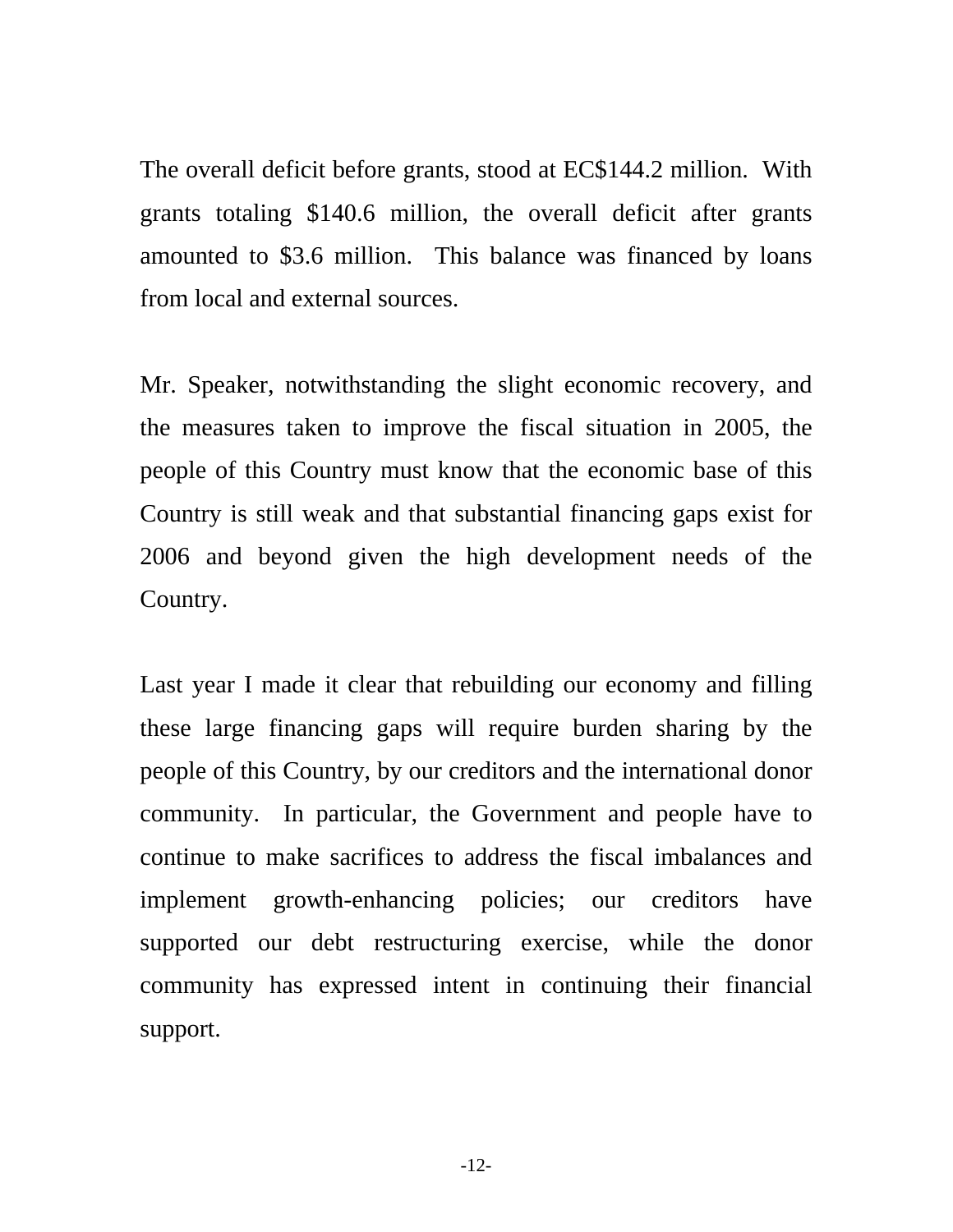The overall deficit before grants, stood at EC$144.2 million. With grants totaling $140.6 million, the overall deficit after grants amounted to $3.6 million. This balance was financed by loans from local and external sources.

Mr. Speaker, notwithstanding the slight economic recovery, and the measures taken to improve the fiscal situation in 2005, the people of this Country must know that the economic base of this Country is still weak and that substantial financing gaps exist for 2006 and beyond given the high development needs of the Country.

Last year I made it clear that rebuilding our economy and filling these large financing gaps will require burden sharing by the people of this Country, by our creditors and the international donor community. In particular, the Government and people have to continue to make sacrifices to address the fiscal imbalances and implement growth-enhancing policies; our creditors have supported our debt restructuring exercise, while the donor community has expressed intent in continuing their financial support.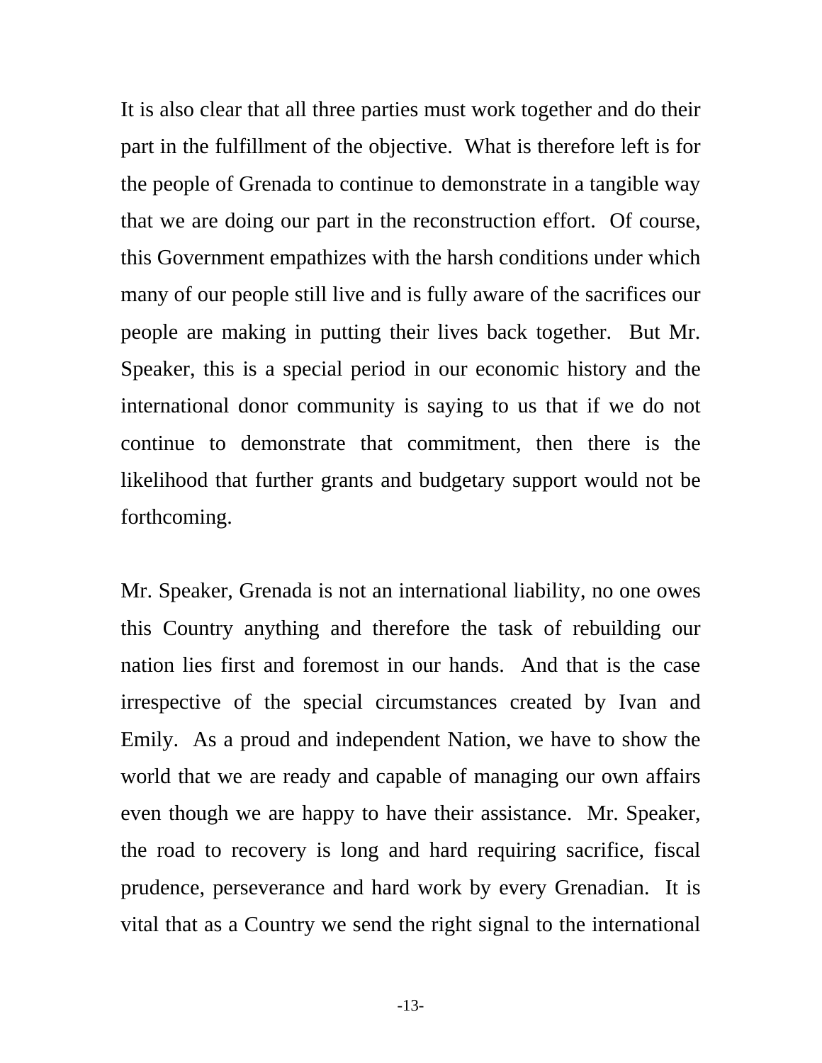It is also clear that all three parties must work together and do their part in the fulfillment of the objective. What is therefore left is for the people of Grenada to continue to demonstrate in a tangible way that we are doing our part in the reconstruction effort. Of course, this Government empathizes with the harsh conditions under which many of our people still live and is fully aware of the sacrifices our people are making in putting their lives back together. But Mr. Speaker, this is a special period in our economic history and the international donor community is saying to us that if we do not continue to demonstrate that commitment, then there is the likelihood that further grants and budgetary support would not be forthcoming.

Mr. Speaker, Grenada is not an international liability, no one owes this Country anything and therefore the task of rebuilding our nation lies first and foremost in our hands. And that is the case irrespective of the special circumstances created by Ivan and Emily. As a proud and independent Nation, we have to show the world that we are ready and capable of managing our own affairs even though we are happy to have their assistance. Mr. Speaker, the road to recovery is long and hard requiring sacrifice, fiscal prudence, perseverance and hard work by every Grenadian. It is vital that as a Country we send the right signal to the international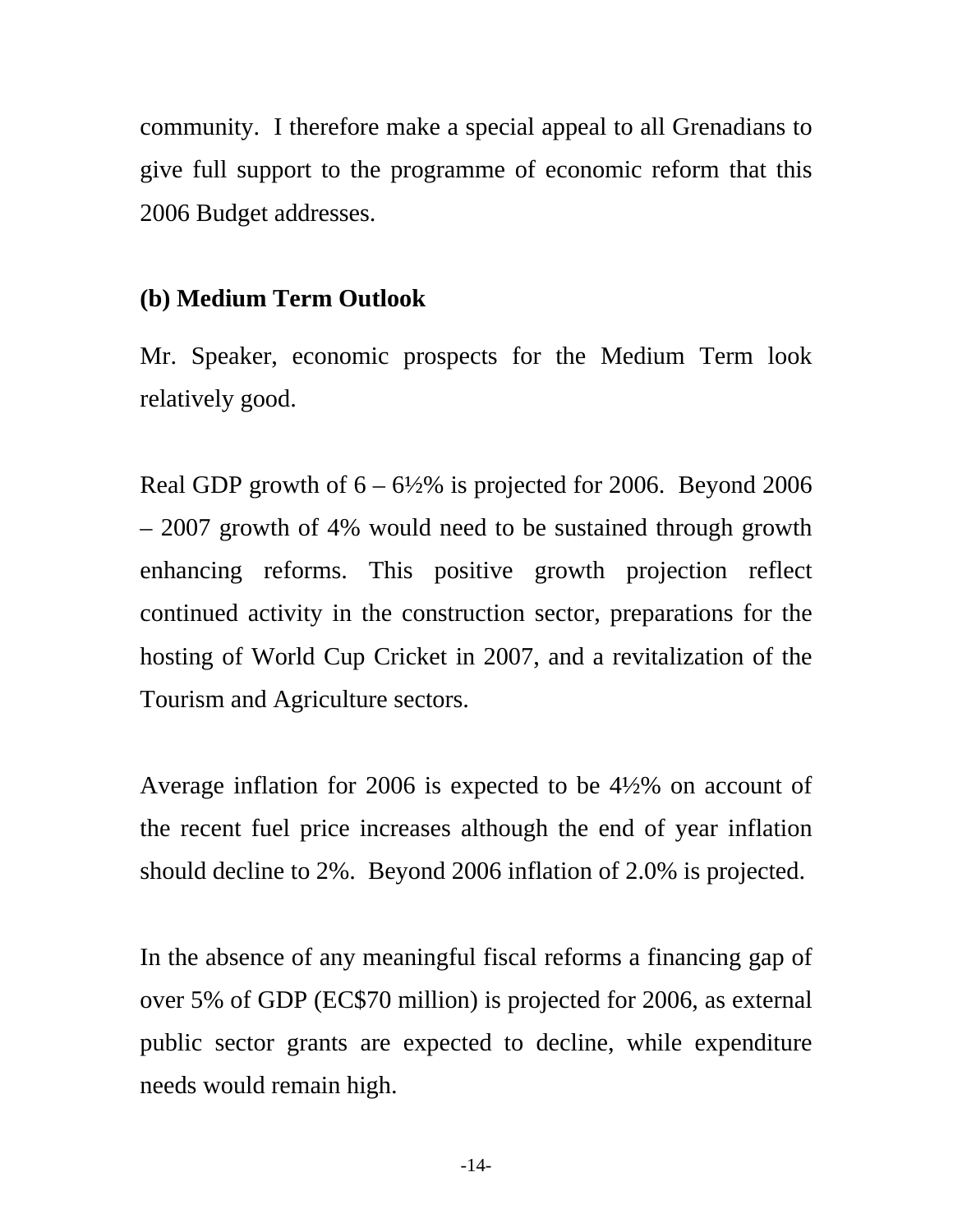community. I therefore make a special appeal to all Grenadians to give full support to the programme of economic reform that this 2006 Budget addresses.

### (b) Medium Term Outlook

Mr. Speaker, economic prospects for the Medium Term look relatively good.

Real GDP growth of 6 – 6½% is projected for 2006. Beyond 2006 – 2007 growth of 4% would need to be sustained through growth enhancing reforms. This positive growth projection reflect continued activity in the construction sector, preparations for the hosting of World Cup Cricket in 2007, and a revitalization of the Tourism and Agriculture sectors.

Average inflation for 2006 is expected to be 4½% on account of the recent fuel price increases although the end of year inflation should decline to 2%. Beyond 2006 inflation of 2.0% is projected.

In the absence of any meaningful fiscal reforms a financing gap of over 5% of GDP (EC$70 million) is projected for 2006, as external public sector grants are expected to decline, while expenditure needs would remain high.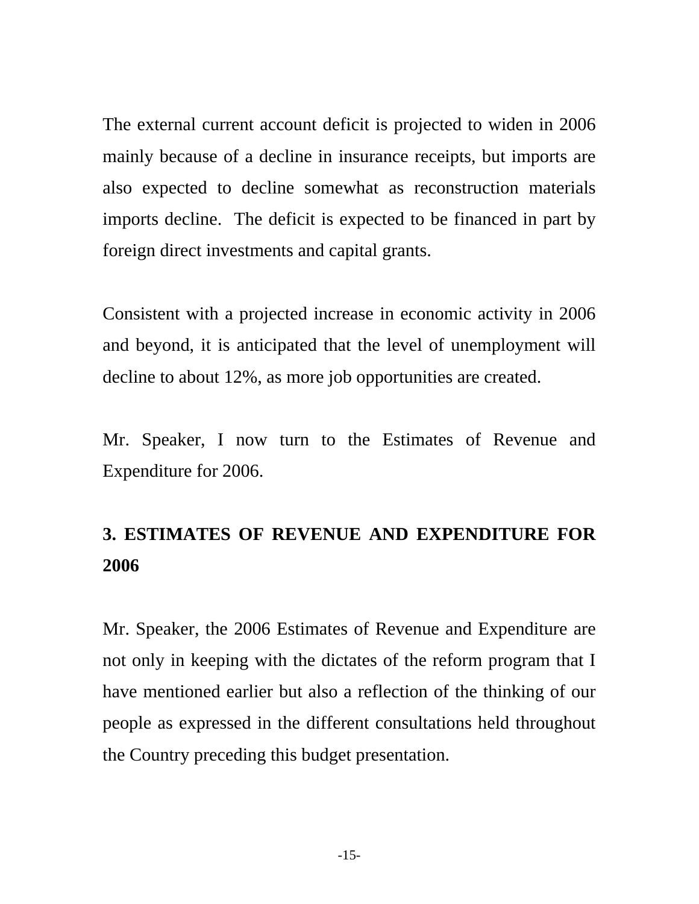The external current account deficit is projected to widen in 2006 mainly because of a decline in insurance receipts, but imports are also expected to decline somewhat as reconstruction materials imports decline. The deficit is expected to be financed in part by foreign direct investments and capital grants.

Consistent with a projected increase in economic activity in 2006 and beyond, it is anticipated that the level of unemployment will decline to about 12%, as more job opportunities are created.

Mr. Speaker, I now turn to the Estimates of Revenue and Expenditure for 2006.

## 3. ESTIMATES OF REVENUE AND EXPENDITURE FOR 2006

Mr. Speaker, the 2006 Estimates of Revenue and Expenditure are not only in keeping with the dictates of the reform program that I have mentioned earlier but also a reflection of the thinking of our people as expressed in the different consultations held throughout the Country preceding this budget presentation.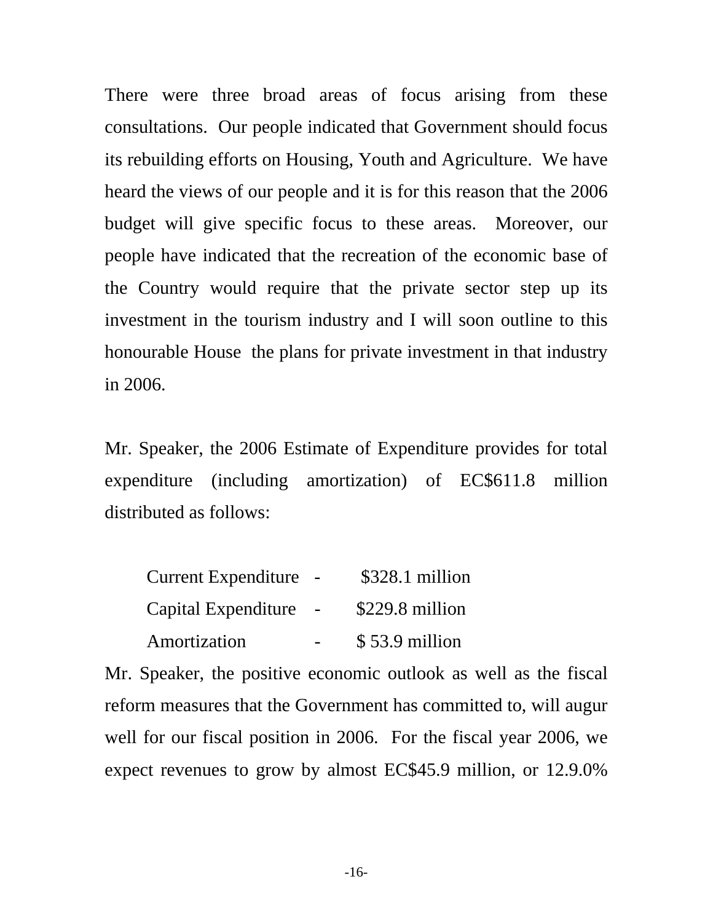There were three broad areas of focus arising from these consultations. Our people indicated that Government should focus its rebuilding efforts on Housing, Youth and Agriculture. We have heard the views of our people and it is for this reason that the 2006 budget will give specific focus to these areas. Moreover, our people have indicated that the recreation of the economic base of the Country would require that the private sector step up its investment in the tourism industry and I will soon outline to this honourable House the plans for private investment in that industry in 2006.

Mr. Speaker, the 2006 Estimate of Expenditure provides for total expenditure (including amortization) of EC$611.8 million distributed as follows:

| | | |
|---|---|---|
| Current Expenditure | - | $328.1 million |
| Capital Expenditure | - | $229.8 million |
| Amortization | - | $ 53.9 million |

Mr. Speaker, the positive economic outlook as well as the fiscal reform measures that the Government has committed to, will augur well for our fiscal position in 2006. For the fiscal year 2006, we expect revenues to grow by almost EC$45.9 million, or 12.9.0%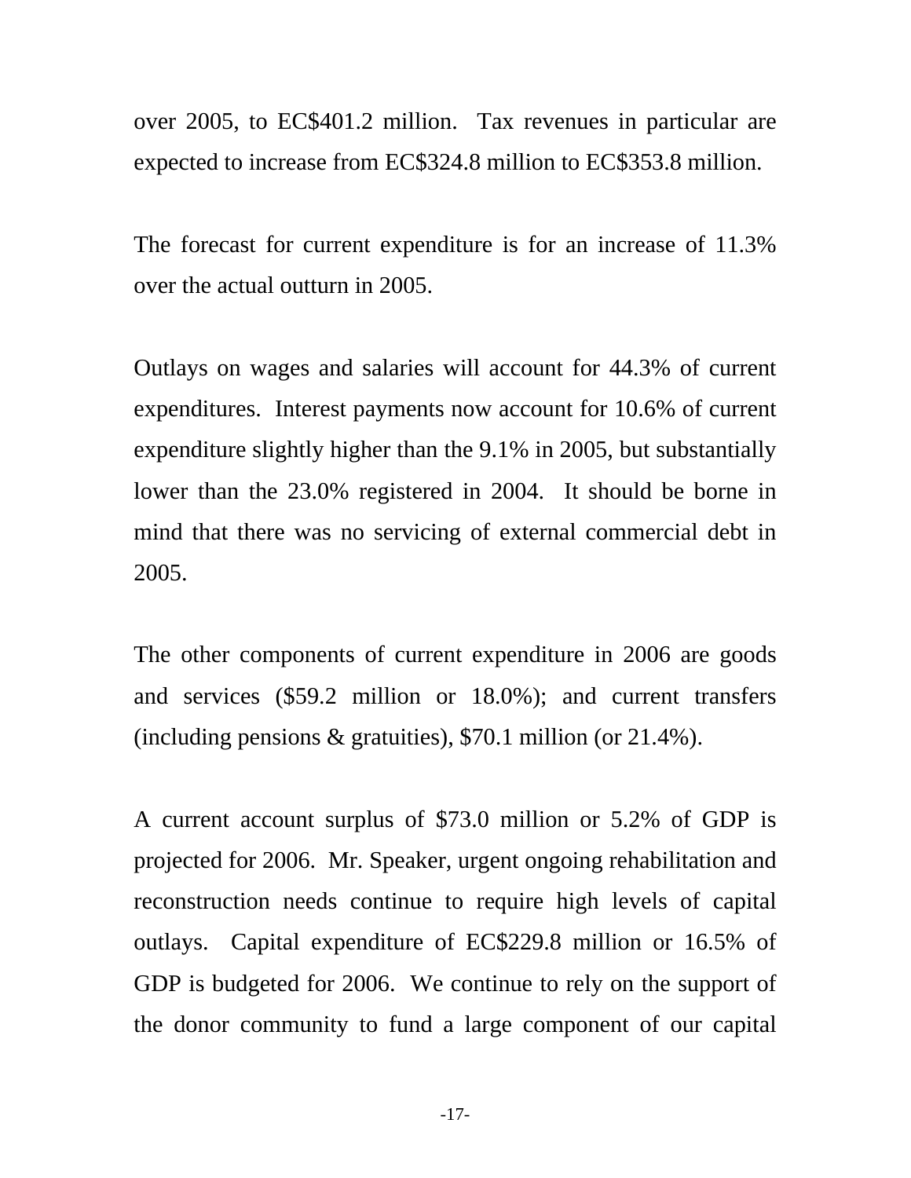over 2005, to EC$401.2 million. Tax revenues in particular are expected to increase from EC$324.8 million to EC$353.8 million.

The forecast for current expenditure is for an increase of 11.3% over the actual outturn in 2005.

Outlays on wages and salaries will account for 44.3% of current expenditures. Interest payments now account for 10.6% of current expenditure slightly higher than the 9.1% in 2005, but substantially lower than the 23.0% registered in 2004. It should be borne in mind that there was no servicing of external commercial debt in 2005.

The other components of current expenditure in 2006 are goods and services ($59.2 million or 18.0%); and current transfers (including pensions & gratuities), $70.1 million (or 21.4%).

A current account surplus of $73.0 million or 5.2% of GDP is projected for 2006. Mr. Speaker, urgent ongoing rehabilitation and reconstruction needs continue to require high levels of capital outlays. Capital expenditure of EC$229.8 million or 16.5% of GDP is budgeted for 2006. We continue to rely on the support of the donor community to fund a large component of our capital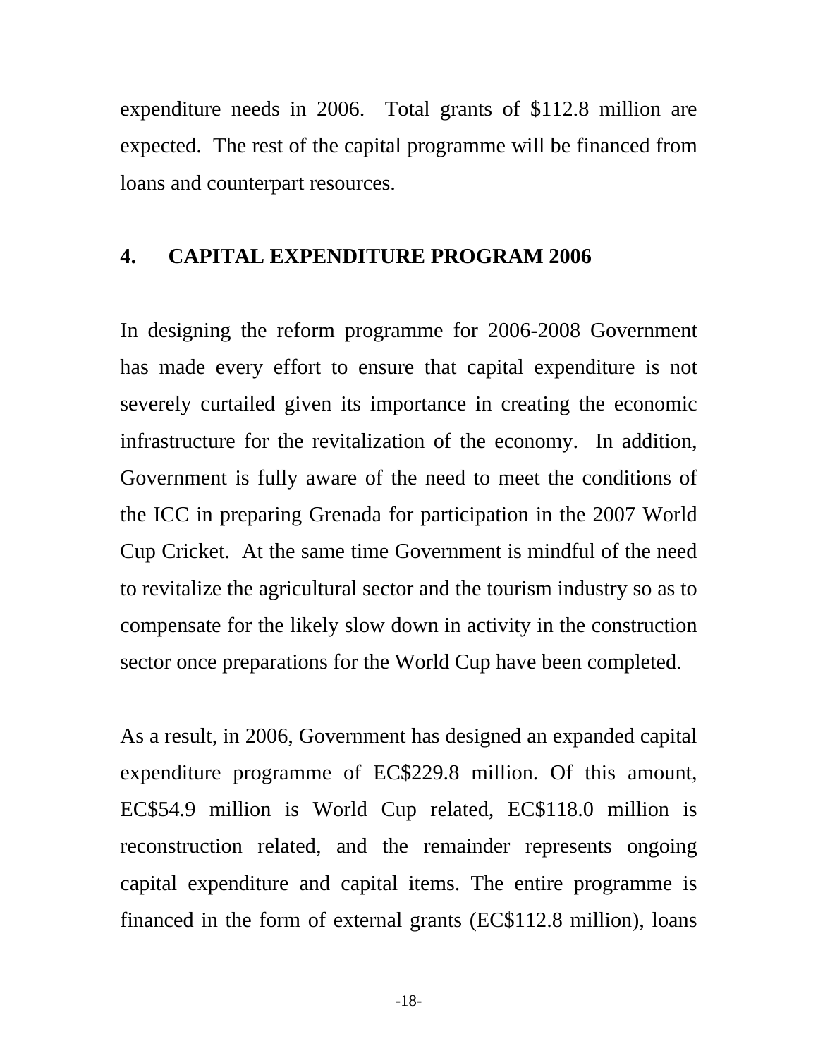expenditure needs in 2006. Total grants of $112.8 million are expected. The rest of the capital programme will be financed from loans and counterpart resources.

## 4. CAPITAL EXPENDITURE PROGRAM 2006

In designing the reform programme for 2006-2008 Government has made every effort to ensure that capital expenditure is not severely curtailed given its importance in creating the economic infrastructure for the revitalization of the economy. In addition, Government is fully aware of the need to meet the conditions of the ICC in preparing Grenada for participation in the 2007 World Cup Cricket. At the same time Government is mindful of the need to revitalize the agricultural sector and the tourism industry so as to compensate for the likely slow down in activity in the construction sector once preparations for the World Cup have been completed.

As a result, in 2006, Government has designed an expanded capital expenditure programme of EC$229.8 million. Of this amount, EC$54.9 million is World Cup related, EC$118.0 million is reconstruction related, and the remainder represents ongoing capital expenditure and capital items. The entire programme is financed in the form of external grants (EC$112.8 million), loans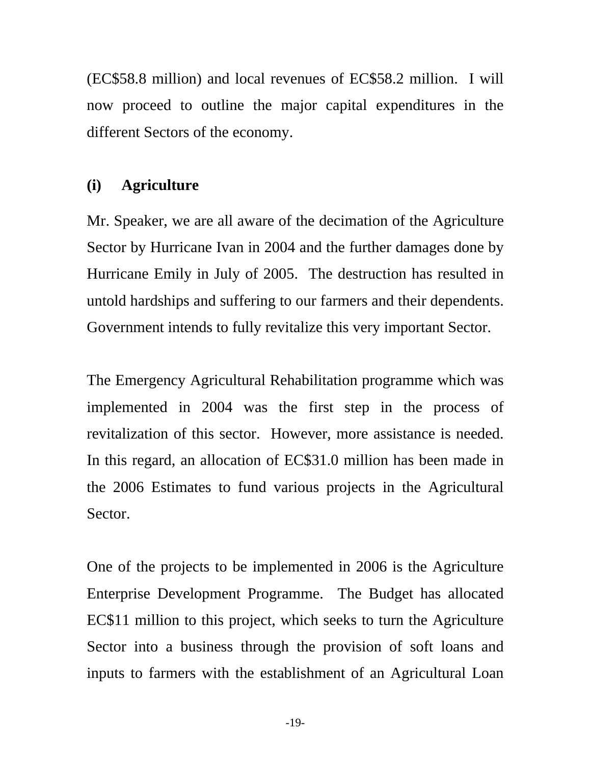(EC$58.8 million) and local revenues of EC$58.2 million. I will now proceed to outline the major capital expenditures in the different Sectors of the economy.

### (i) Agriculture

Mr. Speaker, we are all aware of the decimation of the Agriculture Sector by Hurricane Ivan in 2004 and the further damages done by Hurricane Emily in July of 2005. The destruction has resulted in untold hardships and suffering to our farmers and their dependents. Government intends to fully revitalize this very important Sector.

The Emergency Agricultural Rehabilitation programme which was implemented in 2004 was the first step in the process of revitalization of this sector. However, more assistance is needed. In this regard, an allocation of EC$31.0 million has been made in the 2006 Estimates to fund various projects in the Agricultural Sector.

One of the projects to be implemented in 2006 is the Agriculture Enterprise Development Programme. The Budget has allocated EC$11 million to this project, which seeks to turn the Agriculture Sector into a business through the provision of soft loans and inputs to farmers with the establishment of an Agricultural Loan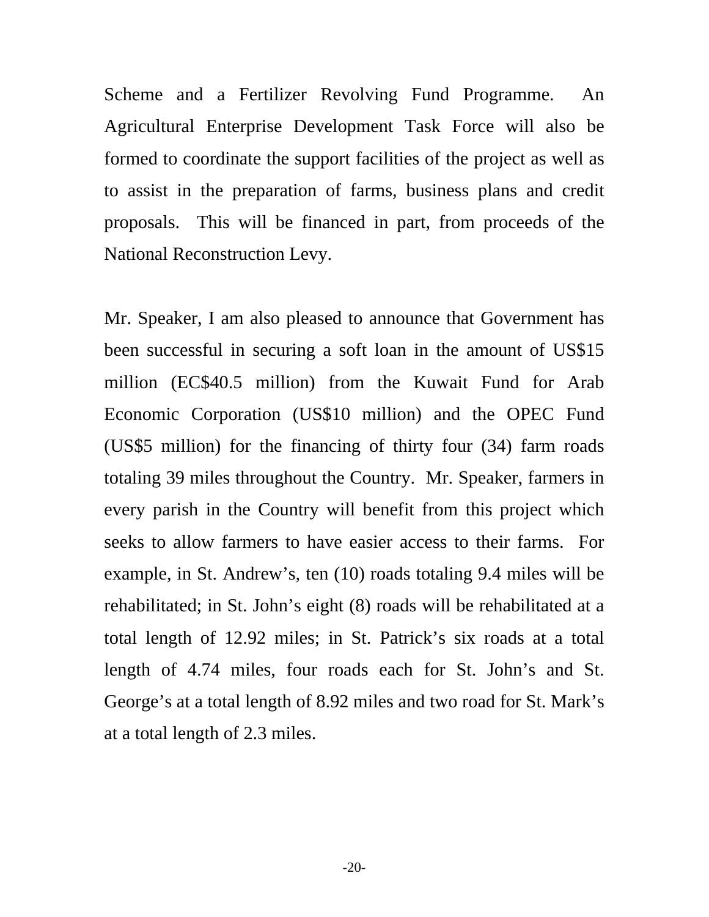Scheme and a Fertilizer Revolving Fund Programme. An Agricultural Enterprise Development Task Force will also be formed to coordinate the support facilities of the project as well as to assist in the preparation of farms, business plans and credit proposals. This will be financed in part, from proceeds of the National Reconstruction Levy.

Mr. Speaker, I am also pleased to announce that Government has been successful in securing a soft loan in the amount of US$15 million (EC$40.5 million) from the Kuwait Fund for Arab Economic Corporation (US$10 million) and the OPEC Fund (US$5 million) for the financing of thirty four (34) farm roads totaling 39 miles throughout the Country. Mr. Speaker, farmers in every parish in the Country will benefit from this project which seeks to allow farmers to have easier access to their farms. For example, in St. Andrew's, ten (10) roads totaling 9.4 miles will be rehabilitated; in St. John's eight (8) roads will be rehabilitated at a total length of 12.92 miles; in St. Patrick's six roads at a total length of 4.74 miles, four roads each for St. John's and St. George's at a total length of 8.92 miles and two road for St. Mark's at a total length of 2.3 miles.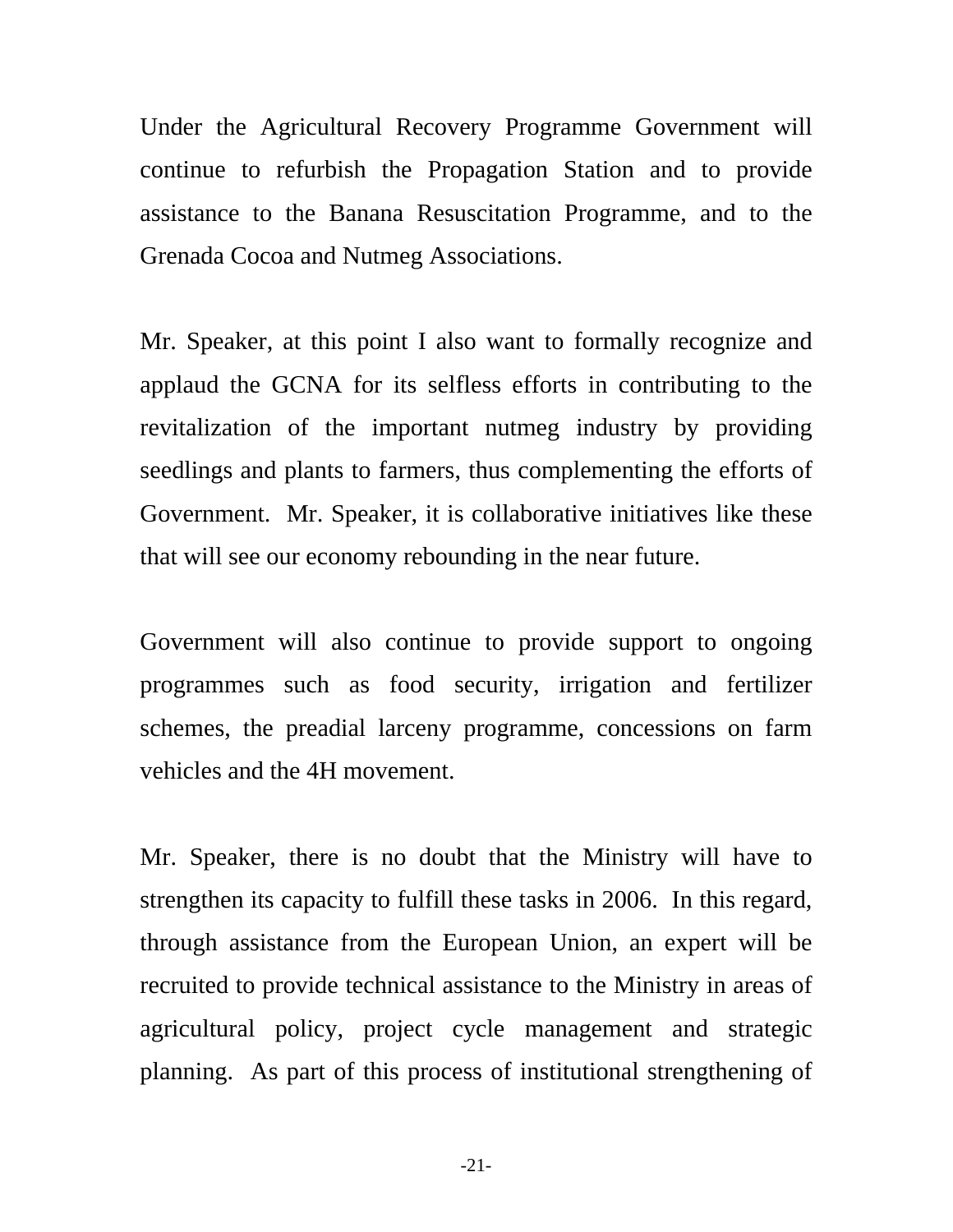Under the Agricultural Recovery Programme Government will continue to refurbish the Propagation Station and to provide assistance to the Banana Resuscitation Programme, and to the Grenada Cocoa and Nutmeg Associations.

Mr. Speaker, at this point I also want to formally recognize and applaud the GCNA for its selfless efforts in contributing to the revitalization of the important nutmeg industry by providing seedlings and plants to farmers, thus complementing the efforts of Government. Mr. Speaker, it is collaborative initiatives like these that will see our economy rebounding in the near future.

Government will also continue to provide support to ongoing programmes such as food security, irrigation and fertilizer schemes, the preadial larceny programme, concessions on farm vehicles and the 4H movement.

Mr. Speaker, there is no doubt that the Ministry will have to strengthen its capacity to fulfill these tasks in 2006. In this regard, through assistance from the European Union, an expert will be recruited to provide technical assistance to the Ministry in areas of agricultural policy, project cycle management and strategic planning. As part of this process of institutional strengthening of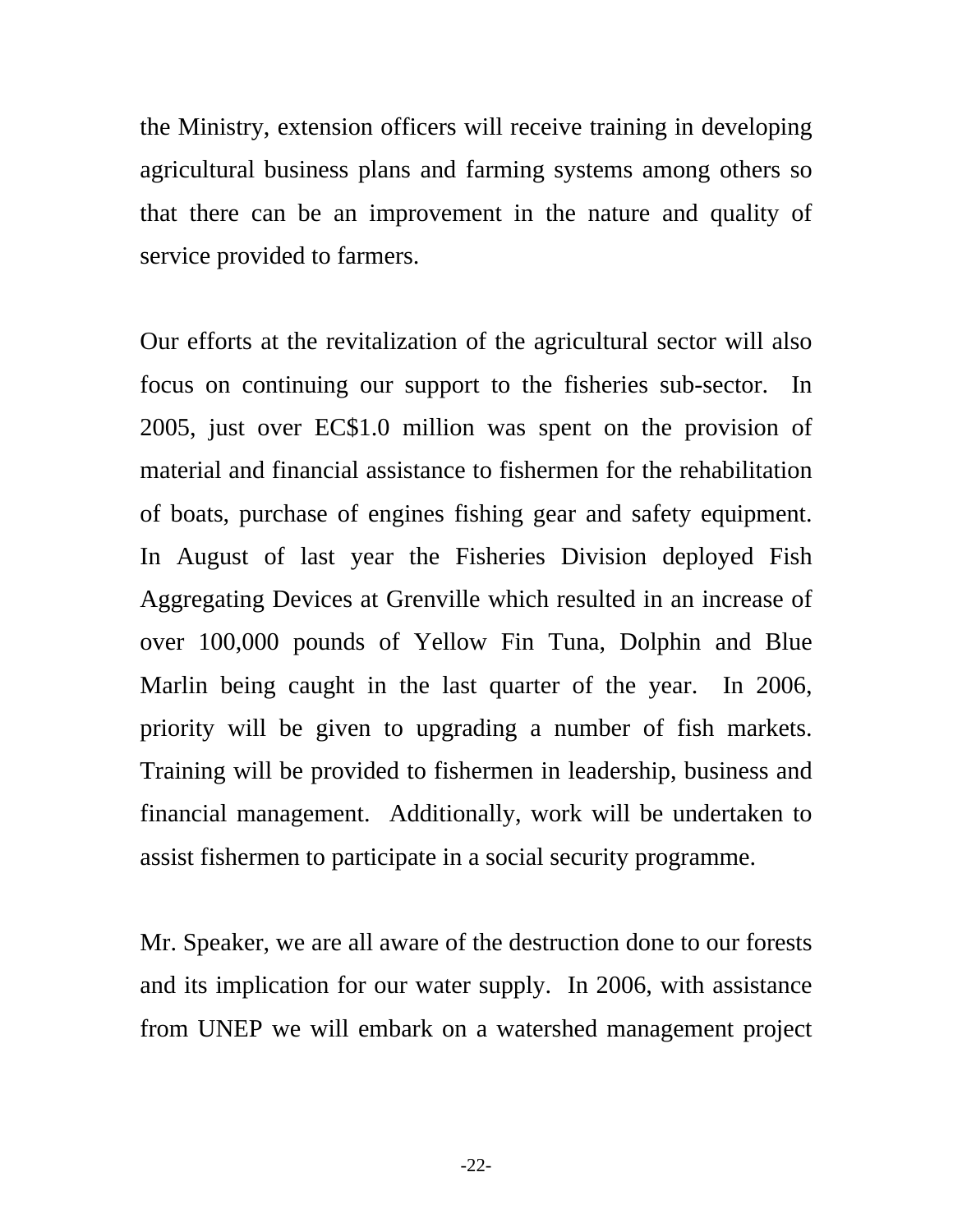the Ministry, extension officers will receive training in developing agricultural business plans and farming systems among others so that there can be an improvement in the nature and quality of service provided to farmers.

Our efforts at the revitalization of the agricultural sector will also focus on continuing our support to the fisheries sub-sector. In 2005, just over EC$1.0 million was spent on the provision of material and financial assistance to fishermen for the rehabilitation of boats, purchase of engines fishing gear and safety equipment. In August of last year the Fisheries Division deployed Fish Aggregating Devices at Grenville which resulted in an increase of over 100,000 pounds of Yellow Fin Tuna, Dolphin and Blue Marlin being caught in the last quarter of the year. In 2006, priority will be given to upgrading a number of fish markets. Training will be provided to fishermen in leadership, business and financial management. Additionally, work will be undertaken to assist fishermen to participate in a social security programme.

Mr. Speaker, we are all aware of the destruction done to our forests and its implication for our water supply. In 2006, with assistance from UNEP we will embark on a watershed management project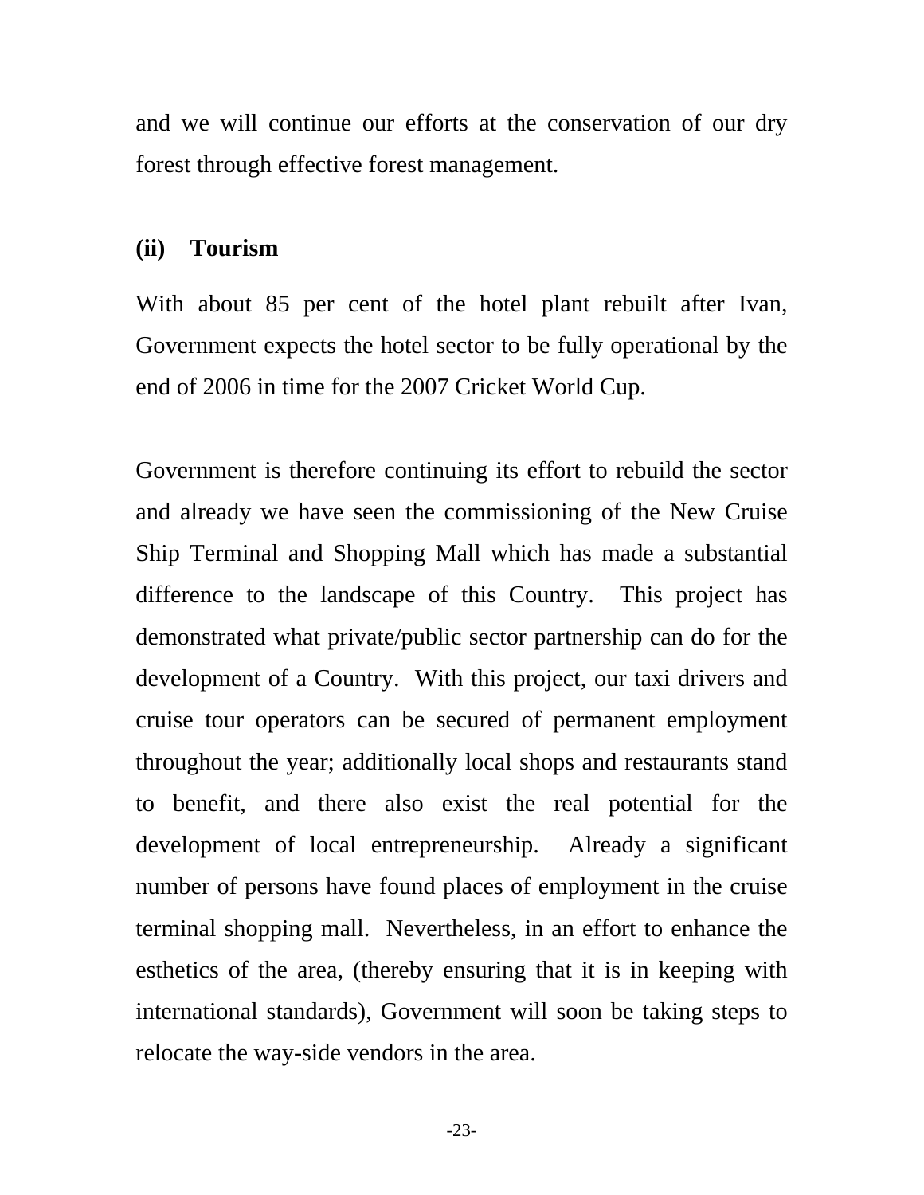and we will continue our efforts at the conservation of our dry forest through effective forest management.

### (ii) Tourism

With about 85 per cent of the hotel plant rebuilt after Ivan, Government expects the hotel sector to be fully operational by the end of 2006 in time for the 2007 Cricket World Cup.

Government is therefore continuing its effort to rebuild the sector and already we have seen the commissioning of the New Cruise Ship Terminal and Shopping Mall which has made a substantial difference to the landscape of this Country.  This project has demonstrated what private/public sector partnership can do for the development of a Country.  With this project, our taxi drivers and cruise tour operators can be secured of permanent employment throughout the year; additionally local shops and restaurants stand to benefit, and there also exist the real potential for the development of local entrepreneurship.  Already a significant number of persons have found places of employment in the cruise terminal shopping mall.  Nevertheless, in an effort to enhance the esthetics of the area, (thereby ensuring that it is in keeping with international standards), Government will soon be taking steps to relocate the way-side vendors in the area.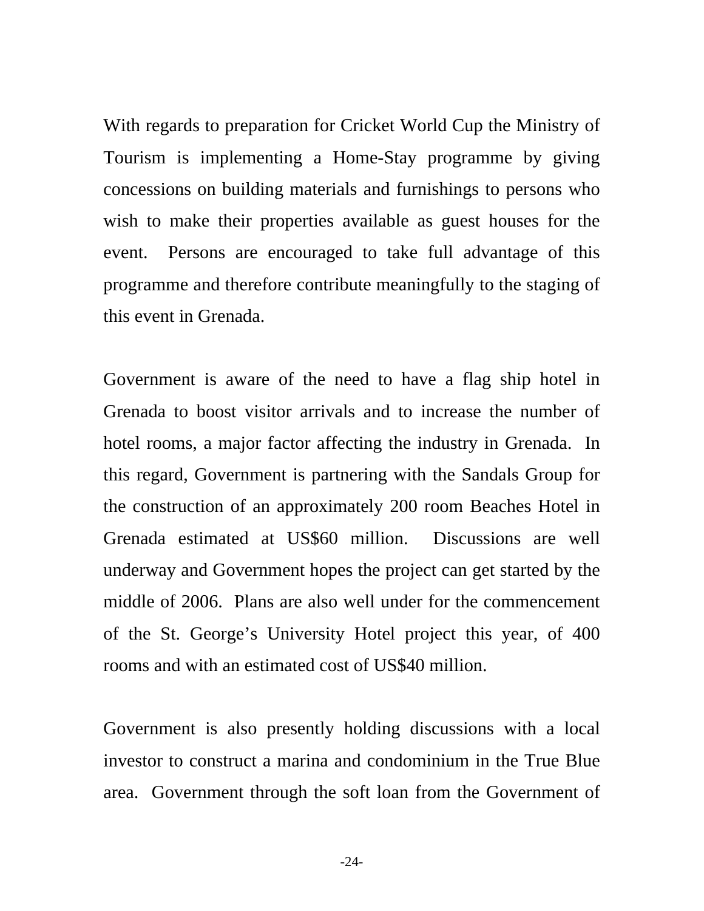With regards to preparation for Cricket World Cup the Ministry of Tourism is implementing a Home-Stay programme by giving concessions on building materials and furnishings to persons who wish to make their properties available as guest houses for the event. Persons are encouraged to take full advantage of this programme and therefore contribute meaningfully to the staging of this event in Grenada.

Government is aware of the need to have a flag ship hotel in Grenada to boost visitor arrivals and to increase the number of hotel rooms, a major factor affecting the industry in Grenada. In this regard, Government is partnering with the Sandals Group for the construction of an approximately 200 room Beaches Hotel in Grenada estimated at US$60 million. Discussions are well underway and Government hopes the project can get started by the middle of 2006. Plans are also well under for the commencement of the St. George's University Hotel project this year, of 400 rooms and with an estimated cost of US$40 million.

Government is also presently holding discussions with a local investor to construct a marina and condominium in the True Blue area. Government through the soft loan from the Government of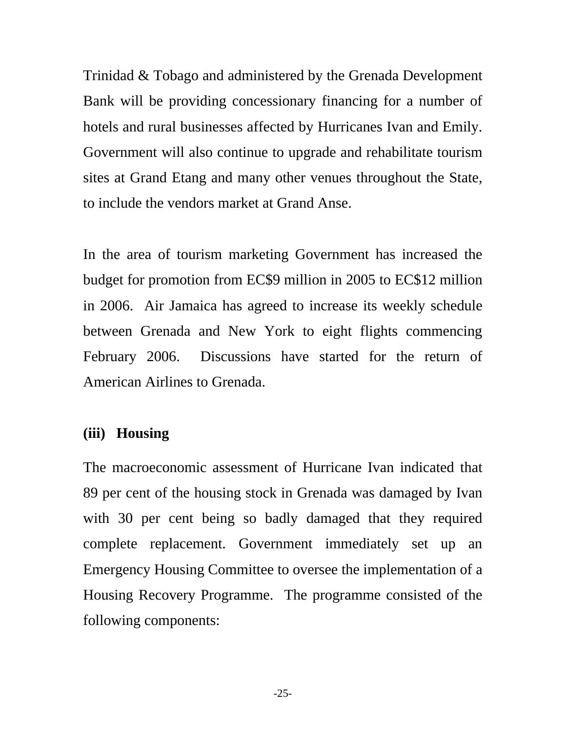Trinidad & Tobago and administered by the Grenada Development Bank will be providing concessionary financing for a number of hotels and rural businesses affected by Hurricanes Ivan and Emily. Government will also continue to upgrade and rehabilitate tourism sites at Grand Etang and many other venues throughout the State, to include the vendors market at Grand Anse.

In the area of tourism marketing Government has increased the budget for promotion from EC$9 million in 2005 to EC$12 million in 2006. Air Jamaica has agreed to increase its weekly schedule between Grenada and New York to eight flights commencing February 2006. Discussions have started for the return of American Airlines to Grenada.

### (iii) Housing

The macroeconomic assessment of Hurricane Ivan indicated that 89 per cent of the housing stock in Grenada was damaged by Ivan with 30 per cent being so badly damaged that they required complete replacement. Government immediately set up an Emergency Housing Committee to oversee the implementation of a Housing Recovery Programme. The programme consisted of the following components: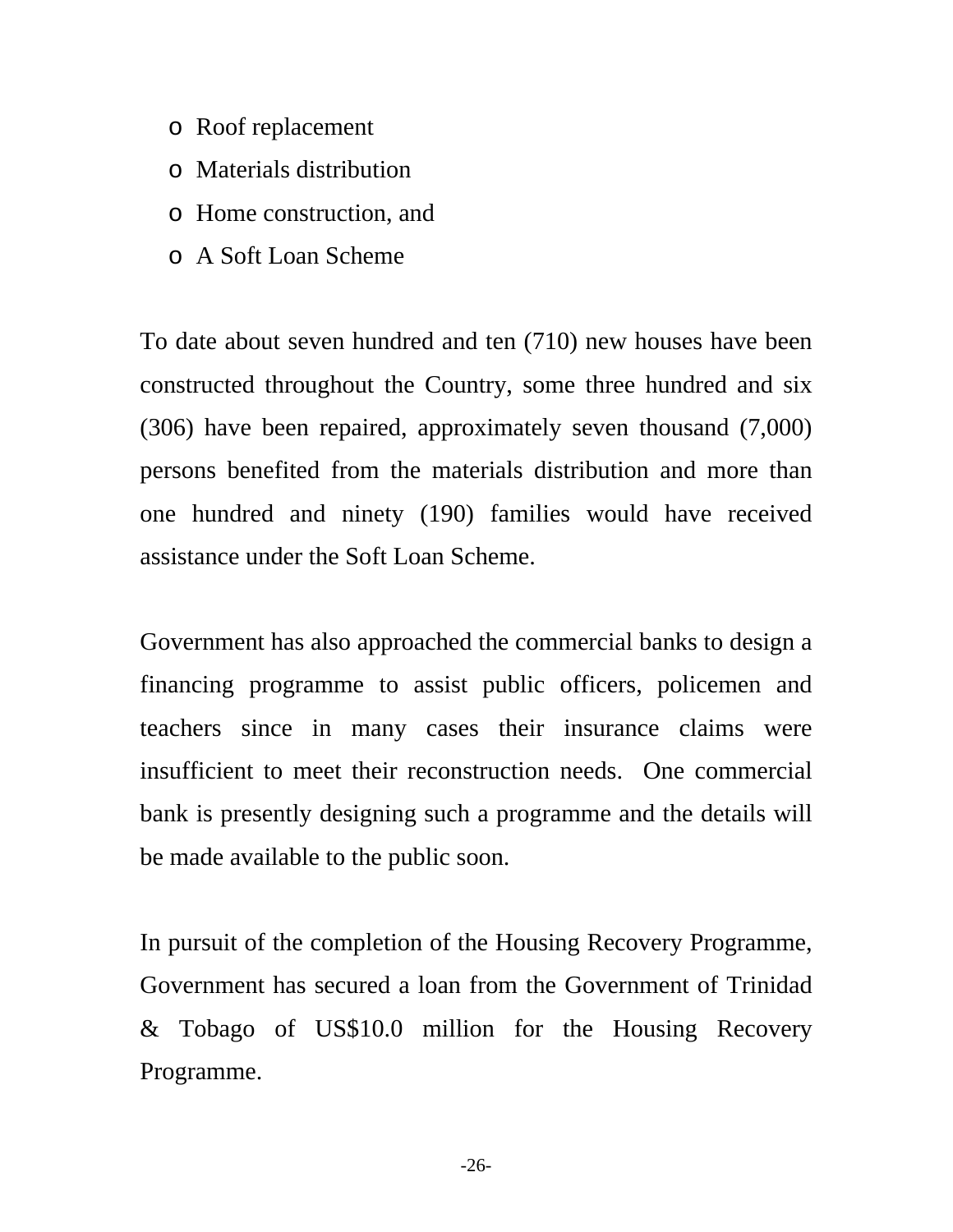- Roof replacement
- Materials distribution
- Home construction, and
- A Soft Loan Scheme

To date about seven hundred and ten (710) new houses have been constructed throughout the Country, some three hundred and six (306) have been repaired, approximately seven thousand (7,000) persons benefited from the materials distribution and more than one hundred and ninety (190) families would have received assistance under the Soft Loan Scheme.

Government has also approached the commercial banks to design a financing programme to assist public officers, policemen and teachers since in many cases their insurance claims were insufficient to meet their reconstruction needs. One commercial bank is presently designing such a programme and the details will be made available to the public soon.

In pursuit of the completion of the Housing Recovery Programme, Government has secured a loan from the Government of Trinidad & Tobago of US$10.0 million for the Housing Recovery Programme.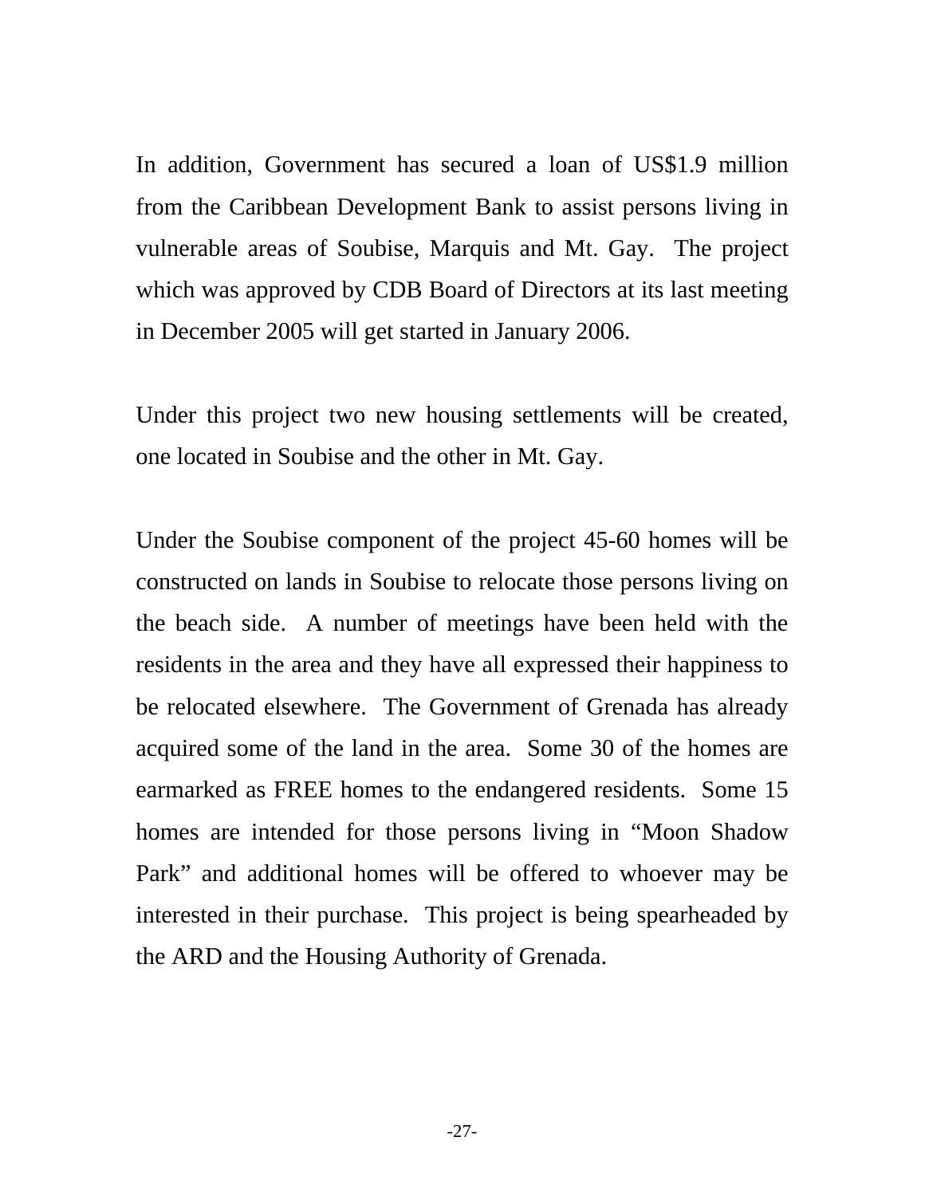In addition, Government has secured a loan of US$1.9 million from the Caribbean Development Bank to assist persons living in vulnerable areas of Soubise, Marquis and Mt. Gay. The project which was approved by CDB Board of Directors at its last meeting in December 2005 will get started in January 2006.

Under this project two new housing settlements will be created, one located in Soubise and the other in Mt. Gay.

Under the Soubise component of the project 45-60 homes will be constructed on lands in Soubise to relocate those persons living on the beach side. A number of meetings have been held with the residents in the area and they have all expressed their happiness to be relocated elsewhere. The Government of Grenada has already acquired some of the land in the area. Some 30 of the homes are earmarked as FREE homes to the endangered residents. Some 15 homes are intended for those persons living in "Moon Shadow Park" and additional homes will be offered to whoever may be interested in their purchase. This project is being spearheaded by the ARD and the Housing Authority of Grenada.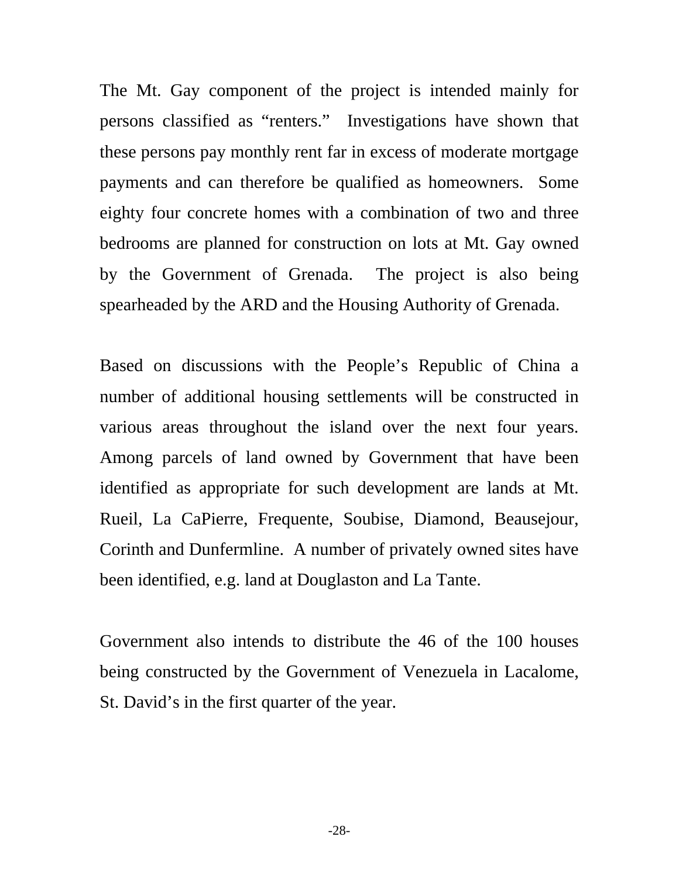The Mt. Gay component of the project is intended mainly for persons classified as "renters." Investigations have shown that these persons pay monthly rent far in excess of moderate mortgage payments and can therefore be qualified as homeowners. Some eighty four concrete homes with a combination of two and three bedrooms are planned for construction on lots at Mt. Gay owned by the Government of Grenada. The project is also being spearheaded by the ARD and the Housing Authority of Grenada.

Based on discussions with the People's Republic of China a number of additional housing settlements will be constructed in various areas throughout the island over the next four years. Among parcels of land owned by Government that have been identified as appropriate for such development are lands at Mt. Rueil, La CaPierre, Frequente, Soubise, Diamond, Beausejour, Corinth and Dunfermline. A number of privately owned sites have been identified, e.g. land at Douglaston and La Tante.

Government also intends to distribute the 46 of the 100 houses being constructed by the Government of Venezuela in Lacalome, St. David's in the first quarter of the year.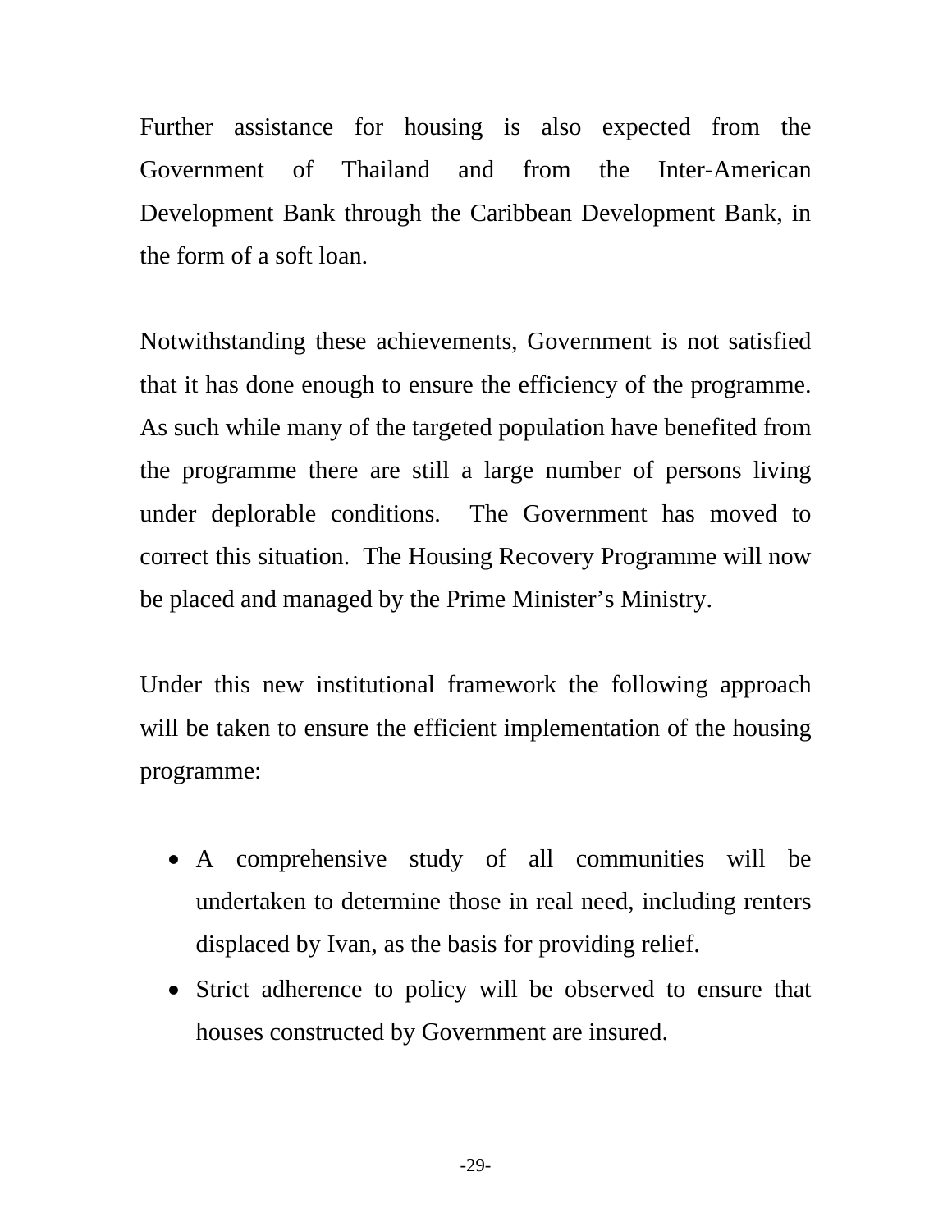Further assistance for housing is also expected from the Government of Thailand and from the Inter-American Development Bank through the Caribbean Development Bank, in the form of a soft loan.

Notwithstanding these achievements, Government is not satisfied that it has done enough to ensure the efficiency of the programme. As such while many of the targeted population have benefited from the programme there are still a large number of persons living under deplorable conditions. The Government has moved to correct this situation. The Housing Recovery Programme will now be placed and managed by the Prime Minister's Ministry.

Under this new institutional framework the following approach will be taken to ensure the efficient implementation of the housing programme:

- A comprehensive study of all communities will be undertaken to determine those in real need, including renters displaced by Ivan, as the basis for providing relief.
- Strict adherence to policy will be observed to ensure that houses constructed by Government are insured.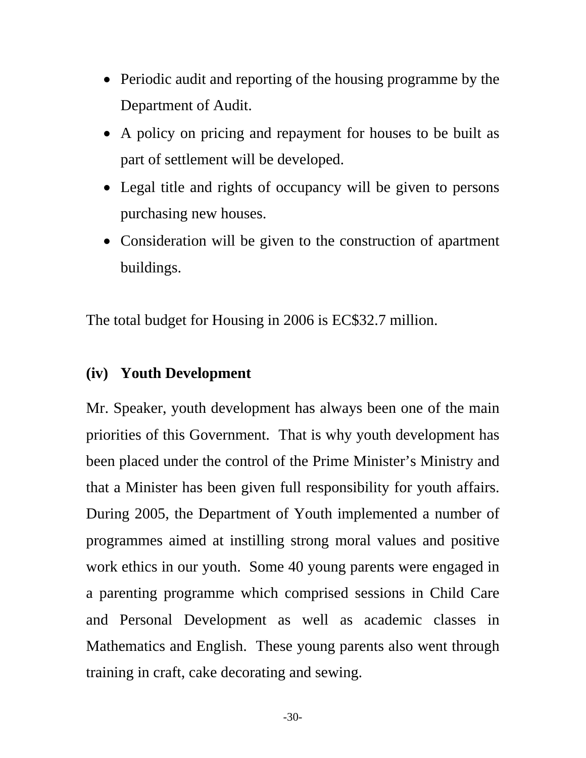- Periodic audit and reporting of the housing programme by the Department of Audit.
- A policy on pricing and repayment for houses to be built as part of settlement will be developed.
- Legal title and rights of occupancy will be given to persons purchasing new houses.
- Consideration will be given to the construction of apartment buildings.

The total budget for Housing in 2006 is EC$32.7 million.

### (iv) Youth Development

Mr. Speaker, youth development has always been one of the main priorities of this Government. That is why youth development has been placed under the control of the Prime Minister's Ministry and that a Minister has been given full responsibility for youth affairs. During 2005, the Department of Youth implemented a number of programmes aimed at instilling strong moral values and positive work ethics in our youth. Some 40 young parents were engaged in a parenting programme which comprised sessions in Child Care and Personal Development as well as academic classes in Mathematics and English. These young parents also went through training in craft, cake decorating and sewing.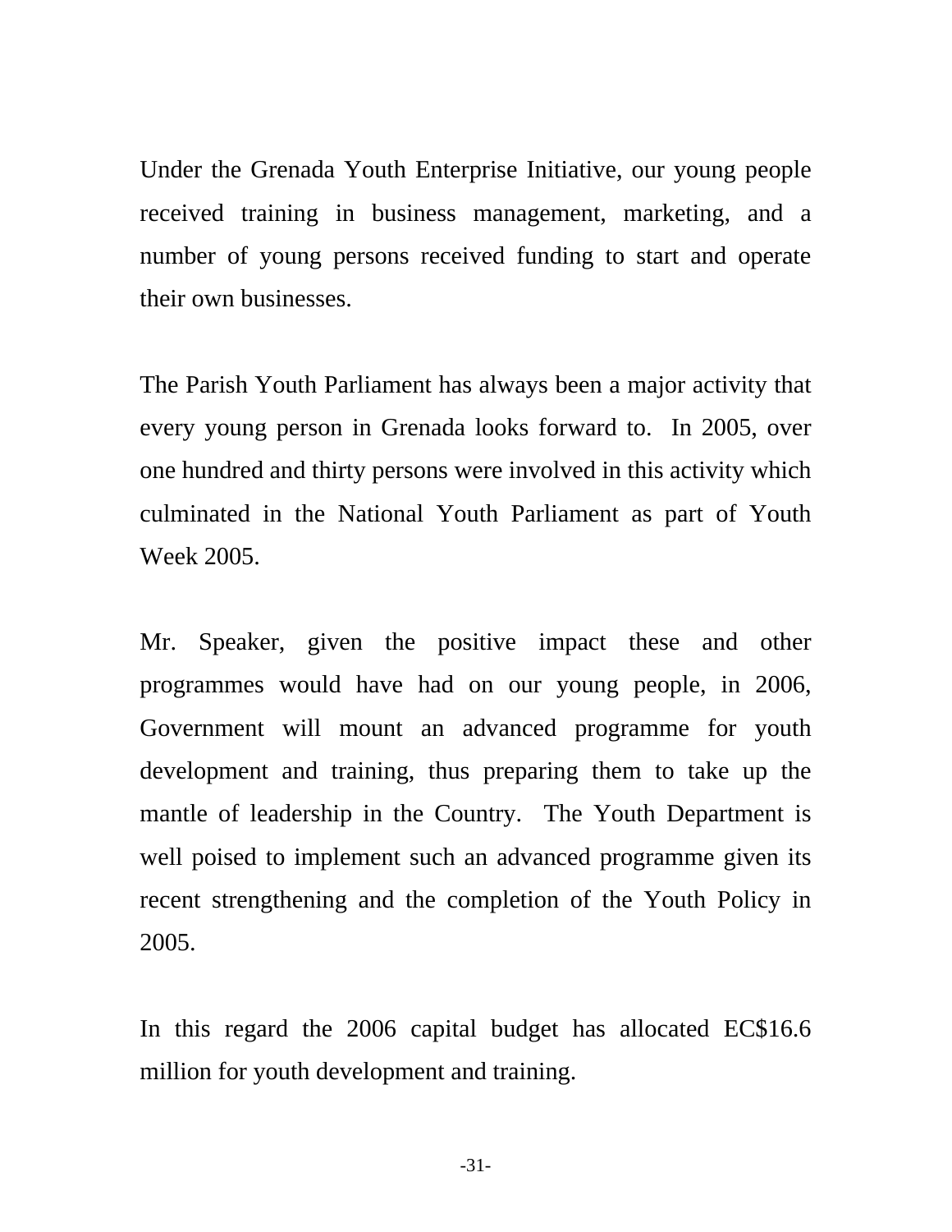Under the Grenada Youth Enterprise Initiative, our young people received training in business management, marketing, and a number of young persons received funding to start and operate their own businesses.

The Parish Youth Parliament has always been a major activity that every young person in Grenada looks forward to. In 2005, over one hundred and thirty persons were involved in this activity which culminated in the National Youth Parliament as part of Youth Week 2005.

Mr. Speaker, given the positive impact these and other programmes would have had on our young people, in 2006, Government will mount an advanced programme for youth development and training, thus preparing them to take up the mantle of leadership in the Country. The Youth Department is well poised to implement such an advanced programme given its recent strengthening and the completion of the Youth Policy in 2005.

In this regard the 2006 capital budget has allocated EC$16.6 million for youth development and training.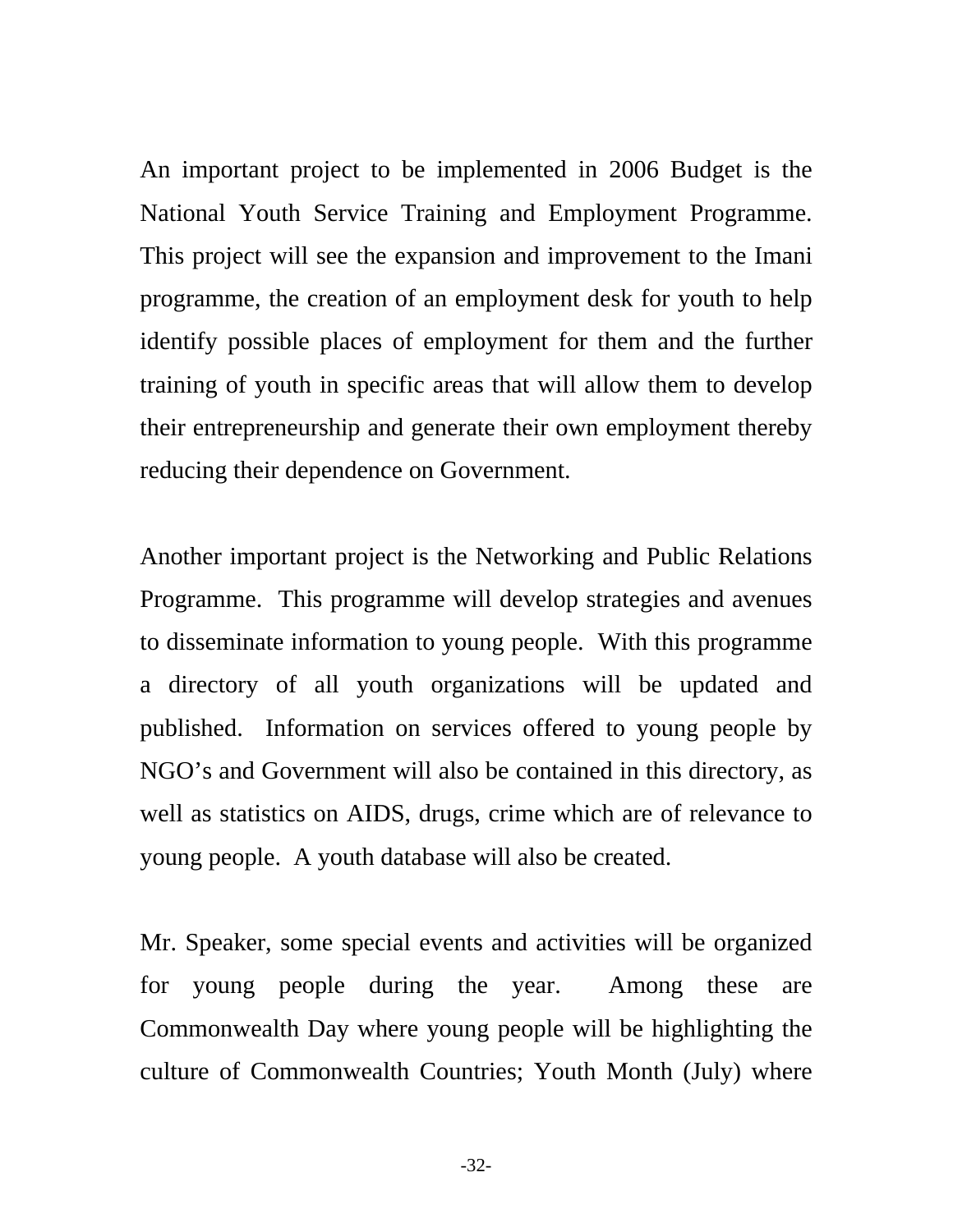An important project to be implemented in 2006 Budget is the National Youth Service Training and Employment Programme. This project will see the expansion and improvement to the Imani programme, the creation of an employment desk for youth to help identify possible places of employment for them and the further training of youth in specific areas that will allow them to develop their entrepreneurship and generate their own employment thereby reducing their dependence on Government.

Another important project is the Networking and Public Relations Programme. This programme will develop strategies and avenues to disseminate information to young people. With this programme a directory of all youth organizations will be updated and published. Information on services offered to young people by NGO's and Government will also be contained in this directory, as well as statistics on AIDS, drugs, crime which are of relevance to young people. A youth database will also be created.

Mr. Speaker, some special events and activities will be organized for young people during the year. Among these are Commonwealth Day where young people will be highlighting the culture of Commonwealth Countries; Youth Month (July) where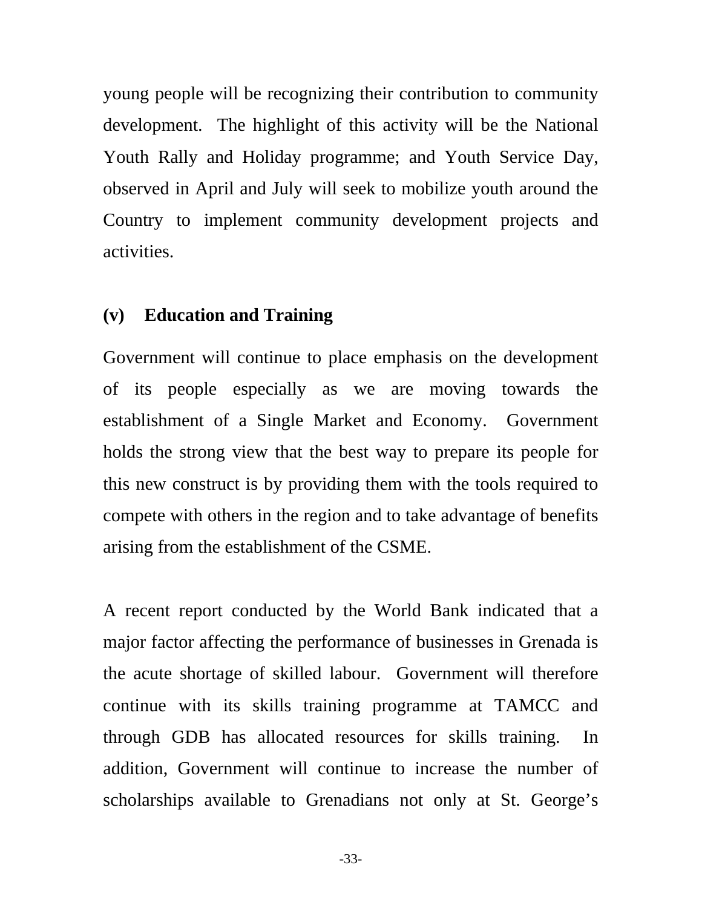young people will be recognizing their contribution to community development. The highlight of this activity will be the National Youth Rally and Holiday programme; and Youth Service Day, observed in April and July will seek to mobilize youth around the Country to implement community development projects and activities.

### (v) Education and Training

Government will continue to place emphasis on the development of its people especially as we are moving towards the establishment of a Single Market and Economy. Government holds the strong view that the best way to prepare its people for this new construct is by providing them with the tools required to compete with others in the region and to take advantage of benefits arising from the establishment of the CSME.

A recent report conducted by the World Bank indicated that a major factor affecting the performance of businesses in Grenada is the acute shortage of skilled labour. Government will therefore continue with its skills training programme at TAMCC and through GDB has allocated resources for skills training. In addition, Government will continue to increase the number of scholarships available to Grenadians not only at St. George's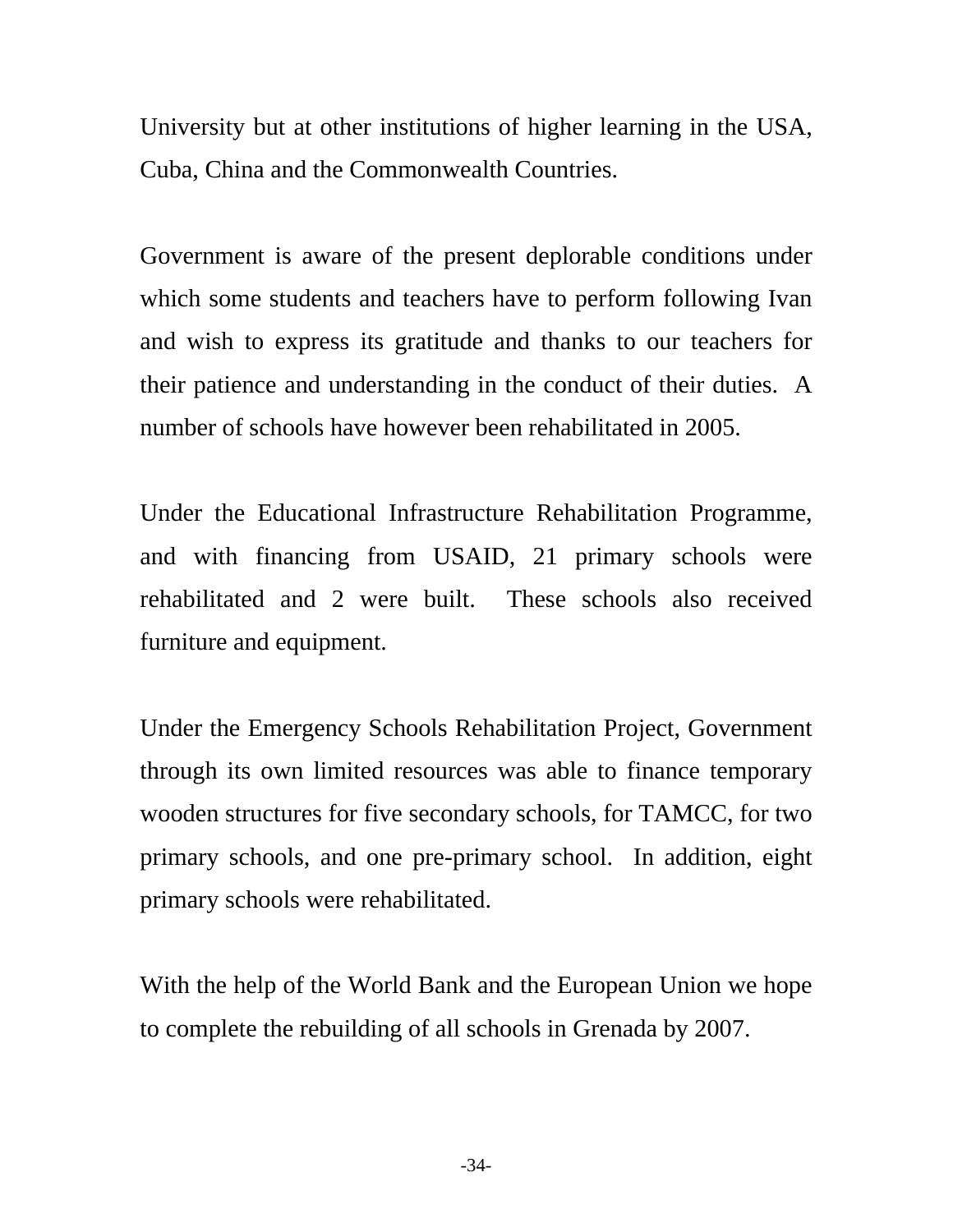University but at other institutions of higher learning in the USA, Cuba, China and the Commonwealth Countries.

Government is aware of the present deplorable conditions under which some students and teachers have to perform following Ivan and wish to express its gratitude and thanks to our teachers for their patience and understanding in the conduct of their duties. A number of schools have however been rehabilitated in 2005.

Under the Educational Infrastructure Rehabilitation Programme, and with financing from USAID, 21 primary schools were rehabilitated and 2 were built. These schools also received furniture and equipment.

Under the Emergency Schools Rehabilitation Project, Government through its own limited resources was able to finance temporary wooden structures for five secondary schools, for TAMCC, for two primary schools, and one pre-primary school. In addition, eight primary schools were rehabilitated.

With the help of the World Bank and the European Union we hope to complete the rebuilding of all schools in Grenada by 2007.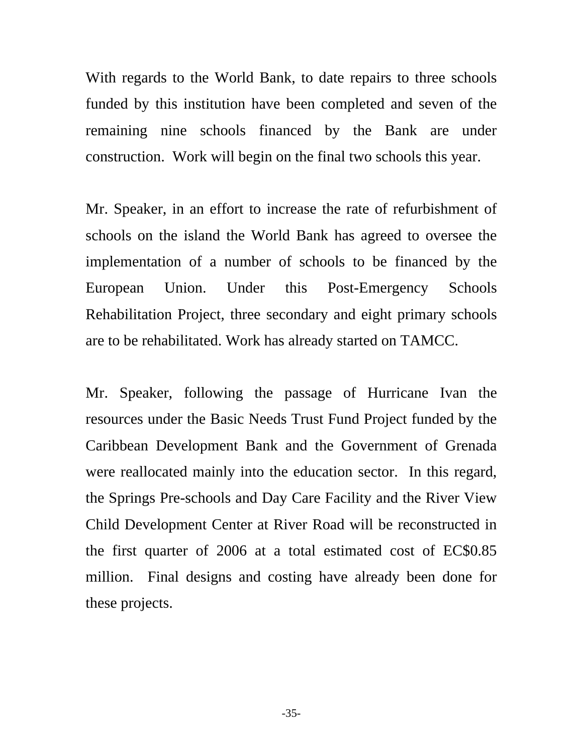With regards to the World Bank, to date repairs to three schools funded by this institution have been completed and seven of the remaining nine schools financed by the Bank are under construction. Work will begin on the final two schools this year.

Mr. Speaker, in an effort to increase the rate of refurbishment of schools on the island the World Bank has agreed to oversee the implementation of a number of schools to be financed by the European Union. Under this Post-Emergency Schools Rehabilitation Project, three secondary and eight primary schools are to be rehabilitated. Work has already started on TAMCC.

Mr. Speaker, following the passage of Hurricane Ivan the resources under the Basic Needs Trust Fund Project funded by the Caribbean Development Bank and the Government of Grenada were reallocated mainly into the education sector. In this regard, the Springs Pre-schools and Day Care Facility and the River View Child Development Center at River Road will be reconstructed in the first quarter of 2006 at a total estimated cost of EC$0.85 million. Final designs and costing have already been done for these projects.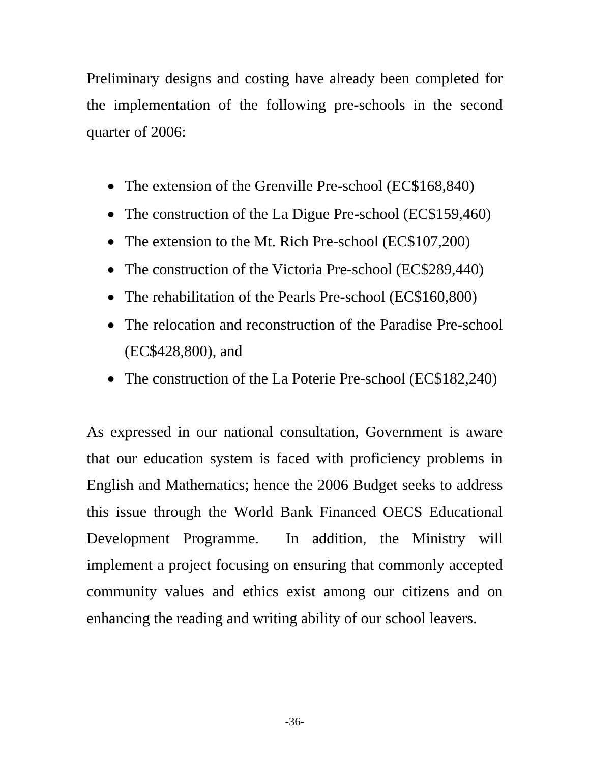Preliminary designs and costing have already been completed for the implementation of the following pre-schools in the second quarter of 2006:

- The extension of the Grenville Pre-school (EC$168,840)
- The construction of the La Digue Pre-school (EC$159,460)
- The extension to the Mt. Rich Pre-school (EC$107,200)
- The construction of the Victoria Pre-school (EC$289,440)
- The rehabilitation of the Pearls Pre-school (EC$160,800)
- The relocation and reconstruction of the Paradise Pre-school (EC$428,800), and
- The construction of the La Poterie Pre-school (EC$182,240)

As expressed in our national consultation, Government is aware that our education system is faced with proficiency problems in English and Mathematics; hence the 2006 Budget seeks to address this issue through the World Bank Financed OECS Educational Development Programme. In addition, the Ministry will implement a project focusing on ensuring that commonly accepted community values and ethics exist among our citizens and on enhancing the reading and writing ability of our school leavers.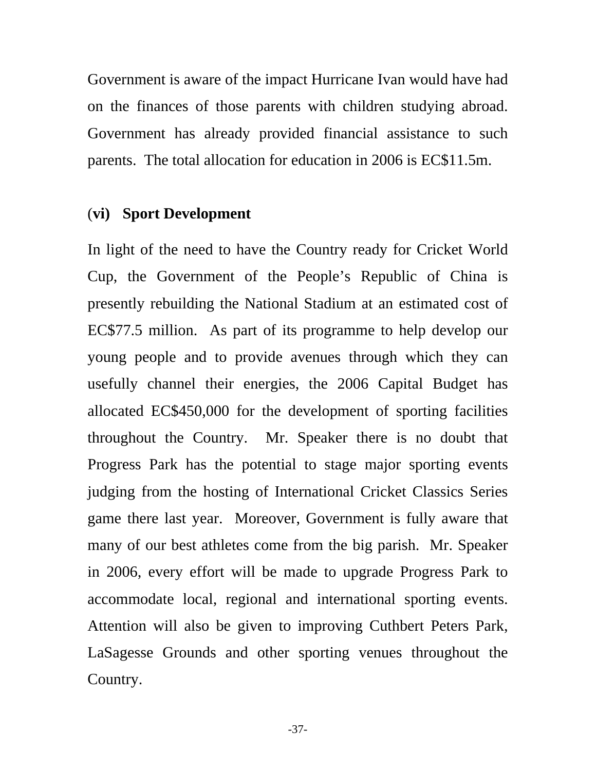Government is aware of the impact Hurricane Ivan would have had on the finances of those parents with children studying abroad. Government has already provided financial assistance to such parents. The total allocation for education in 2006 is EC$11.5m.

### (vi) Sport Development

In light of the need to have the Country ready for Cricket World Cup, the Government of the People's Republic of China is presently rebuilding the National Stadium at an estimated cost of EC$77.5 million. As part of its programme to help develop our young people and to provide avenues through which they can usefully channel their energies, the 2006 Capital Budget has allocated EC$450,000 for the development of sporting facilities throughout the Country. Mr. Speaker there is no doubt that Progress Park has the potential to stage major sporting events judging from the hosting of International Cricket Classics Series game there last year. Moreover, Government is fully aware that many of our best athletes come from the big parish. Mr. Speaker in 2006, every effort will be made to upgrade Progress Park to accommodate local, regional and international sporting events. Attention will also be given to improving Cuthbert Peters Park, LaSagesse Grounds and other sporting venues throughout the Country.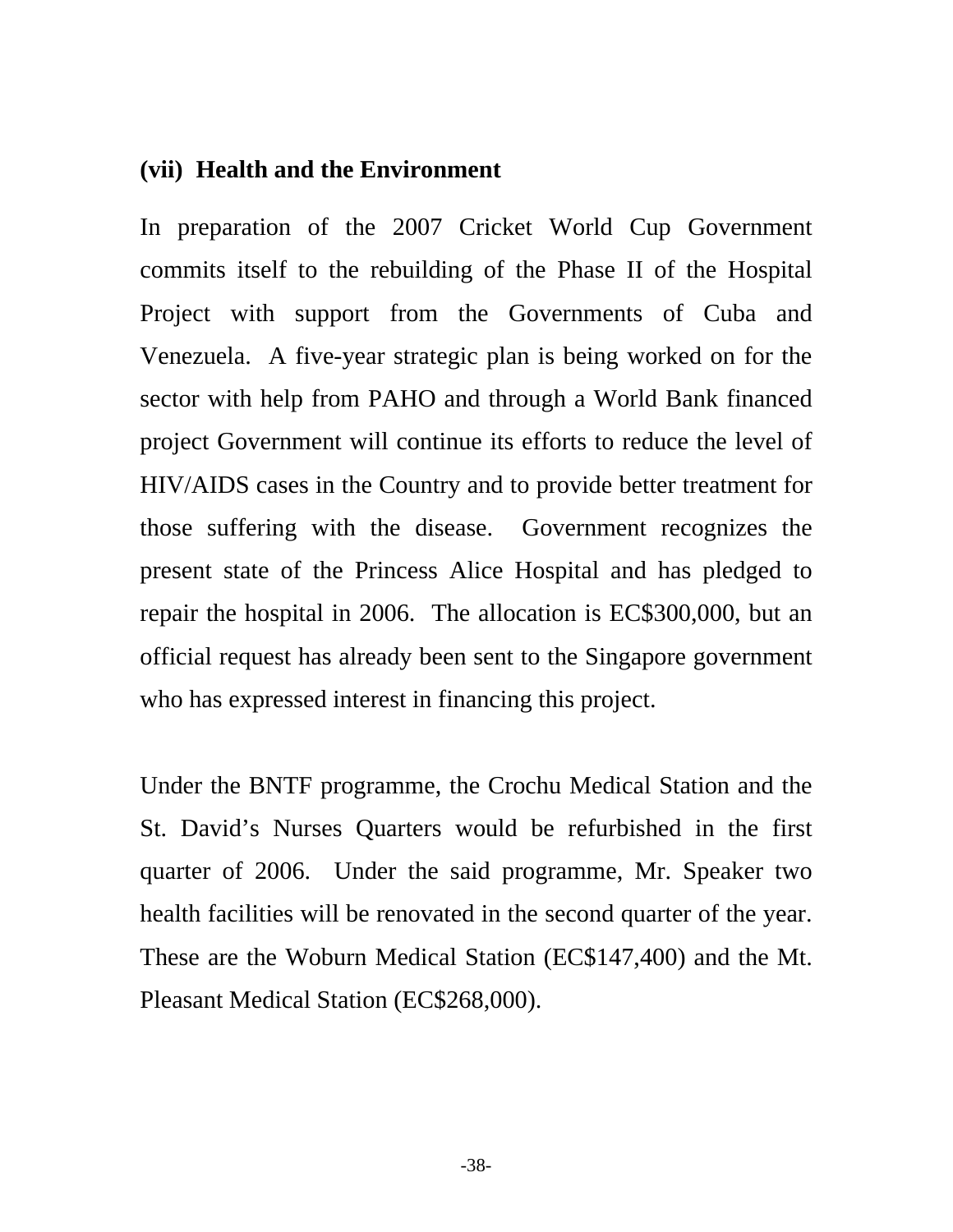### (vii) Health and the Environment

In preparation of the 2007 Cricket World Cup Government commits itself to the rebuilding of the Phase II of the Hospital Project with support from the Governments of Cuba and Venezuela. A five-year strategic plan is being worked on for the sector with help from PAHO and through a World Bank financed project Government will continue its efforts to reduce the level of HIV/AIDS cases in the Country and to provide better treatment for those suffering with the disease. Government recognizes the present state of the Princess Alice Hospital and has pledged to repair the hospital in 2006. The allocation is EC$300,000, but an official request has already been sent to the Singapore government who has expressed interest in financing this project.

Under the BNTF programme, the Crochu Medical Station and the St. David's Nurses Quarters would be refurbished in the first quarter of 2006. Under the said programme, Mr. Speaker two health facilities will be renovated in the second quarter of the year. These are the Woburn Medical Station (EC$147,400) and the Mt. Pleasant Medical Station (EC$268,000).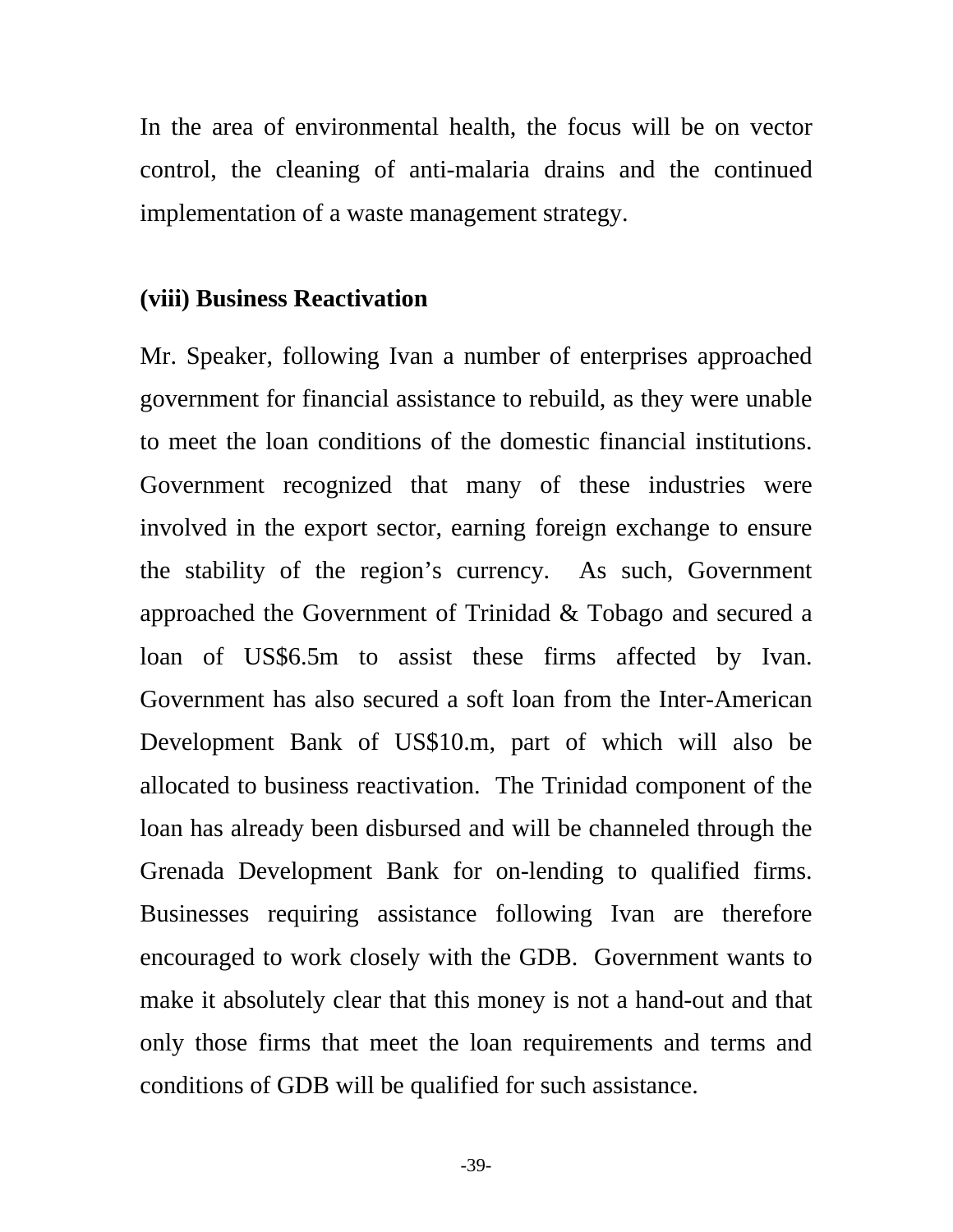In the area of environmental health, the focus will be on vector control, the cleaning of anti-malaria drains and the continued implementation of a waste management strategy.

**(viii) Business Reactivation**

Mr. Speaker, following Ivan a number of enterprises approached government for financial assistance to rebuild, as they were unable to meet the loan conditions of the domestic financial institutions. Government recognized that many of these industries were involved in the export sector, earning foreign exchange to ensure the stability of the region's currency. As such, Government approached the Government of Trinidad & Tobago and secured a loan of US$6.5m to assist these firms affected by Ivan. Government has also secured a soft loan from the Inter-American Development Bank of US$10.m, part of which will also be allocated to business reactivation. The Trinidad component of the loan has already been disbursed and will be channeled through the Grenada Development Bank for on-lending to qualified firms. Businesses requiring assistance following Ivan are therefore encouraged to work closely with the GDB. Government wants to make it absolutely clear that this money is not a hand-out and that only those firms that meet the loan requirements and terms and conditions of GDB will be qualified for such assistance.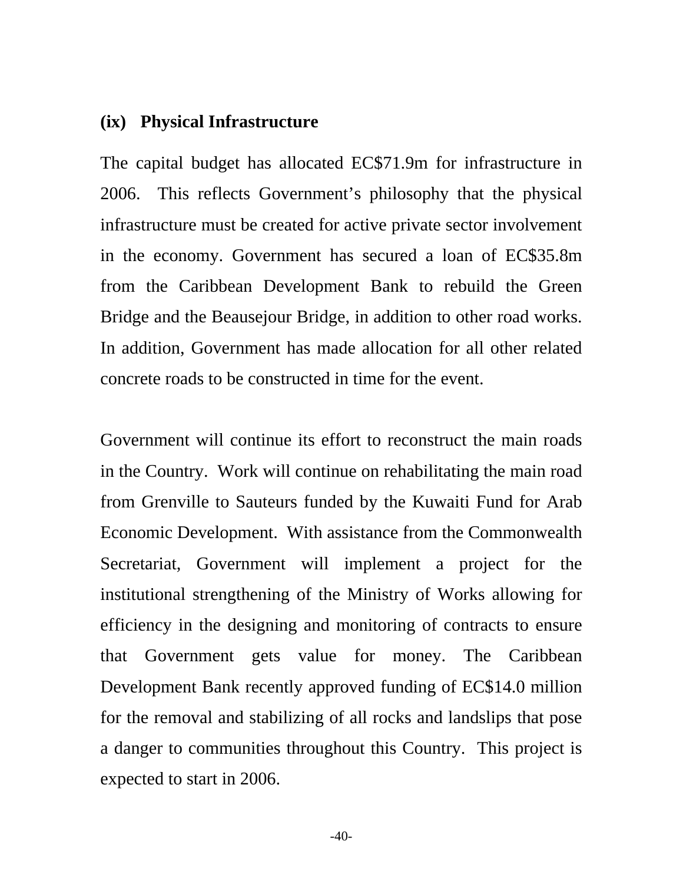### (ix) Physical Infrastructure

The capital budget has allocated EC$71.9m for infrastructure in 2006. This reflects Government's philosophy that the physical infrastructure must be created for active private sector involvement in the economy. Government has secured a loan of EC$35.8m from the Caribbean Development Bank to rebuild the Green Bridge and the Beausejour Bridge, in addition to other road works. In addition, Government has made allocation for all other related concrete roads to be constructed in time for the event.

Government will continue its effort to reconstruct the main roads in the Country. Work will continue on rehabilitating the main road from Grenville to Sauteurs funded by the Kuwaiti Fund for Arab Economic Development. With assistance from the Commonwealth Secretariat, Government will implement a project for the institutional strengthening of the Ministry of Works allowing for efficiency in the designing and monitoring of contracts to ensure that Government gets value for money. The Caribbean Development Bank recently approved funding of EC$14.0 million for the removal and stabilizing of all rocks and landslips that pose a danger to communities throughout this Country. This project is expected to start in 2006.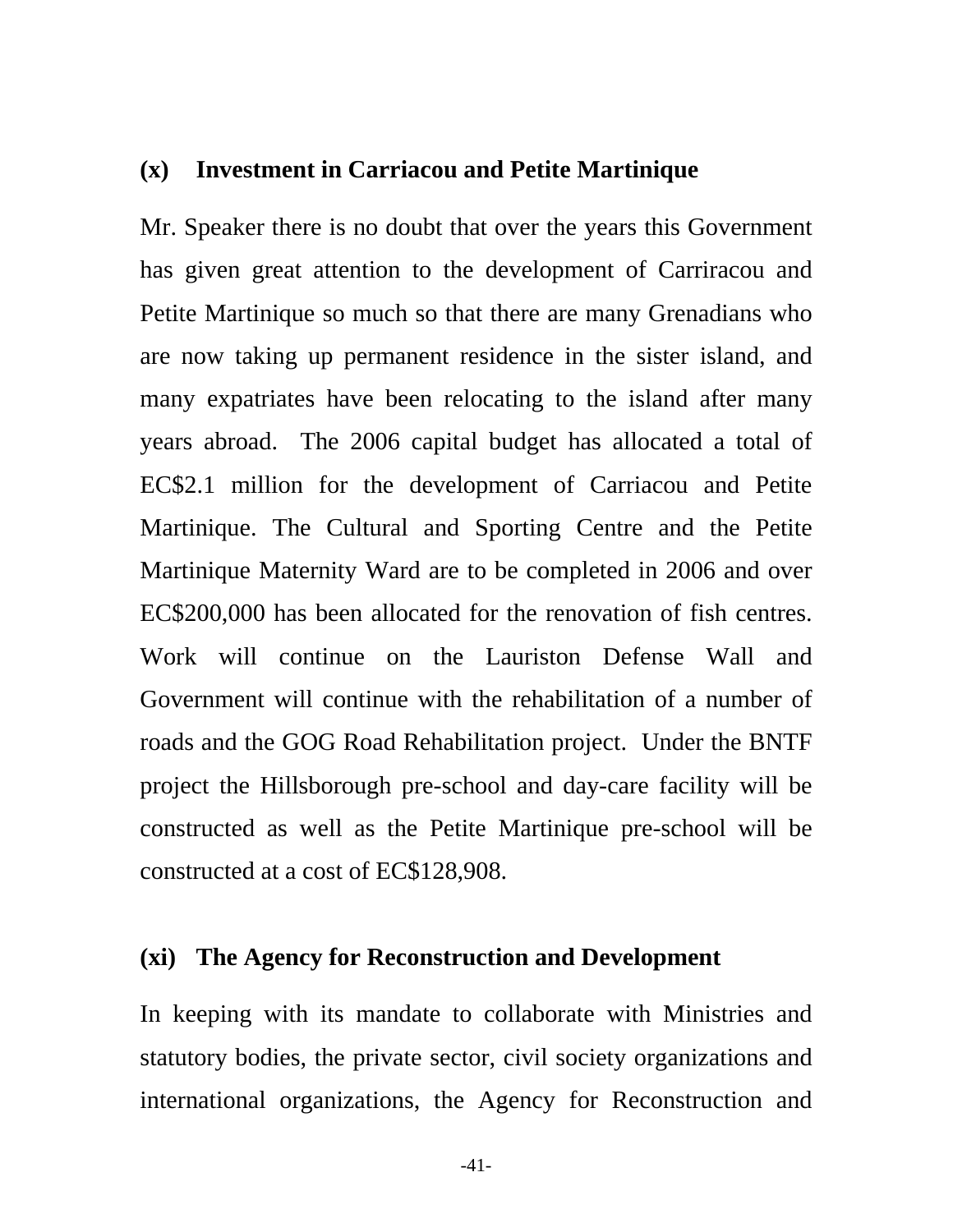### (x) Investment in Carriacou and Petite Martinique

Mr. Speaker there is no doubt that over the years this Government has given great attention to the development of Carriracou and Petite Martinique so much so that there are many Grenadians who are now taking up permanent residence in the sister island, and many expatriates have been relocating to the island after many years abroad. The 2006 capital budget has allocated a total of EC$2.1 million for the development of Carriacou and Petite Martinique. The Cultural and Sporting Centre and the Petite Martinique Maternity Ward are to be completed in 2006 and over EC$200,000 has been allocated for the renovation of fish centres. Work will continue on the Lauriston Defense Wall and Government will continue with the rehabilitation of a number of roads and the GOG Road Rehabilitation project. Under the BNTF project the Hillsborough pre-school and day-care facility will be constructed as well as the Petite Martinique pre-school will be constructed at a cost of EC$128,908.

### (xi) The Agency for Reconstruction and Development

In keeping with its mandate to collaborate with Ministries and statutory bodies, the private sector, civil society organizations and international organizations, the Agency for Reconstruction and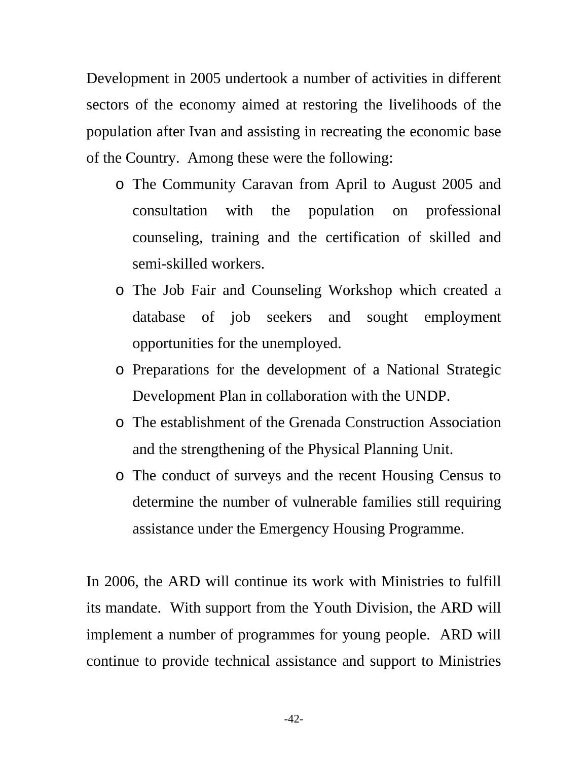Development in 2005 undertook a number of activities in different sectors of the economy aimed at restoring the livelihoods of the population after Ivan and assisting in recreating the economic base of the Country. Among these were the following:

- The Community Caravan from April to August 2005 and consultation with the population on professional counseling, training and the certification of skilled and semi-skilled workers.
- The Job Fair and Counseling Workshop which created a database of job seekers and sought employment opportunities for the unemployed.
- Preparations for the development of a National Strategic Development Plan in collaboration with the UNDP.
- The establishment of the Grenada Construction Association and the strengthening of the Physical Planning Unit.
- The conduct of surveys and the recent Housing Census to determine the number of vulnerable families still requiring assistance under the Emergency Housing Programme.

In 2006, the ARD will continue its work with Ministries to fulfill its mandate. With support from the Youth Division, the ARD will implement a number of programmes for young people. ARD will continue to provide technical assistance and support to Ministries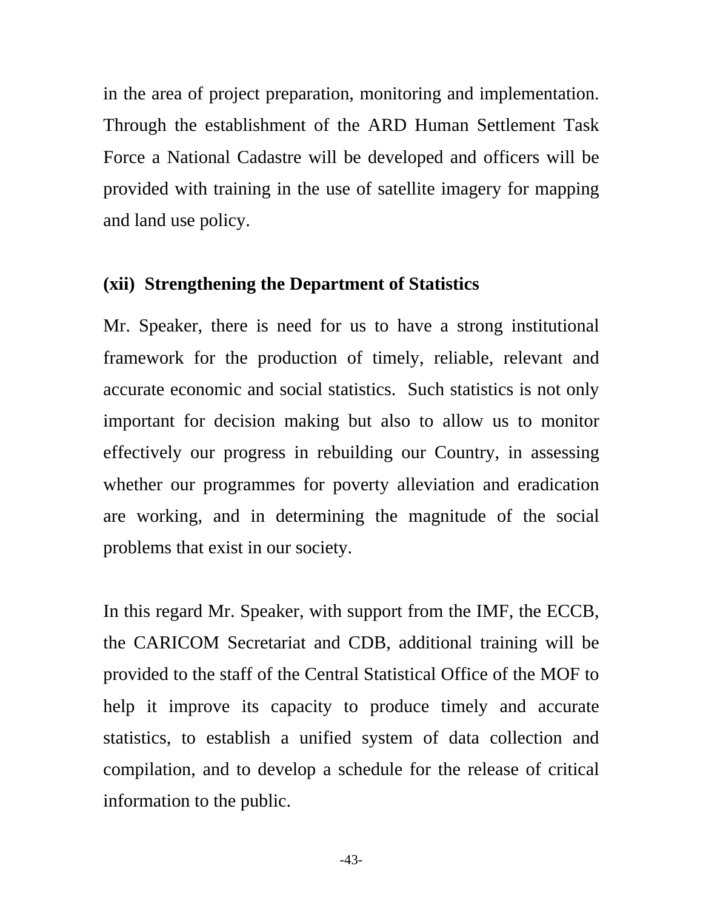in the area of project preparation, monitoring and implementation. Through the establishment of the ARD Human Settlement Task Force a National Cadastre will be developed and officers will be provided with training in the use of satellite imagery for mapping and land use policy.

### (xii) Strengthening the Department of Statistics

Mr. Speaker, there is need for us to have a strong institutional framework for the production of timely, reliable, relevant and accurate economic and social statistics. Such statistics is not only important for decision making but also to allow us to monitor effectively our progress in rebuilding our Country, in assessing whether our programmes for poverty alleviation and eradication are working, and in determining the magnitude of the social problems that exist in our society.

In this regard Mr. Speaker, with support from the IMF, the ECCB, the CARICOM Secretariat and CDB, additional training will be provided to the staff of the Central Statistical Office of the MOF to help it improve its capacity to produce timely and accurate statistics, to establish a unified system of data collection and compilation, and to develop a schedule for the release of critical information to the public.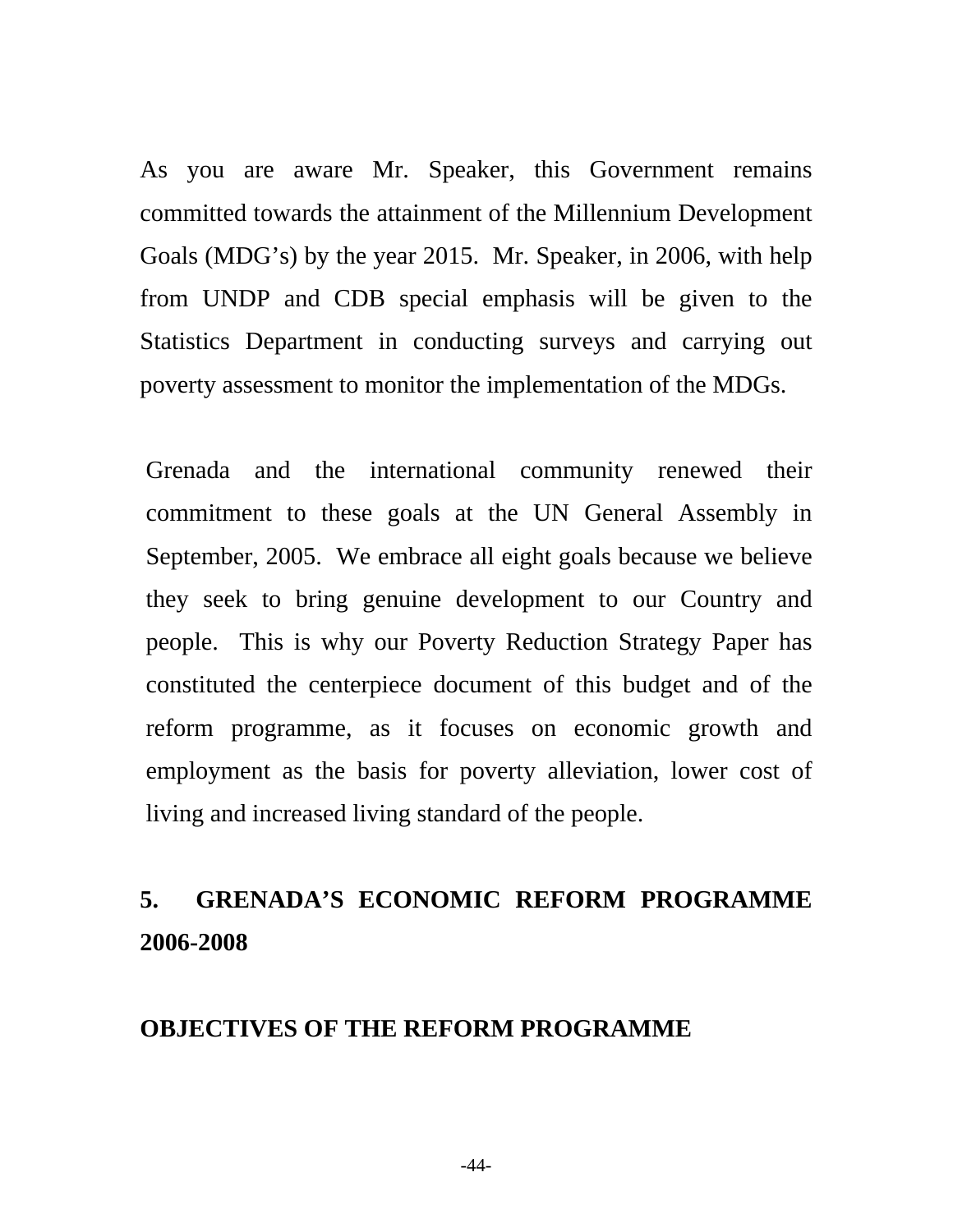As you are aware Mr. Speaker, this Government remains committed towards the attainment of the Millennium Development Goals (MDG's) by the year 2015. Mr. Speaker, in 2006, with help from UNDP and CDB special emphasis will be given to the Statistics Department in conducting surveys and carrying out poverty assessment to monitor the implementation of the MDGs.

Grenada and the international community renewed their commitment to these goals at the UN General Assembly in September, 2005. We embrace all eight goals because we believe they seek to bring genuine development to our Country and people. This is why our Poverty Reduction Strategy Paper has constituted the centerpiece document of this budget and of the reform programme, as it focuses on economic growth and employment as the basis for poverty alleviation, lower cost of living and increased living standard of the people.

## 5. GRENADA'S ECONOMIC REFORM PROGRAMME 2006-2008

### OBJECTIVES OF THE REFORM PROGRAMME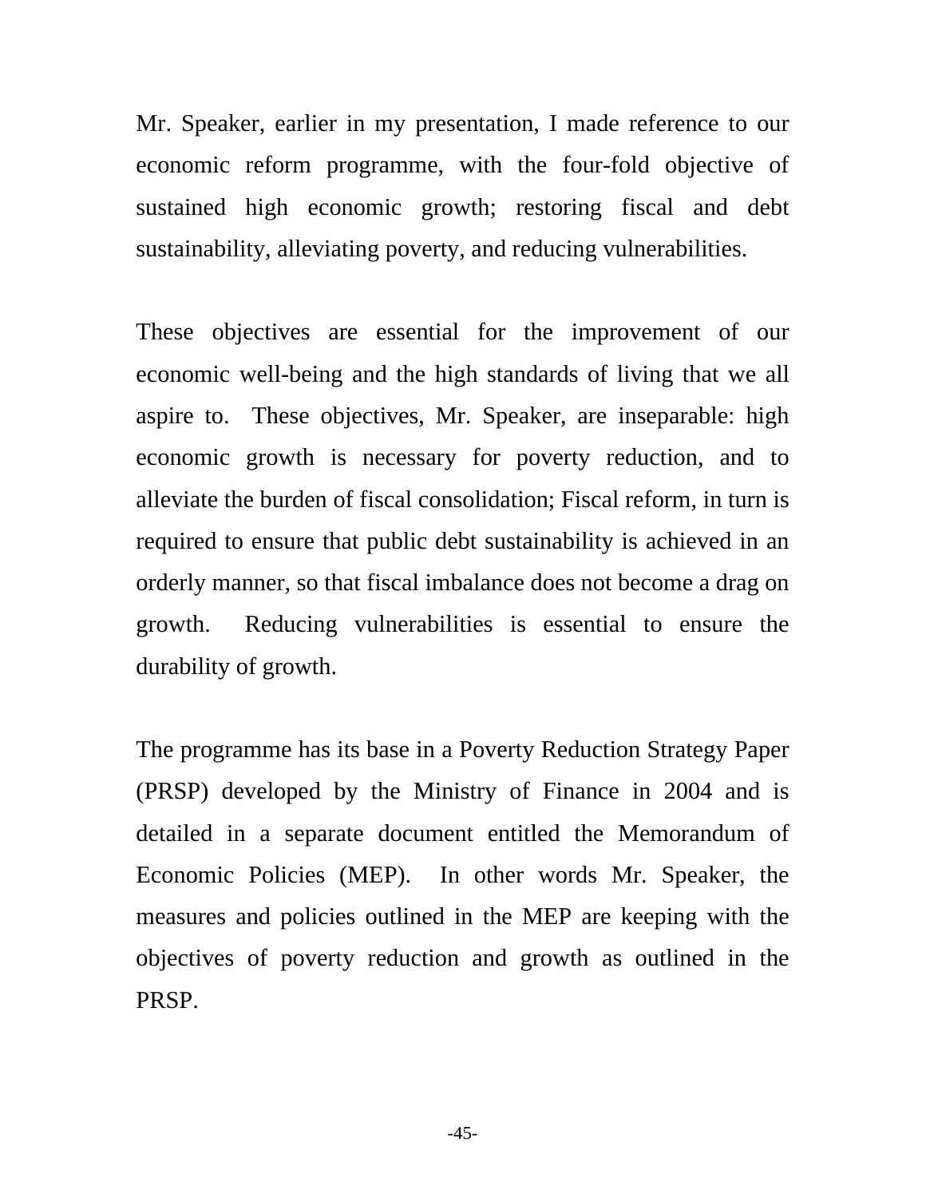Mr. Speaker, earlier in my presentation, I made reference to our economic reform programme, with the four-fold objective of sustained high economic growth; restoring fiscal and debt sustainability, alleviating poverty, and reducing vulnerabilities.

These objectives are essential for the improvement of our economic well-being and the high standards of living that we all aspire to.  These objectives, Mr. Speaker, are inseparable: high economic growth is necessary for poverty reduction, and to alleviate the burden of fiscal consolidation; Fiscal reform, in turn is required to ensure that public debt sustainability is achieved in an orderly manner, so that fiscal imbalance does not become a drag on growth.  Reducing vulnerabilities is essential to ensure the durability of growth.

The programme has its base in a Poverty Reduction Strategy Paper (PRSP) developed by the Ministry of Finance in 2004 and is detailed in a separate document entitled the Memorandum of Economic Policies (MEP).  In other words Mr. Speaker, the measures and policies outlined in the MEP are keeping with the objectives of poverty reduction and growth as outlined in the PRSP.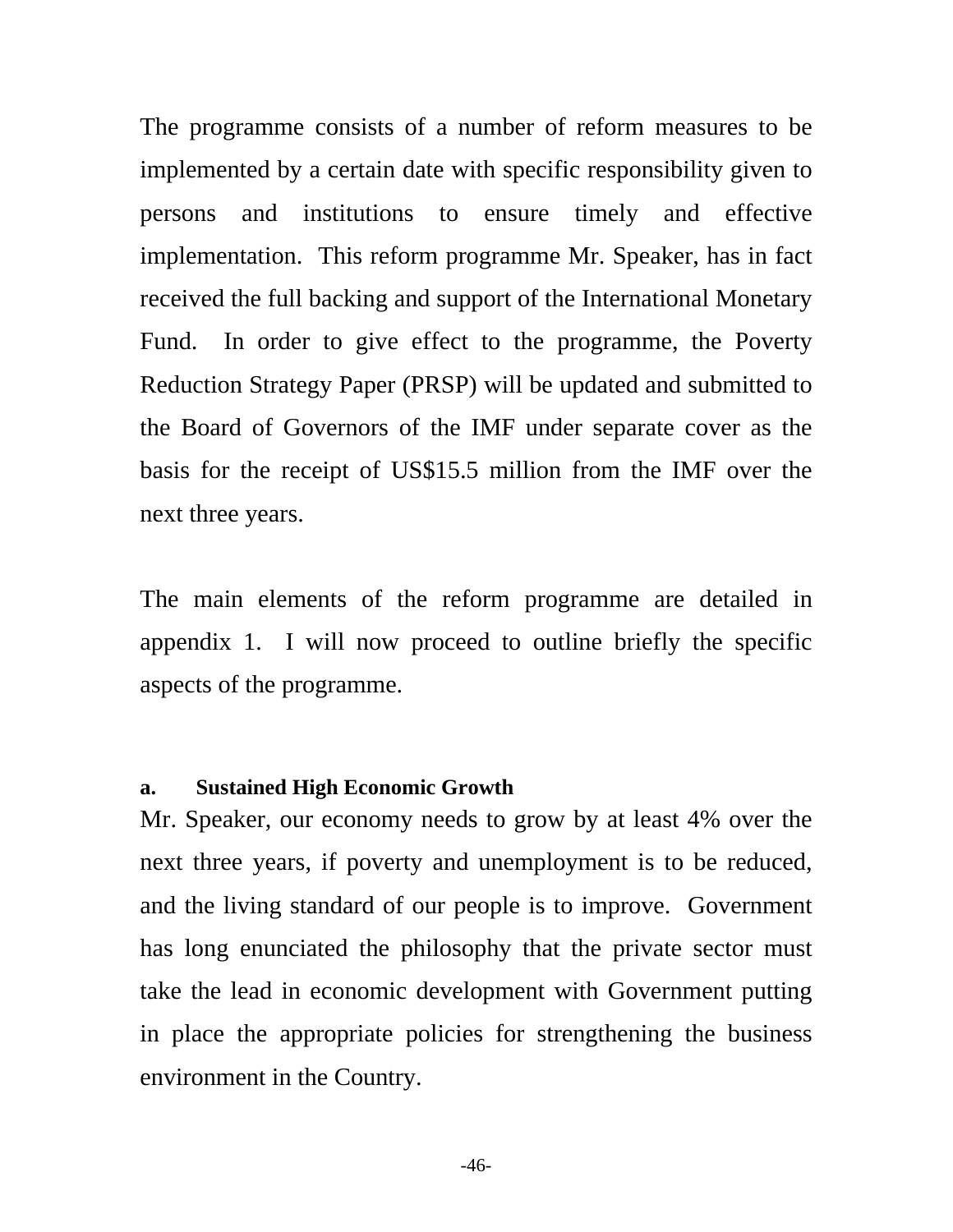The programme consists of a number of reform measures to be implemented by a certain date with specific responsibility given to persons and institutions to ensure timely and effective implementation. This reform programme Mr. Speaker, has in fact received the full backing and support of the International Monetary Fund. In order to give effect to the programme, the Poverty Reduction Strategy Paper (PRSP) will be updated and submitted to the Board of Governors of the IMF under separate cover as the basis for the receipt of US$15.5 million from the IMF over the next three years.

The main elements of the reform programme are detailed in appendix 1. I will now proceed to outline briefly the specific aspects of the programme.

### a. Sustained High Economic Growth

Mr. Speaker, our economy needs to grow by at least 4% over the next three years, if poverty and unemployment is to be reduced, and the living standard of our people is to improve. Government has long enunciated the philosophy that the private sector must take the lead in economic development with Government putting in place the appropriate policies for strengthening the business environment in the Country.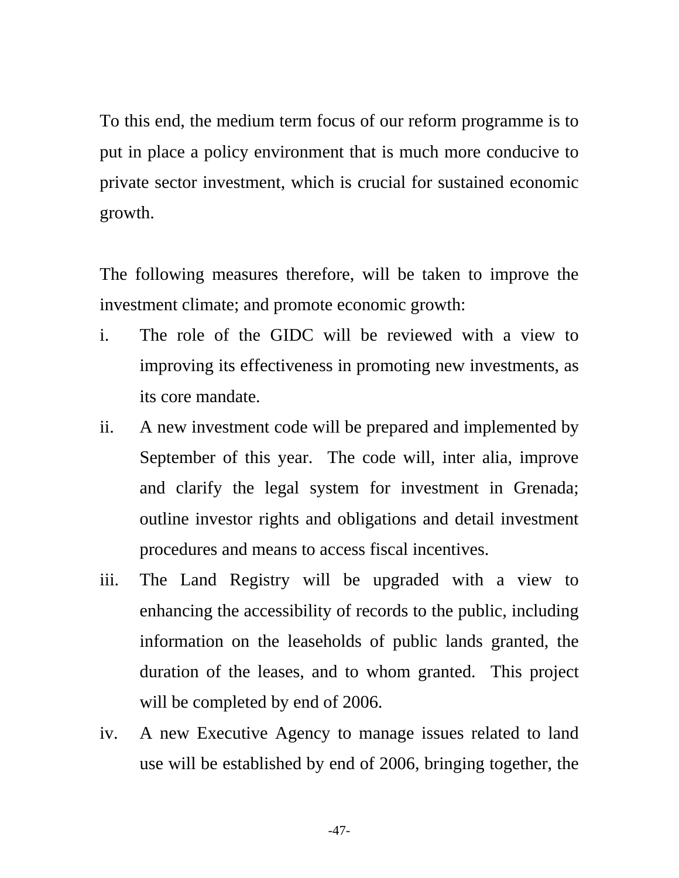To this end, the medium term focus of our reform programme is to put in place a policy environment that is much more conducive to private sector investment, which is crucial for sustained economic growth.

The following measures therefore, will be taken to improve the investment climate; and promote economic growth:

i. The role of the GIDC will be reviewed with a view to improving its effectiveness in promoting new investments, as its core mandate.

ii. A new investment code will be prepared and implemented by September of this year. The code will, inter alia, improve and clarify the legal system for investment in Grenada; outline investor rights and obligations and detail investment procedures and means to access fiscal incentives.

iii. The Land Registry will be upgraded with a view to enhancing the accessibility of records to the public, including information on the leaseholds of public lands granted, the duration of the leases, and to whom granted. This project will be completed by end of 2006.

iv. A new Executive Agency to manage issues related to land use will be established by end of 2006, bringing together, the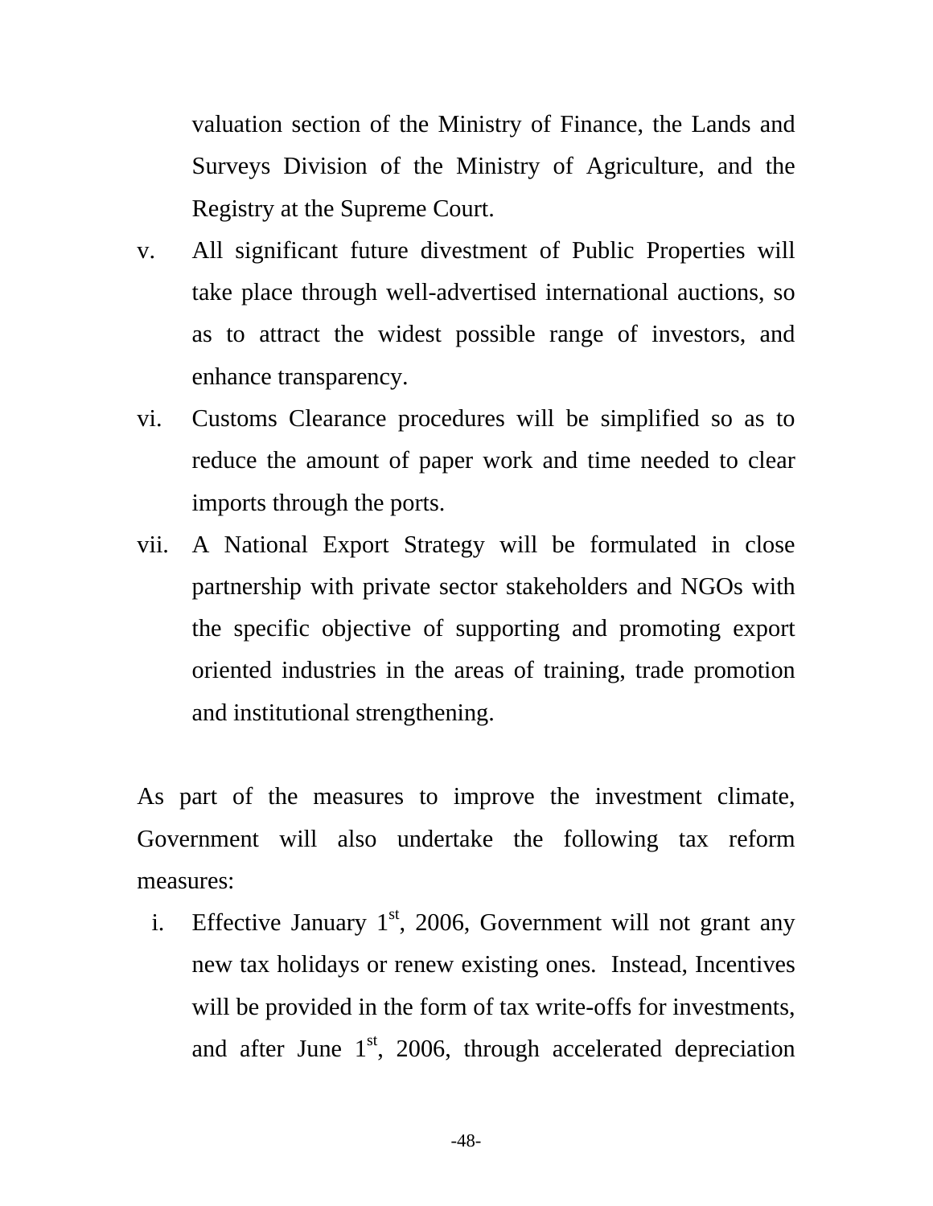valuation section of the Ministry of Finance, the Lands and Surveys Division of the Ministry of Agriculture, and the Registry at the Supreme Court.

v. All significant future divestment of Public Properties will take place through well-advertised international auctions, so as to attract the widest possible range of investors, and enhance transparency.

vi. Customs Clearance procedures will be simplified so as to reduce the amount of paper work and time needed to clear imports through the ports.

vii. A National Export Strategy will be formulated in close partnership with private sector stakeholders and NGOs with the specific objective of supporting and promoting export oriented industries in the areas of training, trade promotion and institutional strengthening.

As part of the measures to improve the investment climate, Government will also undertake the following tax reform measures:

i. Effective January 1st, 2006, Government will not grant any new tax holidays or renew existing ones. Instead, Incentives will be provided in the form of tax write-offs for investments, and after June 1st, 2006, through accelerated depreciation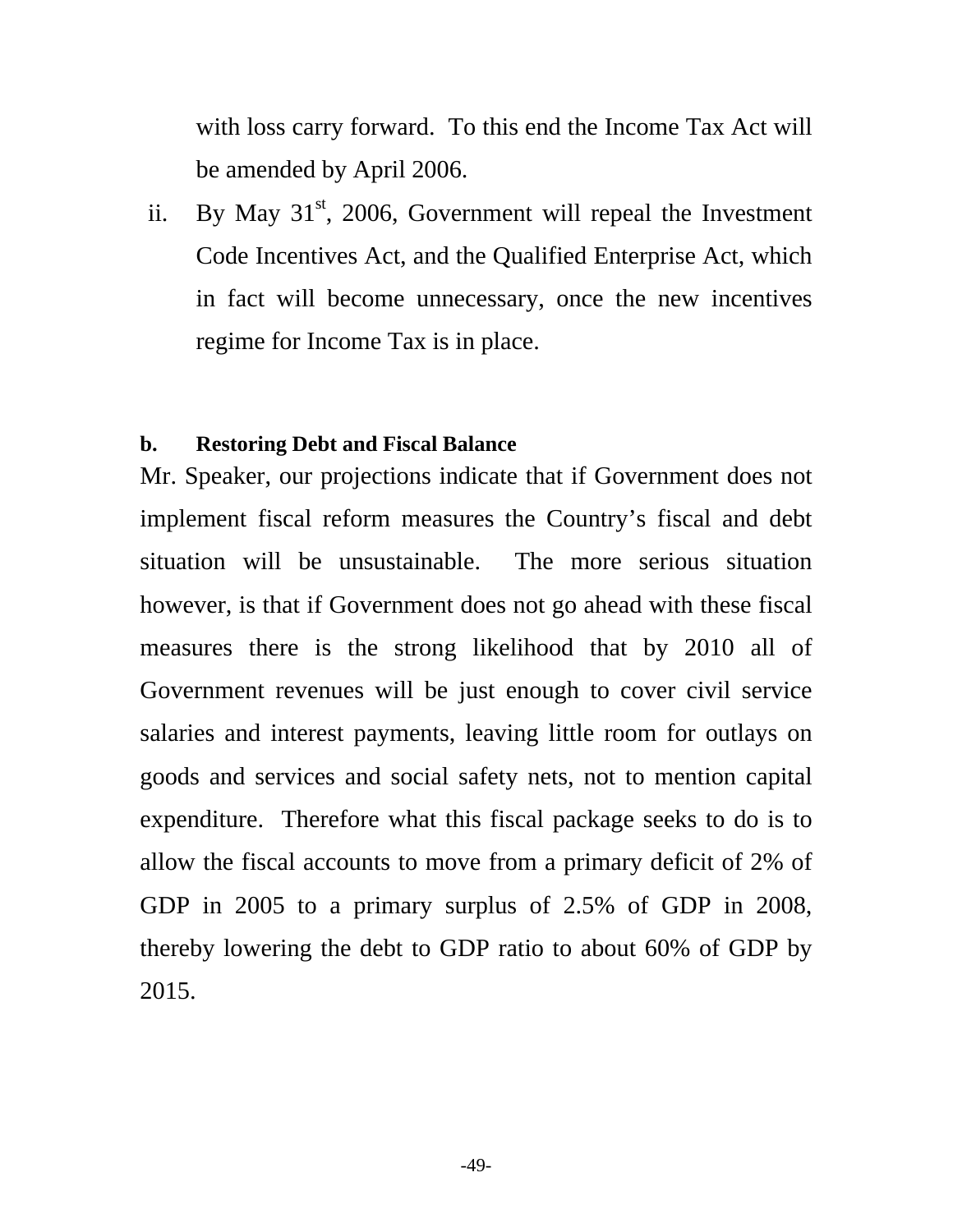with loss carry forward. To this end the Income Tax Act will be amended by April 2006.

ii. By May 31st, 2006, Government will repeal the Investment Code Incentives Act, and the Qualified Enterprise Act, which in fact will become unnecessary, once the new incentives regime for Income Tax is in place.

**b. Restoring Debt and Fiscal Balance**

Mr. Speaker, our projections indicate that if Government does not implement fiscal reform measures the Country's fiscal and debt situation will be unsustainable. The more serious situation however, is that if Government does not go ahead with these fiscal measures there is the strong likelihood that by 2010 all of Government revenues will be just enough to cover civil service salaries and interest payments, leaving little room for outlays on goods and services and social safety nets, not to mention capital expenditure. Therefore what this fiscal package seeks to do is to allow the fiscal accounts to move from a primary deficit of 2% of GDP in 2005 to a primary surplus of 2.5% of GDP in 2008, thereby lowering the debt to GDP ratio to about 60% of GDP by 2015.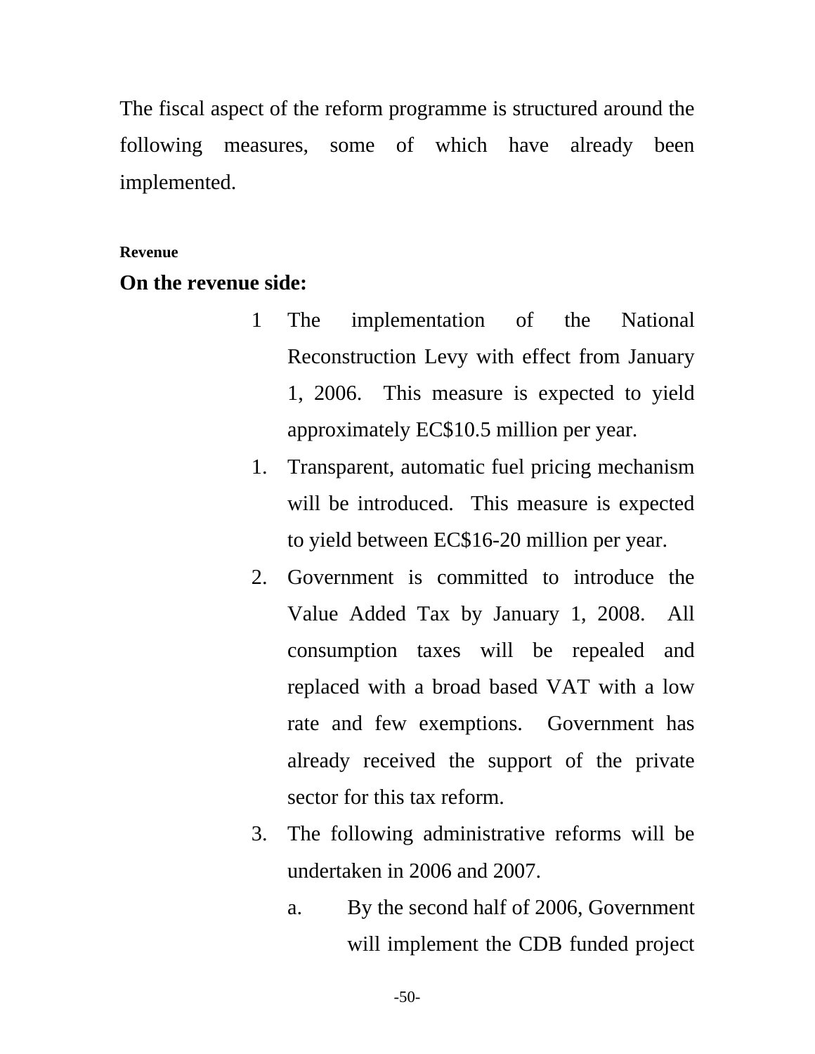The fiscal aspect of the reform programme is structured around the following measures, some of which have already been implemented.

**Revenue**

**On the revenue side:**

1 The implementation of the National Reconstruction Levy with effect from January 1, 2006. This measure is expected to yield approximately EC$10.5 million per year.

1. Transparent, automatic fuel pricing mechanism will be introduced. This measure is expected to yield between EC$16-20 million per year.
2. Government is committed to introduce the Value Added Tax by January 1, 2008. All consumption taxes will be repealed and replaced with a broad based VAT with a low rate and few exemptions. Government has already received the support of the private sector for this tax reform.
3. The following administrative reforms will be undertaken in 2006 and 2007.
   a. By the second half of 2006, Government will implement the CDB funded project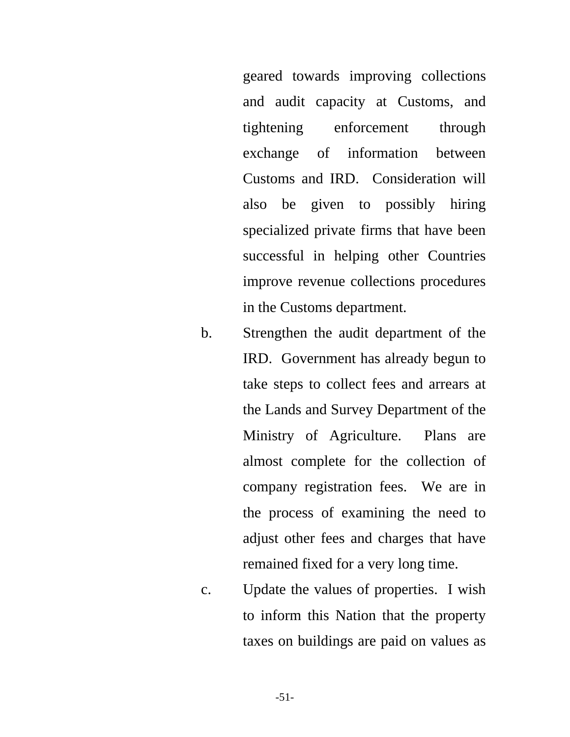geared towards improving collections and audit capacity at Customs, and tightening enforcement through exchange of information between Customs and IRD. Consideration will also be given to possibly hiring specialized private firms that have been successful in helping other Countries improve revenue collections procedures in the Customs department.

b. Strengthen the audit department of the IRD. Government has already begun to take steps to collect fees and arrears at the Lands and Survey Department of the Ministry of Agriculture. Plans are almost complete for the collection of company registration fees. We are in the process of examining the need to adjust other fees and charges that have remained fixed for a very long time.

c. Update the values of properties. I wish to inform this Nation that the property taxes on buildings are paid on values as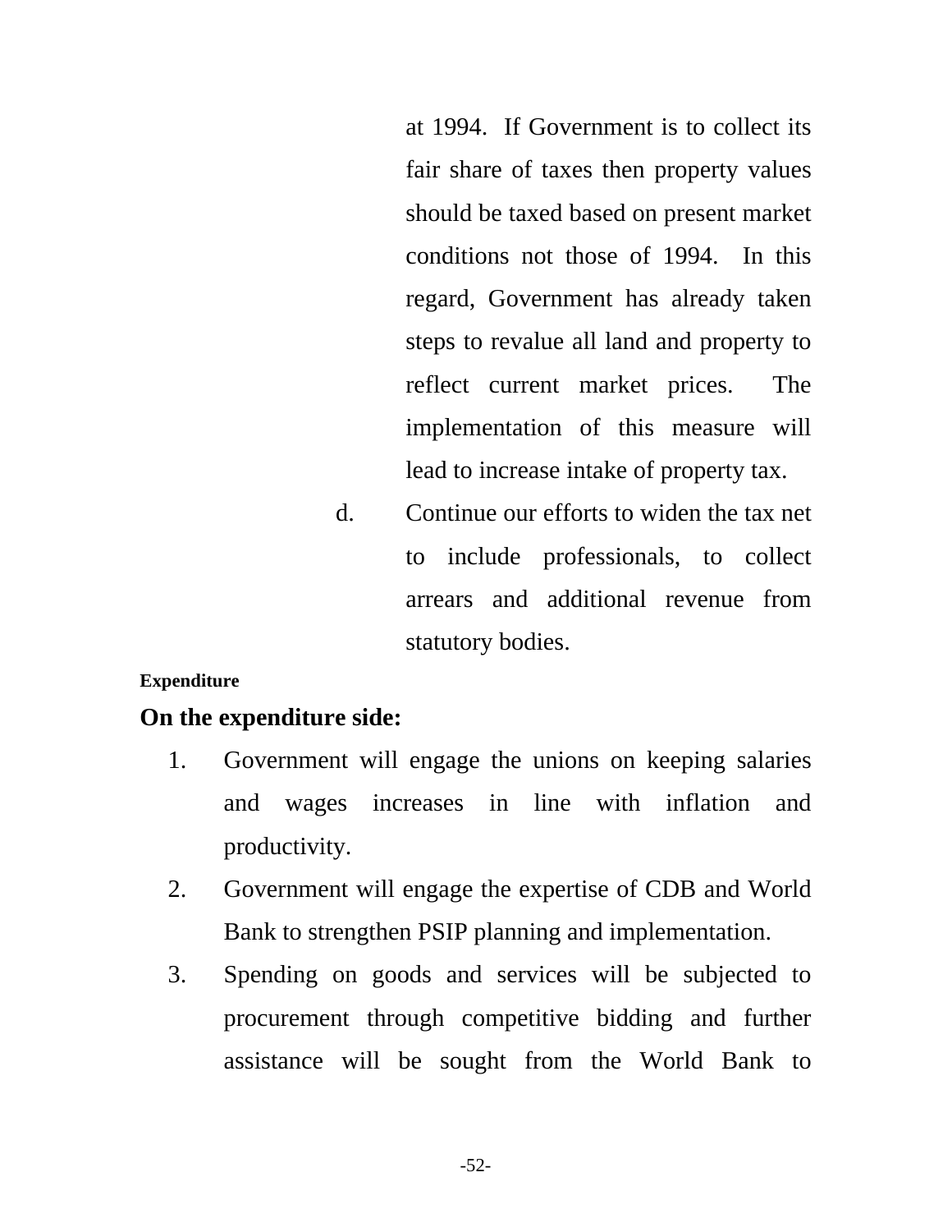at 1994. If Government is to collect its fair share of taxes then property values should be taxed based on present market conditions not those of 1994. In this regard, Government has already taken steps to revalue all land and property to reflect current market prices. The implementation of this measure will lead to increase intake of property tax.

d. Continue our efforts to widen the tax net to include professionals, to collect arrears and additional revenue from statutory bodies.

###### Expenditure

**On the expenditure side:**

1. Government will engage the unions on keeping salaries and wages increases in line with inflation and productivity.
2. Government will engage the expertise of CDB and World Bank to strengthen PSIP planning and implementation.
3. Spending on goods and services will be subjected to procurement through competitive bidding and further assistance will be sought from the World Bank to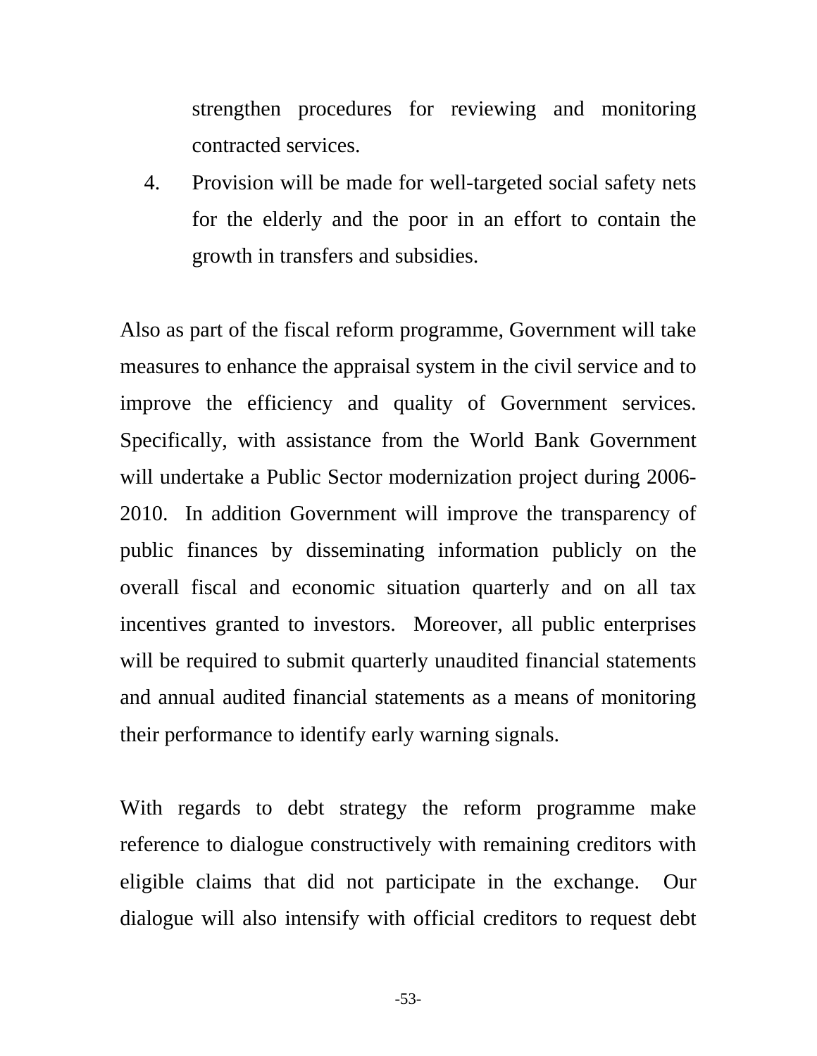strengthen procedures for reviewing and monitoring contracted services.

4. Provision will be made for well-targeted social safety nets for the elderly and the poor in an effort to contain the growth in transfers and subsidies.

Also as part of the fiscal reform programme, Government will take measures to enhance the appraisal system in the civil service and to improve the efficiency and quality of Government services. Specifically, with assistance from the World Bank Government will undertake a Public Sector modernization project during 2006-2010. In addition Government will improve the transparency of public finances by disseminating information publicly on the overall fiscal and economic situation quarterly and on all tax incentives granted to investors. Moreover, all public enterprises will be required to submit quarterly unaudited financial statements and annual audited financial statements as a means of monitoring their performance to identify early warning signals.

With regards to debt strategy the reform programme make reference to dialogue constructively with remaining creditors with eligible claims that did not participate in the exchange. Our dialogue will also intensify with official creditors to request debt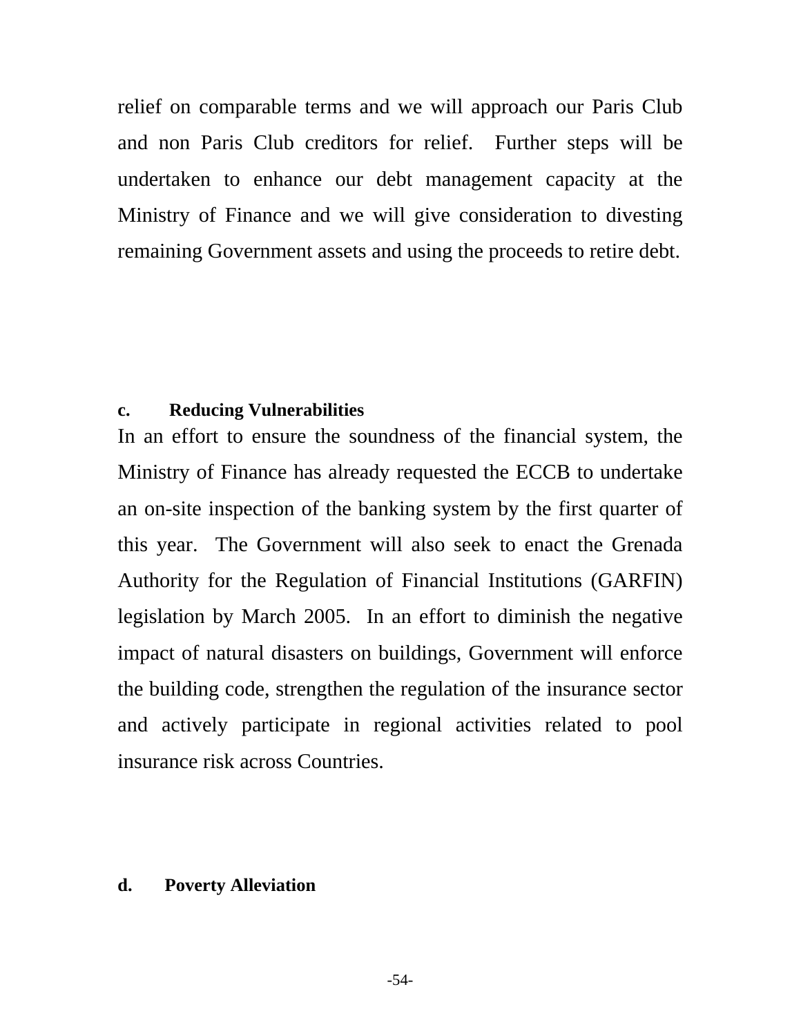relief on comparable terms and we will approach our Paris Club and non Paris Club creditors for relief. Further steps will be undertaken to enhance our debt management capacity at the Ministry of Finance and we will give consideration to divesting remaining Government assets and using the proceeds to retire debt.

### c. Reducing Vulnerabilities

In an effort to ensure the soundness of the financial system, the Ministry of Finance has already requested the ECCB to undertake an on-site inspection of the banking system by the first quarter of this year. The Government will also seek to enact the Grenada Authority for the Regulation of Financial Institutions (GARFIN) legislation by March 2005. In an effort to diminish the negative impact of natural disasters on buildings, Government will enforce the building code, strengthen the regulation of the insurance sector and actively participate in regional activities related to pool insurance risk across Countries.

### d. Poverty Alleviation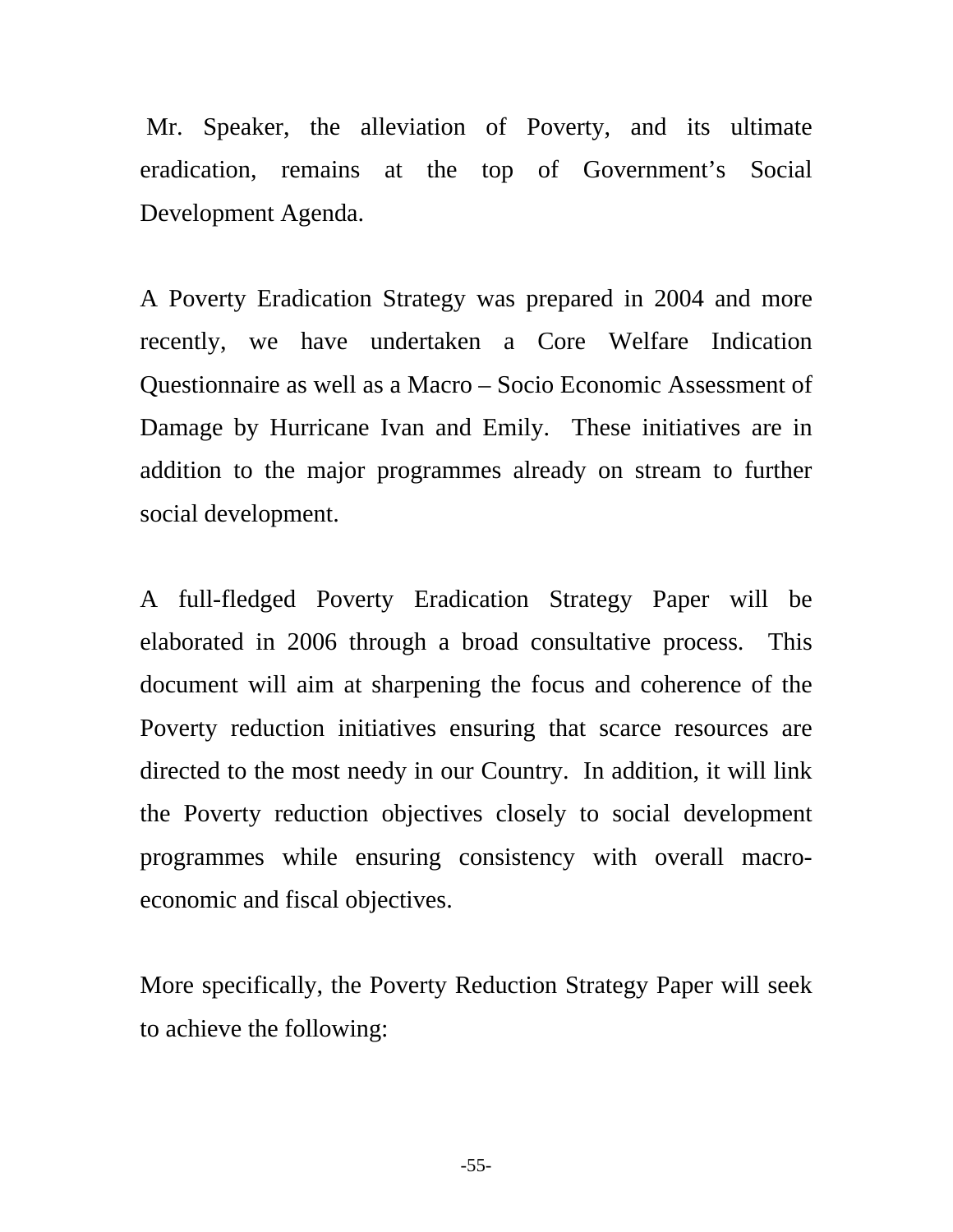Mr. Speaker, the alleviation of Poverty, and its ultimate eradication, remains at the top of Government's Social Development Agenda.

A Poverty Eradication Strategy was prepared in 2004 and more recently, we have undertaken a Core Welfare Indication Questionnaire as well as a Macro – Socio Economic Assessment of Damage by Hurricane Ivan and Emily. These initiatives are in addition to the major programmes already on stream to further social development.

A full-fledged Poverty Eradication Strategy Paper will be elaborated in 2006 through a broad consultative process. This document will aim at sharpening the focus and coherence of the Poverty reduction initiatives ensuring that scarce resources are directed to the most needy in our Country. In addition, it will link the Poverty reduction objectives closely to social development programmes while ensuring consistency with overall macro-economic and fiscal objectives.

More specifically, the Poverty Reduction Strategy Paper will seek to achieve the following: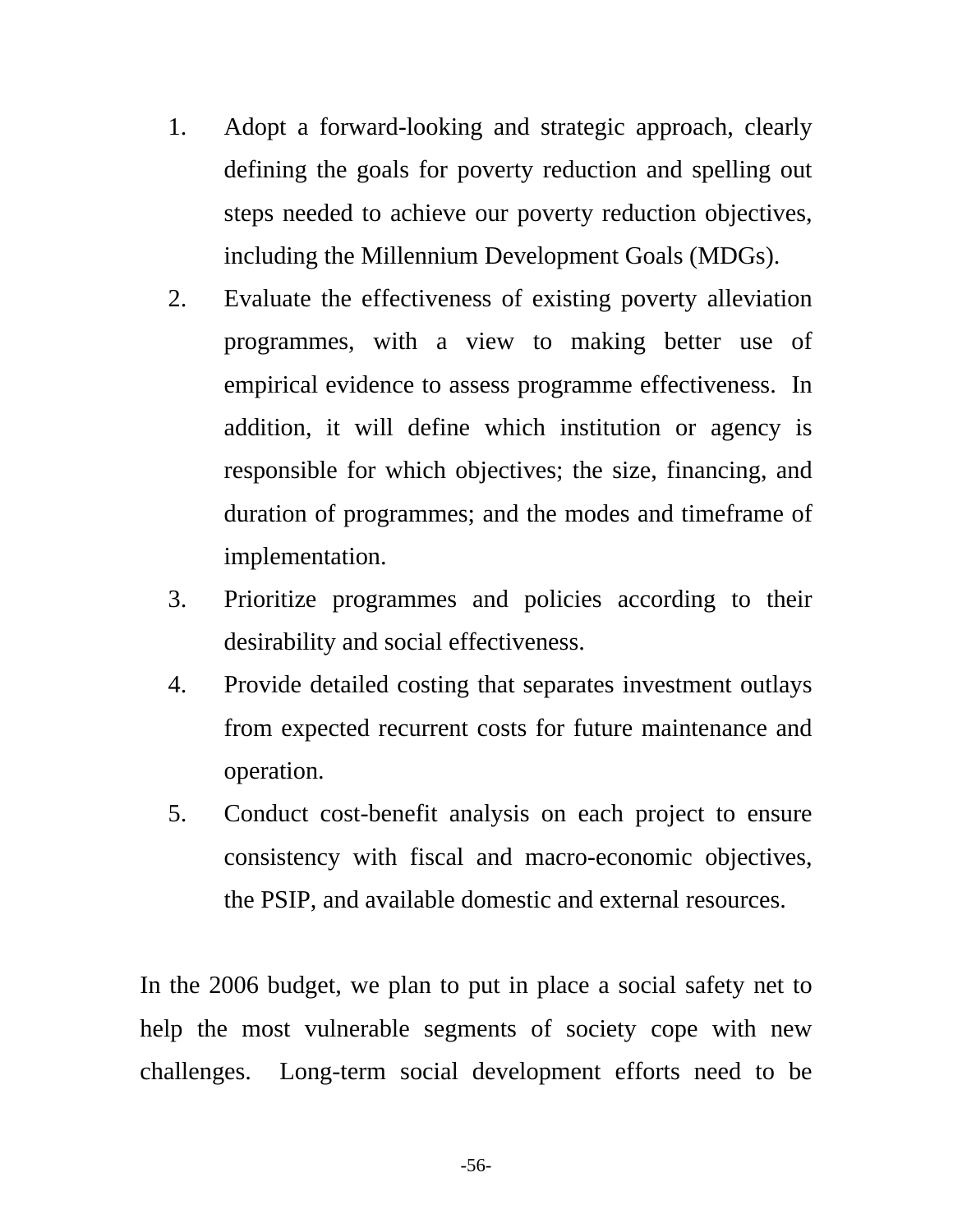1. Adopt a forward-looking and strategic approach, clearly defining the goals for poverty reduction and spelling out steps needed to achieve our poverty reduction objectives, including the Millennium Development Goals (MDGs).
2. Evaluate the effectiveness of existing poverty alleviation programmes, with a view to making better use of empirical evidence to assess programme effectiveness. In addition, it will define which institution or agency is responsible for which objectives; the size, financing, and duration of programmes; and the modes and timeframe of implementation.
3. Prioritize programmes and policies according to their desirability and social effectiveness.
4. Provide detailed costing that separates investment outlays from expected recurrent costs for future maintenance and operation.
5. Conduct cost-benefit analysis on each project to ensure consistency with fiscal and macro-economic objectives, the PSIP, and available domestic and external resources.

In the 2006 budget, we plan to put in place a social safety net to help the most vulnerable segments of society cope with new challenges. Long-term social development efforts need to be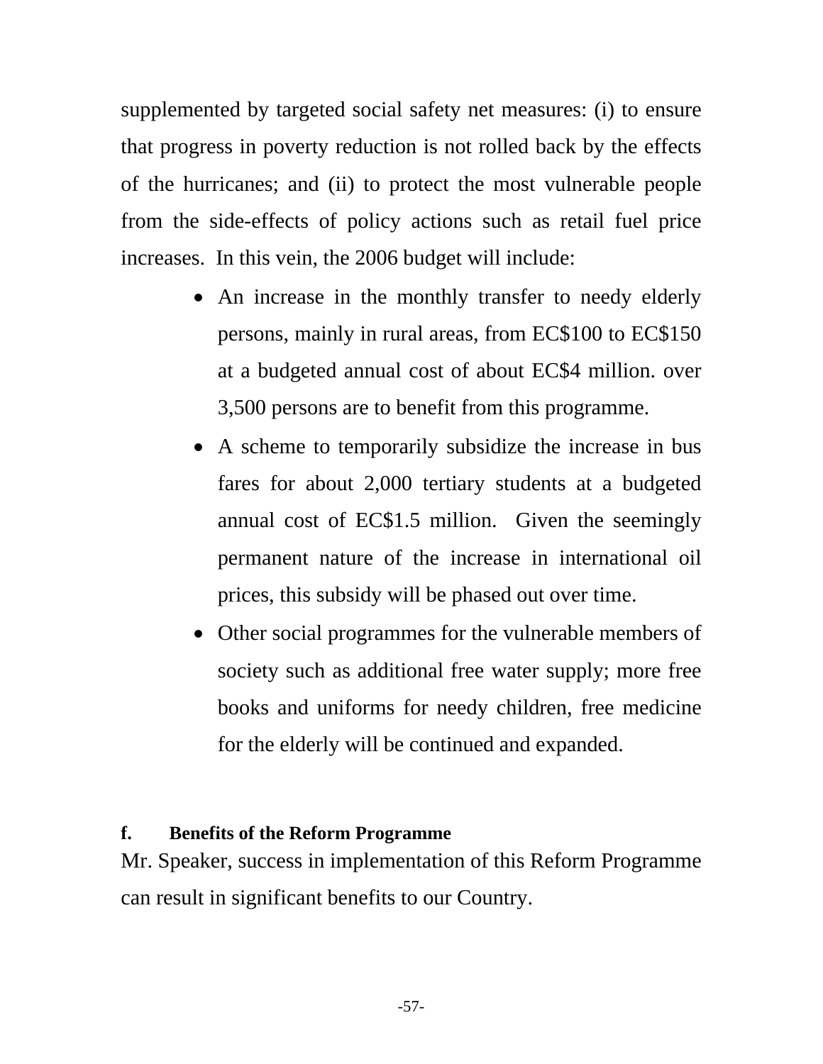supplemented by targeted social safety net measures: (i) to ensure that progress in poverty reduction is not rolled back by the effects of the hurricanes; and (ii) to protect the most vulnerable people from the side-effects of policy actions such as retail fuel price increases. In this vein, the 2006 budget will include:

- An increase in the monthly transfer to needy elderly persons, mainly in rural areas, from EC$100 to EC$150 at a budgeted annual cost of about EC$4 million. over 3,500 persons are to benefit from this programme.
- A scheme to temporarily subsidize the increase in bus fares for about 2,000 tertiary students at a budgeted annual cost of EC$1.5 million. Given the seemingly permanent nature of the increase in international oil prices, this subsidy will be phased out over time.
- Other social programmes for the vulnerable members of society such as additional free water supply; more free books and uniforms for needy children, free medicine for the elderly will be continued and expanded.

**f. Benefits of the Reform Programme**

Mr. Speaker, success in implementation of this Reform Programme can result in significant benefits to our Country.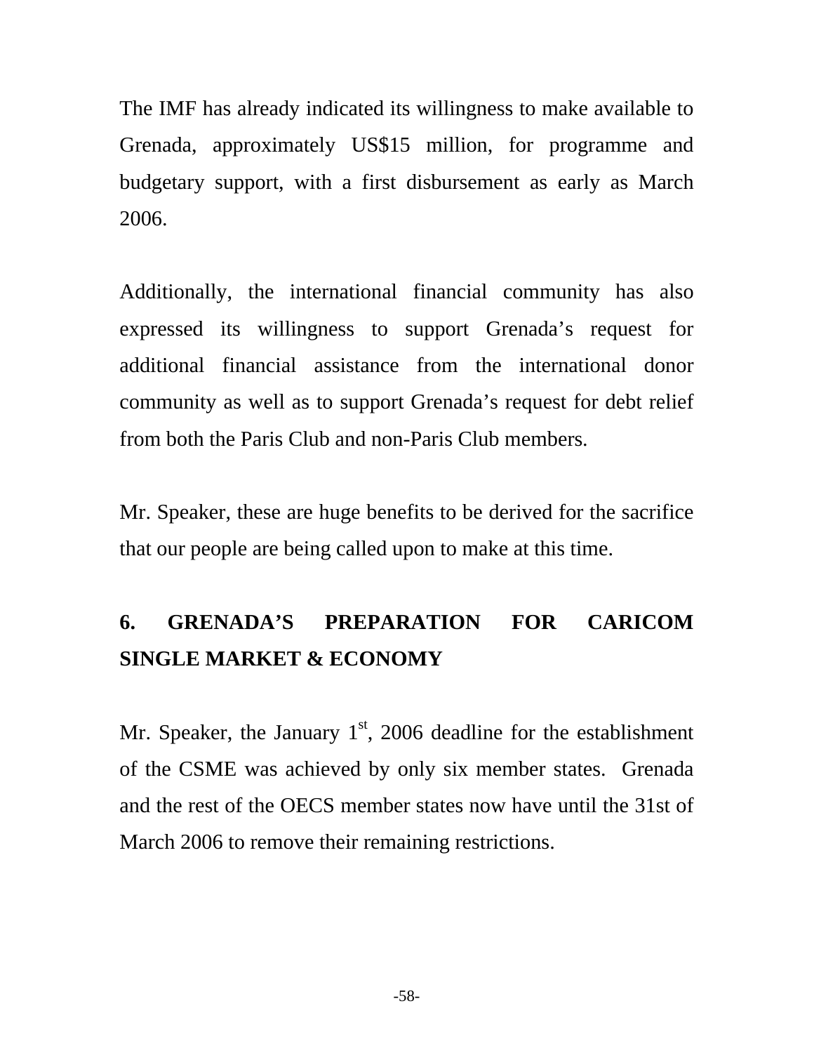The IMF has already indicated its willingness to make available to Grenada, approximately US$15 million, for programme and budgetary support, with a first disbursement as early as March 2006.

Additionally, the international financial community has also expressed its willingness to support Grenada's request for additional financial assistance from the international donor community as well as to support Grenada's request for debt relief from both the Paris Club and non-Paris Club members.

Mr. Speaker, these are huge benefits to be derived for the sacrifice that our people are being called upon to make at this time.

## 6. GRENADA'S PREPARATION FOR CARICOM SINGLE MARKET & ECONOMY

Mr. Speaker, the January 1st, 2006 deadline for the establishment of the CSME was achieved by only six member states. Grenada and the rest of the OECS member states now have until the 31st of March 2006 to remove their remaining restrictions.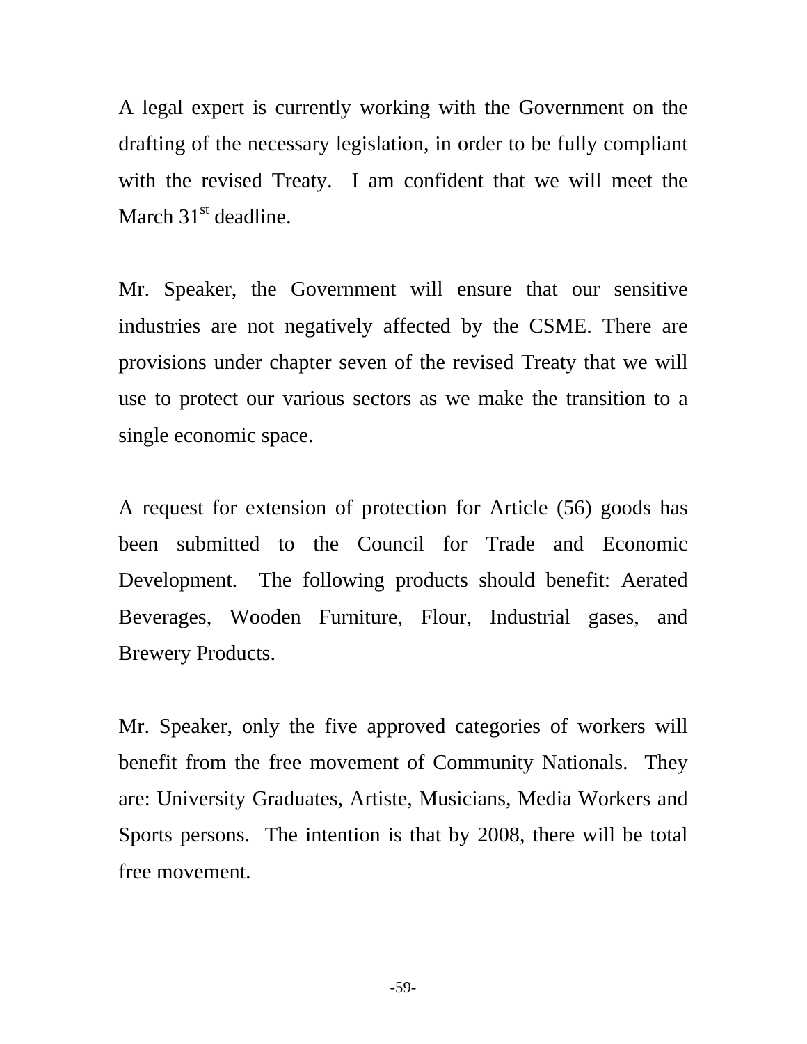A legal expert is currently working with the Government on the drafting of the necessary legislation, in order to be fully compliant with the revised Treaty. I am confident that we will meet the March 31st deadline.

Mr. Speaker, the Government will ensure that our sensitive industries are not negatively affected by the CSME. There are provisions under chapter seven of the revised Treaty that we will use to protect our various sectors as we make the transition to a single economic space.

A request for extension of protection for Article (56) goods has been submitted to the Council for Trade and Economic Development. The following products should benefit: Aerated Beverages, Wooden Furniture, Flour, Industrial gases, and Brewery Products.

Mr. Speaker, only the five approved categories of workers will benefit from the free movement of Community Nationals. They are: University Graduates, Artiste, Musicians, Media Workers and Sports persons. The intention is that by 2008, there will be total free movement.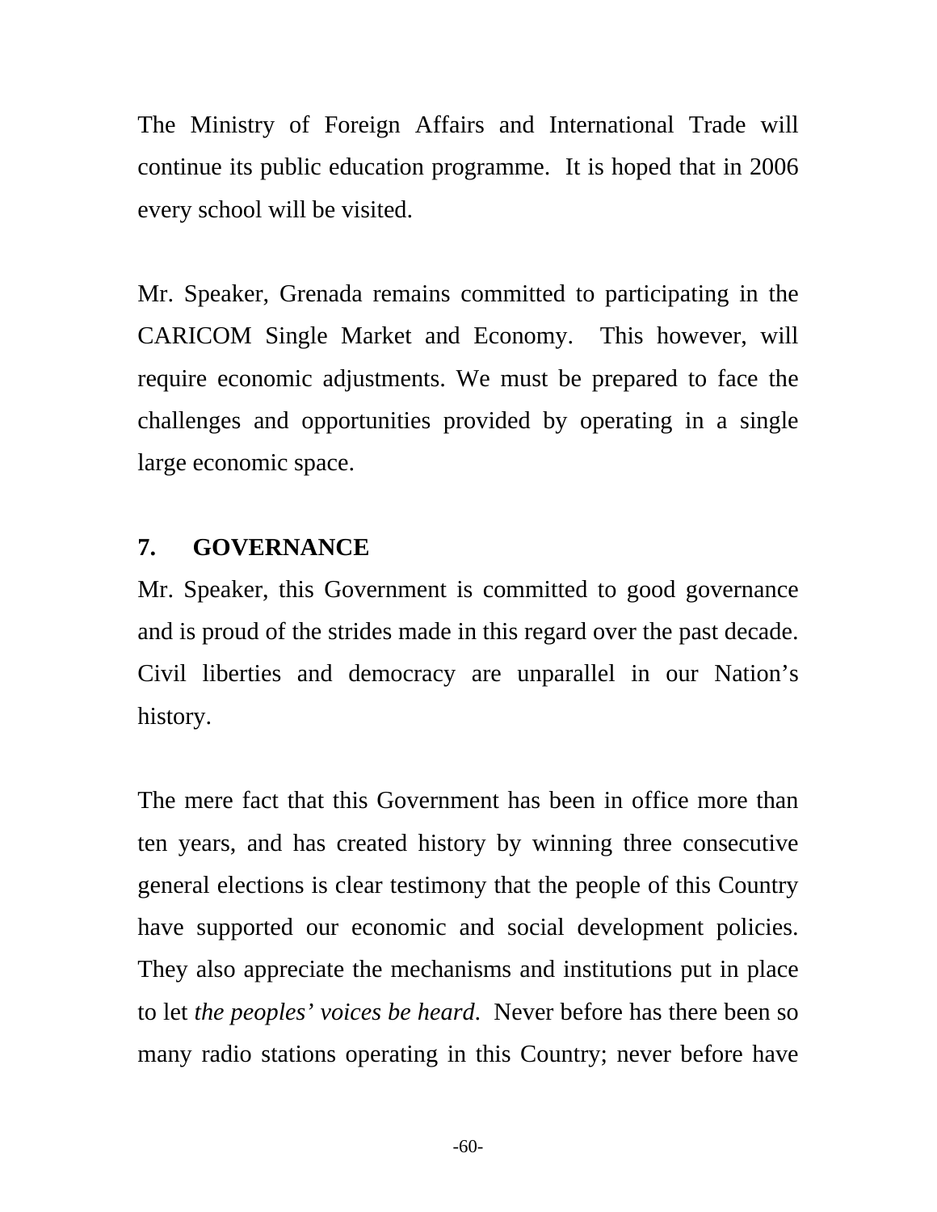The Ministry of Foreign Affairs and International Trade will continue its public education programme. It is hoped that in 2006 every school will be visited.

Mr. Speaker, Grenada remains committed to participating in the CARICOM Single Market and Economy. This however, will require economic adjustments. We must be prepared to face the challenges and opportunities provided by operating in a single large economic space.

## 7. GOVERNANCE

Mr. Speaker, this Government is committed to good governance and is proud of the strides made in this regard over the past decade. Civil liberties and democracy are unparallel in our Nation's history.

The mere fact that this Government has been in office more than ten years, and has created history by winning three consecutive general elections is clear testimony that the people of this Country have supported our economic and social development policies. They also appreciate the mechanisms and institutions put in place to let *the peoples' voices be heard*. Never before has there been so many radio stations operating in this Country; never before have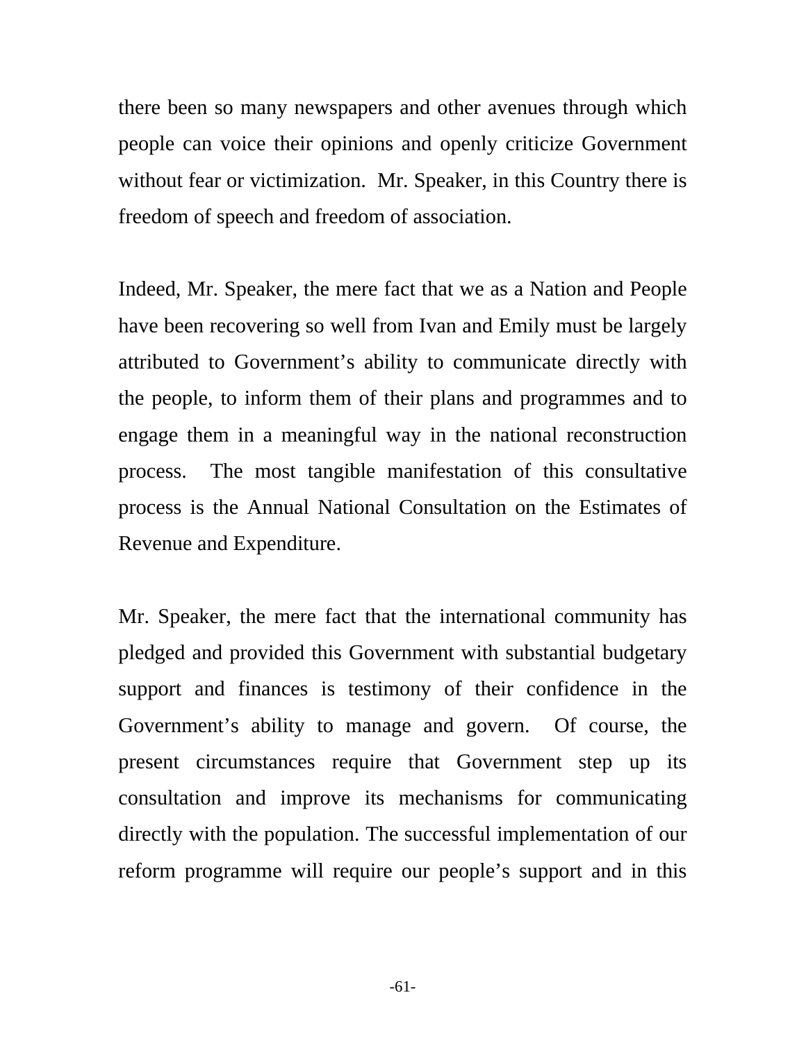there been so many newspapers and other avenues through which people can voice their opinions and openly criticize Government without fear or victimization.  Mr. Speaker, in this Country there is freedom of speech and freedom of association.

Indeed, Mr. Speaker, the mere fact that we as a Nation and People have been recovering so well from Ivan and Emily must be largely attributed to Government's ability to communicate directly with the people, to inform them of their plans and programmes and to engage them in a meaningful way in the national reconstruction process.  The most tangible manifestation of this consultative process is the Annual National Consultation on the Estimates of Revenue and Expenditure.

Mr. Speaker, the mere fact that the international community has pledged and provided this Government with substantial budgetary support and finances is testimony of their confidence in the Government's ability to manage and govern.  Of course, the present circumstances require that Government step up its consultation and improve its mechanisms for communicating directly with the population. The successful implementation of our reform programme will require our people's support and in this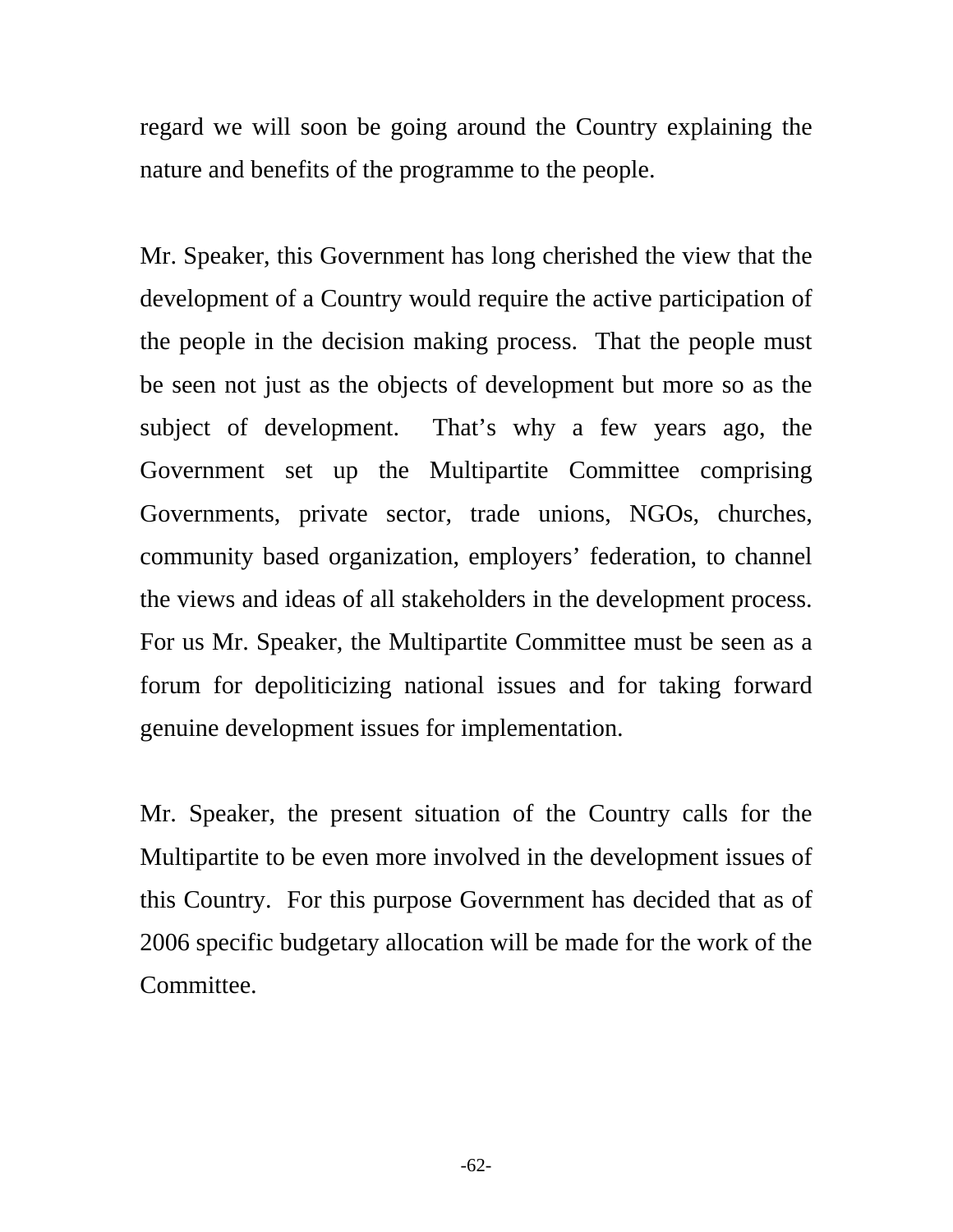regard we will soon be going around the Country explaining the nature and benefits of the programme to the people.

Mr. Speaker, this Government has long cherished the view that the development of a Country would require the active participation of the people in the decision making process. That the people must be seen not just as the objects of development but more so as the subject of development. That's why a few years ago, the Government set up the Multipartite Committee comprising Governments, private sector, trade unions, NGOs, churches, community based organization, employers' federation, to channel the views and ideas of all stakeholders in the development process. For us Mr. Speaker, the Multipartite Committee must be seen as a forum for depoliticizing national issues and for taking forward genuine development issues for implementation.

Mr. Speaker, the present situation of the Country calls for the Multipartite to be even more involved in the development issues of this Country. For this purpose Government has decided that as of 2006 specific budgetary allocation will be made for the work of the Committee.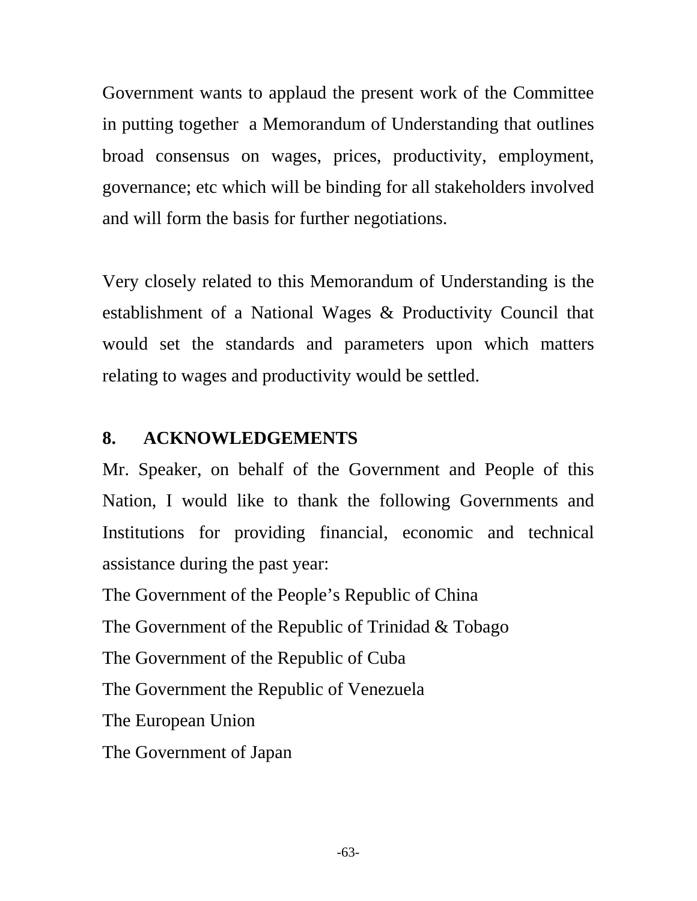Government wants to applaud the present work of the Committee in putting together a Memorandum of Understanding that outlines broad consensus on wages, prices, productivity, employment, governance; etc which will be binding for all stakeholders involved and will form the basis for further negotiations.

Very closely related to this Memorandum of Understanding is the establishment of a National Wages & Productivity Council that would set the standards and parameters upon which matters relating to wages and productivity would be settled.

## 8. ACKNOWLEDGEMENTS

Mr. Speaker, on behalf of the Government and People of this Nation, I would like to thank the following Governments and Institutions for providing financial, economic and technical assistance during the past year:

The Government of the People's Republic of China

The Government of the Republic of Trinidad & Tobago

The Government of the Republic of Cuba

The Government the Republic of Venezuela

The European Union

The Government of Japan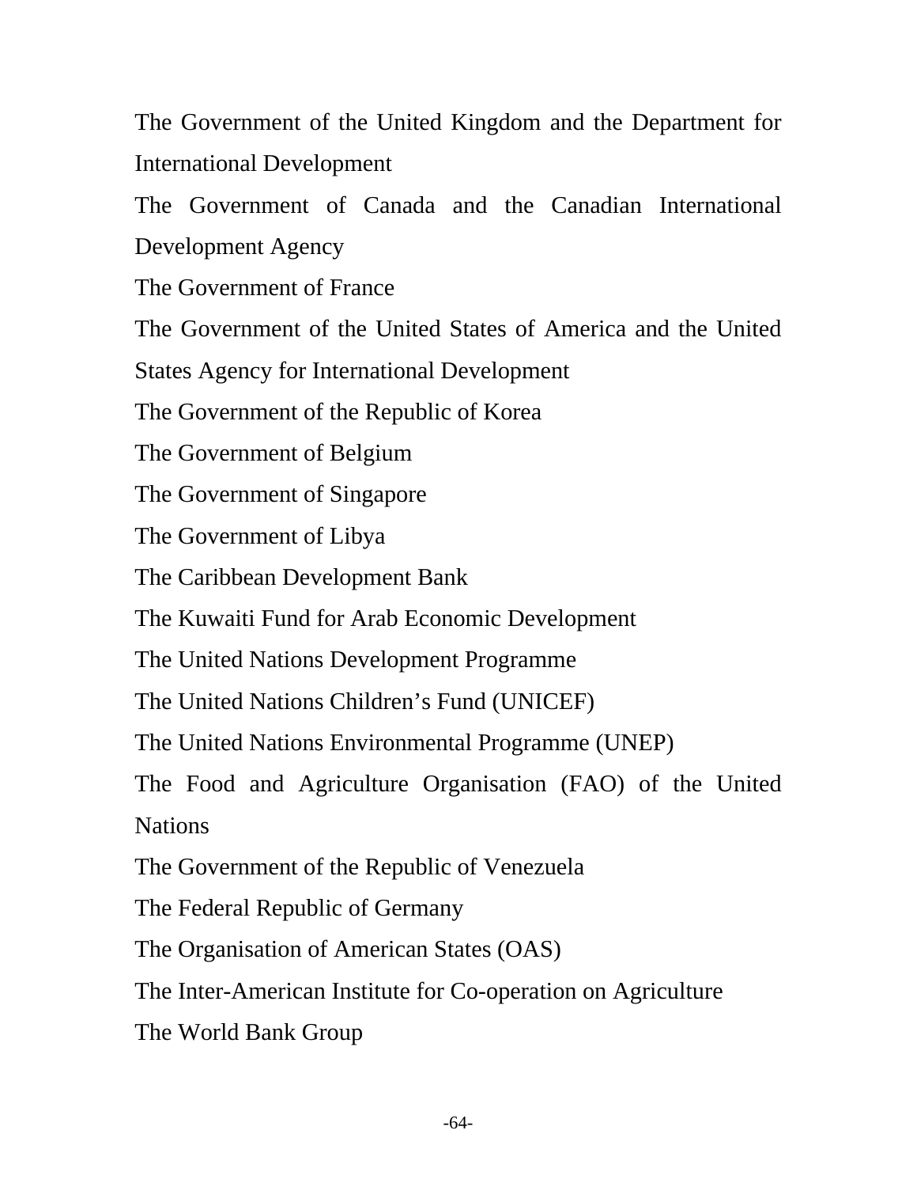The Government of the United Kingdom and the Department for International Development

The Government of Canada and the Canadian International Development Agency

The Government of France

The Government of the United States of America and the United States Agency for International Development

The Government of the Republic of Korea

The Government of Belgium

The Government of Singapore

The Government of Libya

The Caribbean Development Bank

The Kuwaiti Fund for Arab Economic Development

The United Nations Development Programme

The United Nations Children's Fund (UNICEF)

The United Nations Environmental Programme (UNEP)

The Food and Agriculture Organisation (FAO) of the United Nations

The Government of the Republic of Venezuela

The Federal Republic of Germany

The Organisation of American States (OAS)

The Inter-American Institute for Co-operation on Agriculture

The World Bank Group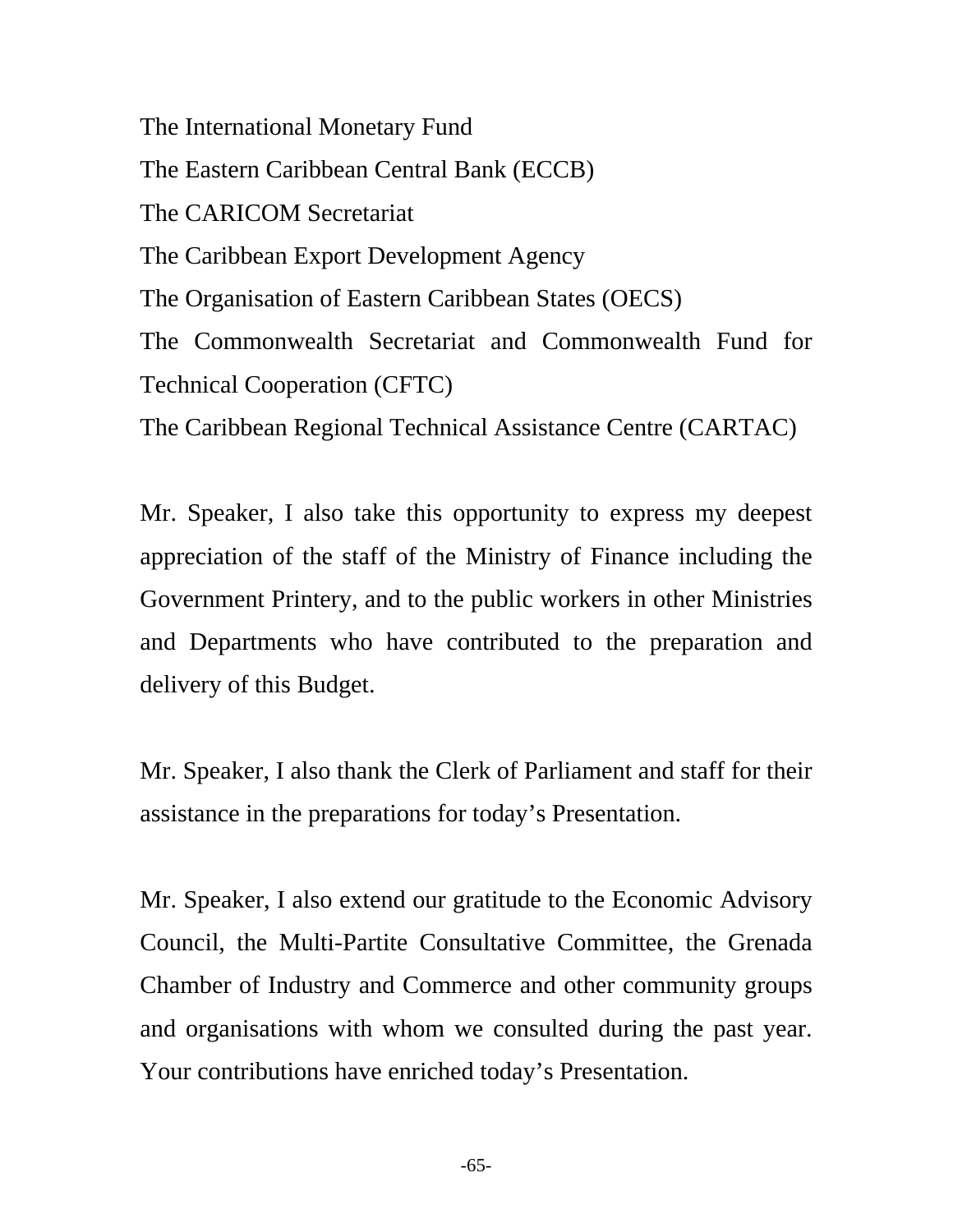The International Monetary Fund

The Eastern Caribbean Central Bank (ECCB)

The CARICOM Secretariat

The Caribbean Export Development Agency

The Organisation of Eastern Caribbean States (OECS)

The Commonwealth Secretariat and Commonwealth Fund for Technical Cooperation (CFTC)

The Caribbean Regional Technical Assistance Centre (CARTAC)

Mr. Speaker, I also take this opportunity to express my deepest appreciation of the staff of the Ministry of Finance including the Government Printery, and to the public workers in other Ministries and Departments who have contributed to the preparation and delivery of this Budget.

Mr. Speaker, I also thank the Clerk of Parliament and staff for their assistance in the preparations for today's Presentation.

Mr. Speaker, I also extend our gratitude to the Economic Advisory Council, the Multi-Partite Consultative Committee, the Grenada Chamber of Industry and Commerce and other community groups and organisations with whom we consulted during the past year. Your contributions have enriched today's Presentation.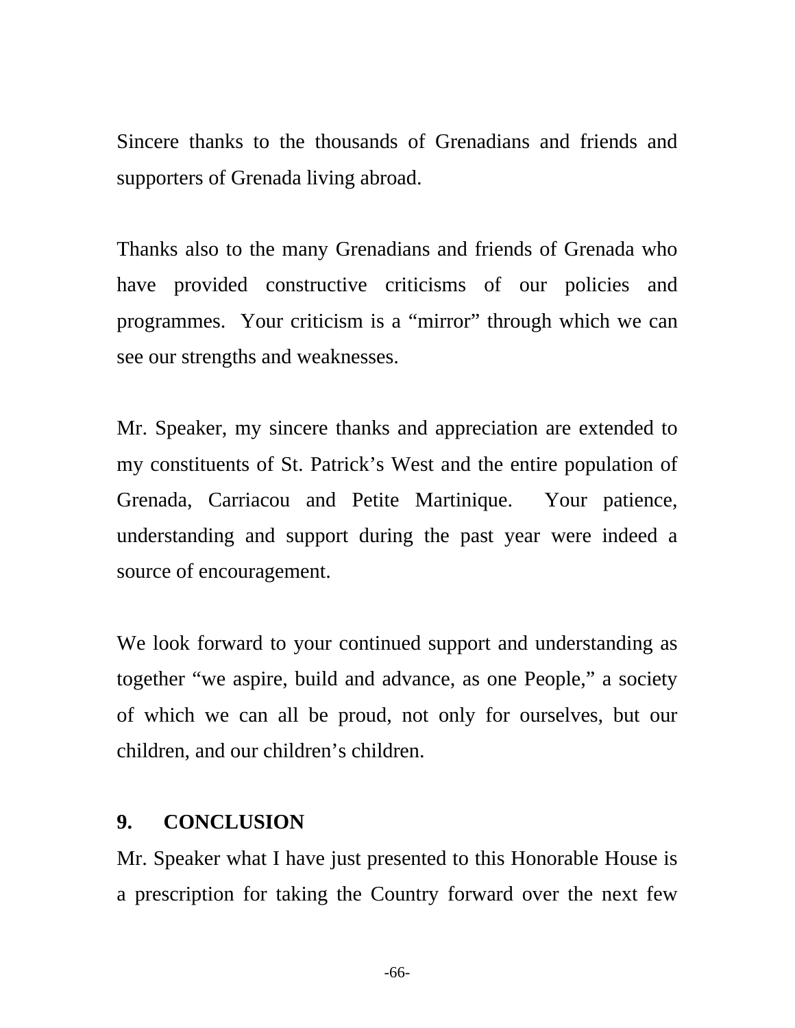Sincere thanks to the thousands of Grenadians and friends and supporters of Grenada living abroad.

Thanks also to the many Grenadians and friends of Grenada who have provided constructive criticisms of our policies and programmes. Your criticism is a "mirror" through which we can see our strengths and weaknesses.

Mr. Speaker, my sincere thanks and appreciation are extended to my constituents of St. Patrick's West and the entire population of Grenada, Carriacou and Petite Martinique. Your patience, understanding and support during the past year were indeed a source of encouragement.

We look forward to your continued support and understanding as together "we aspire, build and advance, as one People," a society of which we can all be proud, not only for ourselves, but our children, and our children's children.

## 9. CONCLUSION

Mr. Speaker what I have just presented to this Honorable House is a prescription for taking the Country forward over the next few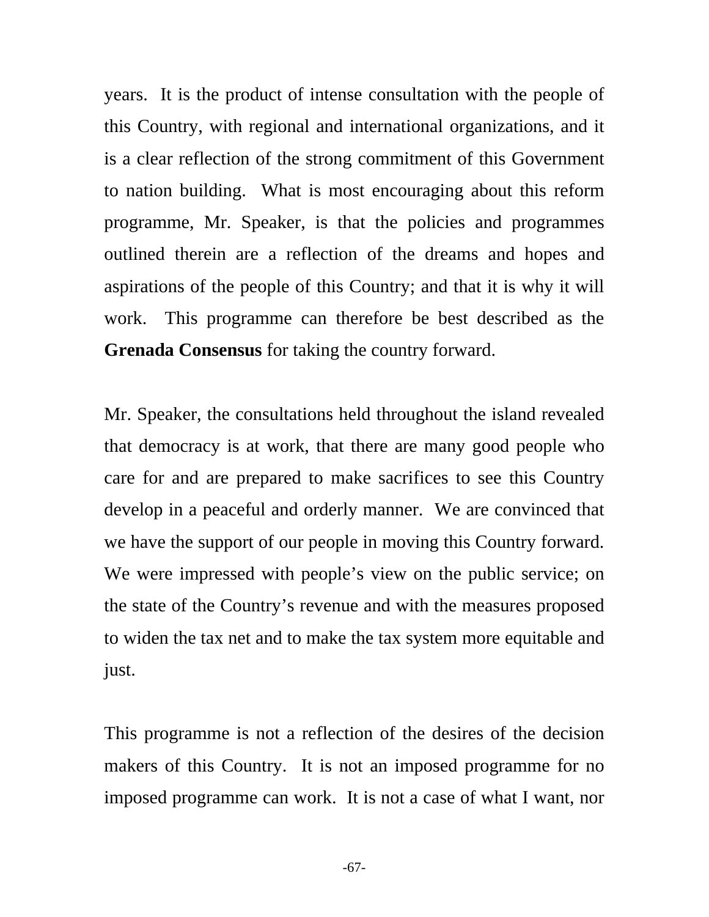years. It is the product of intense consultation with the people of this Country, with regional and international organizations, and it is a clear reflection of the strong commitment of this Government to nation building. What is most encouraging about this reform programme, Mr. Speaker, is that the policies and programmes outlined therein are a reflection of the dreams and hopes and aspirations of the people of this Country; and that it is why it will work. This programme can therefore be best described as the **Grenada Consensus** for taking the country forward.

Mr. Speaker, the consultations held throughout the island revealed that democracy is at work, that there are many good people who care for and are prepared to make sacrifices to see this Country develop in a peaceful and orderly manner. We are convinced that we have the support of our people in moving this Country forward. We were impressed with people's view on the public service; on the state of the Country's revenue and with the measures proposed to widen the tax net and to make the tax system more equitable and just.

This programme is not a reflection of the desires of the decision makers of this Country. It is not an imposed programme for no imposed programme can work. It is not a case of what I want, nor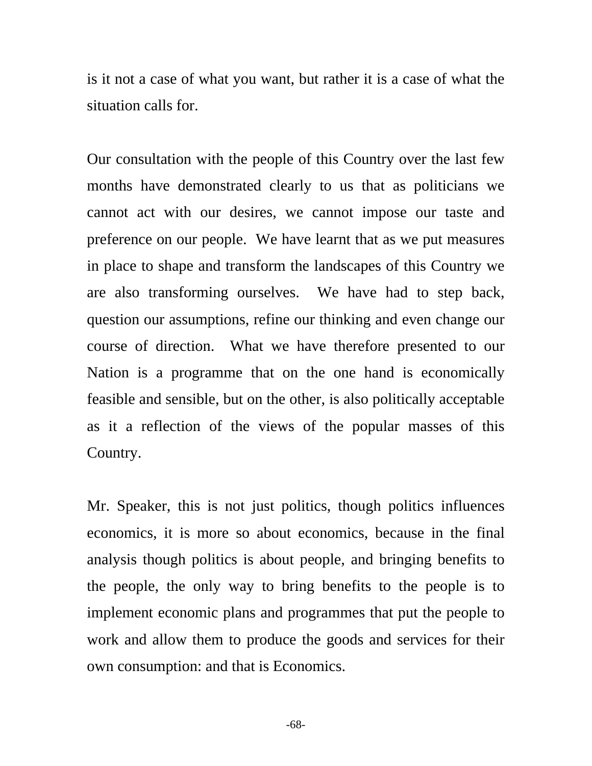is it not a case of what you want, but rather it is a case of what the situation calls for.

Our consultation with the people of this Country over the last few months have demonstrated clearly to us that as politicians we cannot act with our desires, we cannot impose our taste and preference on our people. We have learnt that as we put measures in place to shape and transform the landscapes of this Country we are also transforming ourselves. We have had to step back, question our assumptions, refine our thinking and even change our course of direction. What we have therefore presented to our Nation is a programme that on the one hand is economically feasible and sensible, but on the other, is also politically acceptable as it a reflection of the views of the popular masses of this Country.

Mr. Speaker, this is not just politics, though politics influences economics, it is more so about economics, because in the final analysis though politics is about people, and bringing benefits to the people, the only way to bring benefits to the people is to implement economic plans and programmes that put the people to work and allow them to produce the goods and services for their own consumption: and that is Economics.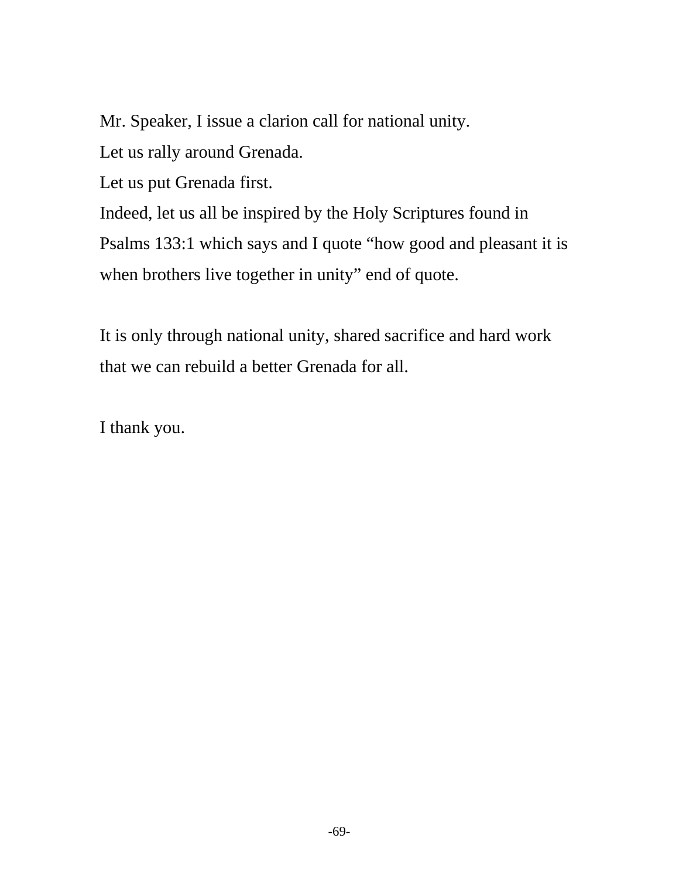Mr. Speaker, I issue a clarion call for national unity.
Let us rally around Grenada.
Let us put Grenada first.
Indeed, let us all be inspired by the Holy Scriptures found in Psalms 133:1 which says and I quote "how good and pleasant it is when brothers live together in unity" end of quote.

It is only through national unity, shared sacrifice and hard work that we can rebuild a better Grenada for all.

I thank you.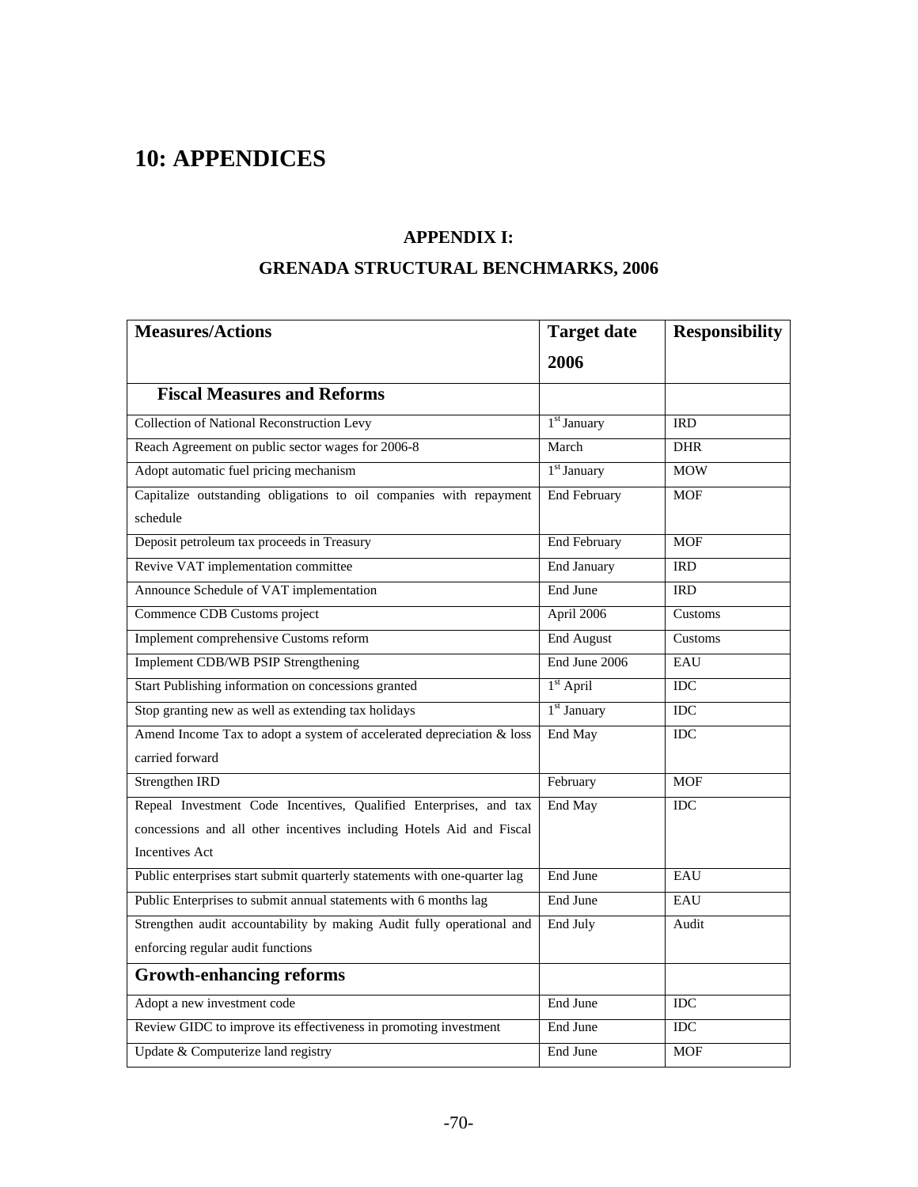# 10: APPENDICES

## APPENDIX I:

## GRENADA STRUCTURAL BENCHMARKS, 2006

| Measures/Actions | Target date 2006 | Responsibility |
|---|---|---|
| **Fiscal Measures and Reforms** | | |
| Collection of National Reconstruction Levy | 1st January | IRD |
| Reach Agreement on public sector wages for 2006-8 | March | DHR |
| Adopt automatic fuel pricing mechanism | 1st January | MOW |
| Capitalize outstanding obligations to oil companies with repayment schedule | End February | MOF |
| Deposit petroleum tax proceeds in Treasury | End February | MOF |
| Revive VAT implementation committee | End January | IRD |
| Announce Schedule of VAT implementation | End June | IRD |
| Commence CDB Customs project | April 2006 | Customs |
| Implement comprehensive Customs reform | End August | Customs |
| Implement CDB/WB PSIP Strengthening | End June 2006 | EAU |
| Start Publishing information on concessions granted | 1st April | IDC |
| Stop granting new as well as extending tax holidays | 1st January | IDC |
| Amend Income Tax to adopt a system of accelerated depreciation & loss carried forward | End May | IDC |
| Strengthen IRD | February | MOF |
| Repeal Investment Code Incentives, Qualified Enterprises, and tax concessions and all other incentives including Hotels Aid and Fiscal Incentives Act | End May | IDC |
| Public enterprises start submit quarterly statements with one-quarter lag | End June | EAU |
| Public Enterprises to submit annual statements with 6 months lag | End June | EAU |
| Strengthen audit accountability by making Audit fully operational and enforcing regular audit functions | End July | Audit |
| **Growth-enhancing reforms** | | |
| Adopt a new investment code | End June | IDC |
| Review GIDC to improve its effectiveness in promoting investment | End June | IDC |
| Update & Computerize land registry | End June | MOF |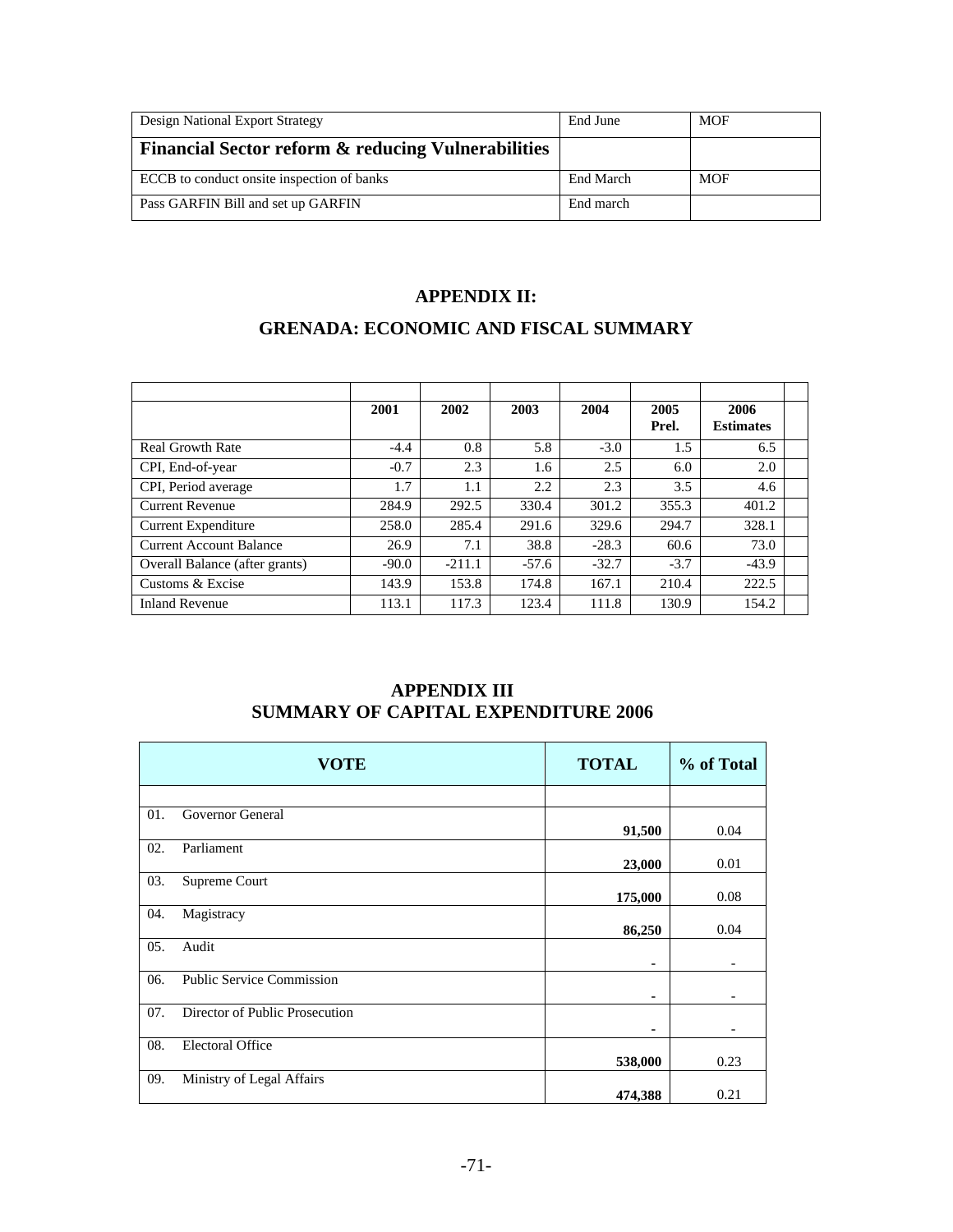| Design National Export Strategy | End June | MOF |
|---|---|---|
| **Financial Sector reform & reducing Vulnerabilities** | | |
| ECCB to conduct onsite inspection of banks | End March | MOF |
| Pass GARFIN Bill and set up GARFIN | End march | |

## APPENDIX II:

## GRENADA: ECONOMIC AND FISCAL SUMMARY

| | 2001 | 2002 | 2003 | 2004 | 2005 Prel. | 2006 Estimates |
|---|---|---|---|---|---|---|
| Real Growth Rate | -4.4 | 0.8 | 5.8 | -3.0 | 1.5 | 6.5 |
| CPI, End-of-year | -0.7 | 2.3 | 1.6 | 2.5 | 6.0 | 2.0 |
| CPI, Period average | 1.7 | 1.1 | 2.2 | 2.3 | 3.5 | 4.6 |
| Current Revenue | 284.9 | 292.5 | 330.4 | 301.2 | 355.3 | 401.2 |
| Current Expenditure | 258.0 | 285.4 | 291.6 | 329.6 | 294.7 | 328.1 |
| Current Account Balance | 26.9 | 7.1 | 38.8 | -28.3 | 60.6 | 73.0 |
| Overall Balance (after grants) | -90.0 | -211.1 | -57.6 | -32.7 | -3.7 | -43.9 |
| Customs & Excise | 143.9 | 153.8 | 174.8 | 167.1 | 210.4 | 222.5 |
| Inland Revenue | 113.1 | 117.3 | 123.4 | 111.8 | 130.9 | 154.2 |

## APPENDIX III
## SUMMARY OF CAPITAL EXPENDITURE 2006

| VOTE | TOTAL | % of Total |
|---|---|---|
| | | |
| 01. Governor General | **91,500** | 0.04 |
| 02. Parliament | **23,000** | 0.01 |
| 03. Supreme Court | **175,000** | 0.08 |
| 04. Magistracy | **86,250** | 0.04 |
| 05. Audit | - | - |
| 06. Public Service Commission | - | - |
| 07. Director of Public Prosecution | - | - |
| 08. Electoral Office | **538,000** | 0.23 |
| 09. Ministry of Legal Affairs | **474,388** | 0.21 |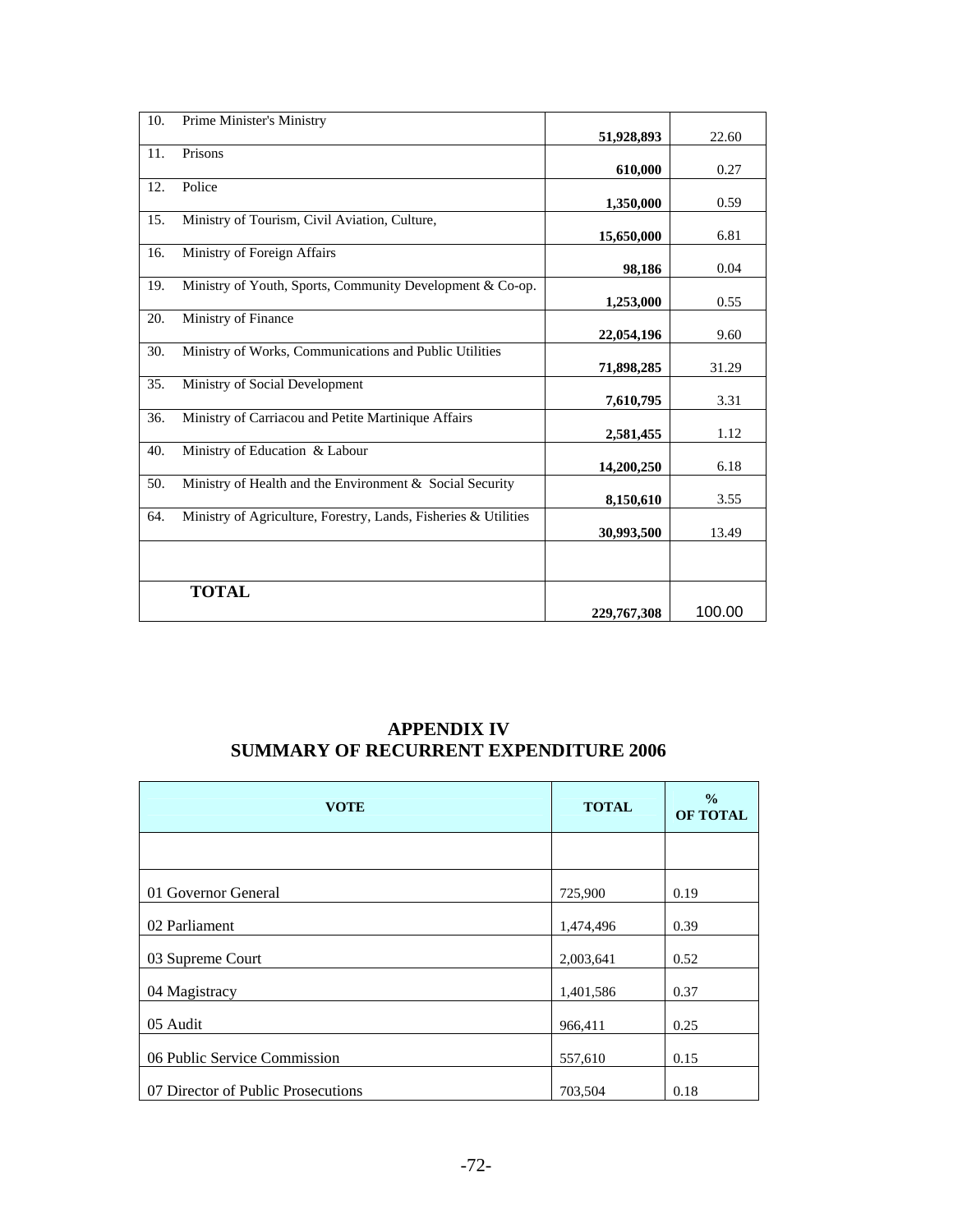| | | | |
|---|---|---|---|
| 10. | Prime Minister's Ministry | **51,928,893** | 22.60 |
| 11. | Prisons | **610,000** | 0.27 |
| 12. | Police | **1,350,000** | 0.59 |
| 15. | Ministry of Tourism, Civil Aviation, Culture, | **15,650,000** | 6.81 |
| 16. | Ministry of Foreign Affairs | **98,186** | 0.04 |
| 19. | Ministry of Youth, Sports, Community Development & Co-op. | **1,253,000** | 0.55 |
| 20. | Ministry of Finance | **22,054,196** | 9.60 |
| 30. | Ministry of Works, Communications and Public Utilities | **71,898,285** | 31.29 |
| 35. | Ministry of Social Development | **7,610,795** | 3.31 |
| 36. | Ministry of Carriacou and Petite Martinique Affairs | **2,581,455** | 1.12 |
| 40. | Ministry of Education & Labour | **14,200,250** | 6.18 |
| 50. | Ministry of Health and the Environment & Social Security | **8,150,610** | 3.55 |
| 64. | Ministry of Agriculture, Forestry, Lands, Fisheries & Utilities | **30,993,500** | 13.49 |
| | | | |
| | **TOTAL** | **229,767,308** | 100.00 |

## APPENDIX IV
## SUMMARY OF RECURRENT EXPENDITURE 2006

| VOTE | TOTAL | % OF TOTAL |
|---|---|---|
| | | |
| 01 Governor General | 725,900 | 0.19 |
| 02 Parliament | 1,474,496 | 0.39 |
| 03 Supreme Court | 2,003,641 | 0.52 |
| 04 Magistracy | 1,401,586 | 0.37 |
| 05 Audit | 966,411 | 0.25 |
| 06 Public Service Commission | 557,610 | 0.15 |
| 07 Director of Public Prosecutions | 703,504 | 0.18 |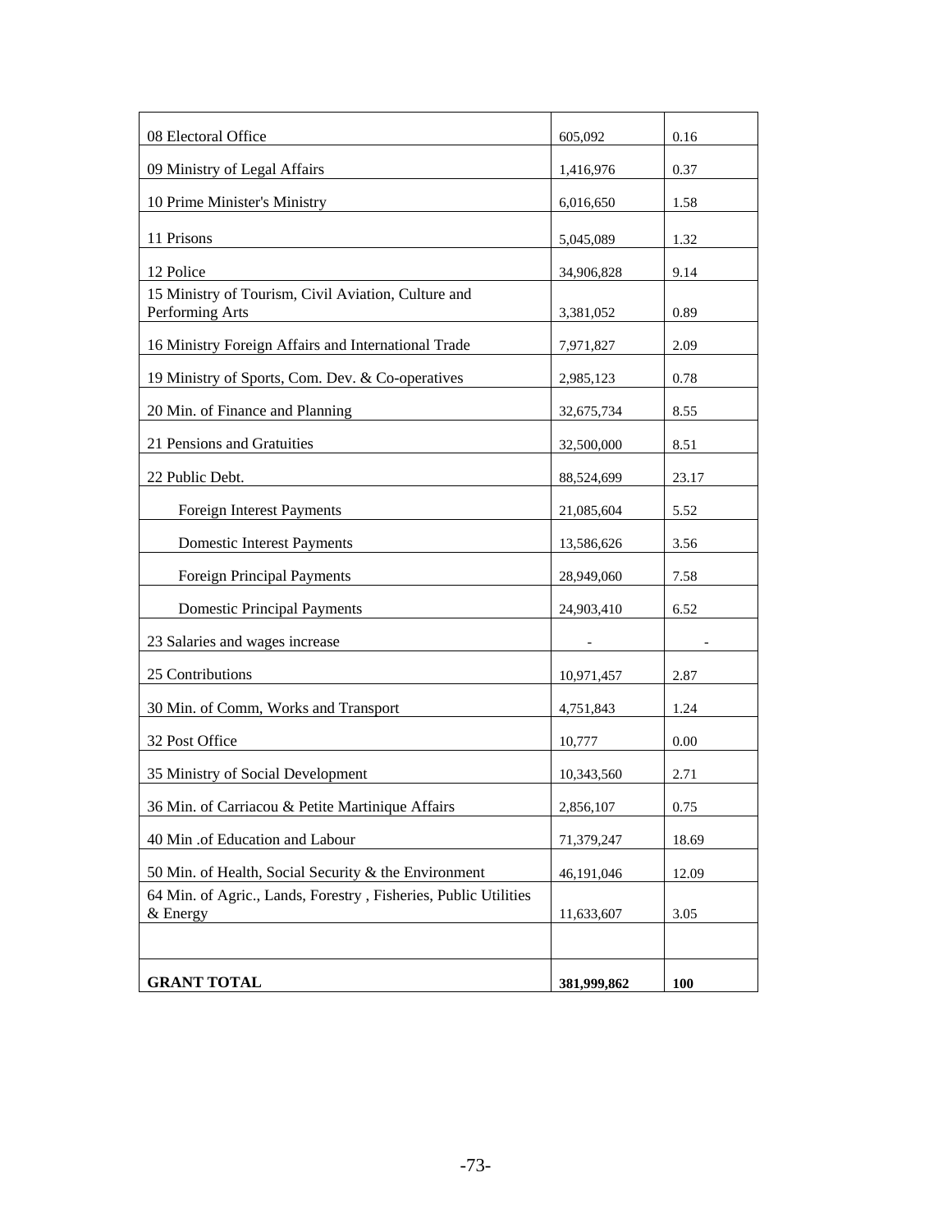| | | |
|---|---|---|
| 08 Electoral Office | 605,092 | 0.16 |
| 09 Ministry of Legal Affairs | 1,416,976 | 0.37 |
| 10 Prime Minister's Ministry | 6,016,650 | 1.58 |
| 11 Prisons | 5,045,089 | 1.32 |
| 12 Police | 34,906,828 | 9.14 |
| 15 Ministry of Tourism, Civil Aviation, Culture and Performing Arts | 3,381,052 | 0.89 |
| 16 Ministry Foreign Affairs and International Trade | 7,971,827 | 2.09 |
| 19 Ministry of Sports, Com. Dev. & Co-operatives | 2,985,123 | 0.78 |
| 20 Min. of Finance and Planning | 32,675,734 | 8.55 |
| 21 Pensions and Gratuities | 32,500,000 | 8.51 |
| 22 Public Debt. | 88,524,699 | 23.17 |
| Foreign Interest Payments | 21,085,604 | 5.52 |
| Domestic Interest Payments | 13,586,626 | 3.56 |
| Foreign Principal Payments | 28,949,060 | 7.58 |
| Domestic Principal Payments | 24,903,410 | 6.52 |
| 23 Salaries and wages increase | - | - |
| 25 Contributions | 10,971,457 | 2.87 |
| 30 Min. of Comm, Works and Transport | 4,751,843 | 1.24 |
| 32 Post Office | 10,777 | 0.00 |
| 35 Ministry of Social Development | 10,343,560 | 2.71 |
| 36 Min. of Carriacou & Petite Martinique Affairs | 2,856,107 | 0.75 |
| 40 Min .of Education and Labour | 71,379,247 | 18.69 |
| 50 Min. of Health, Social Security & the Environment | 46,191,046 | 12.09 |
| 64 Min. of Agric., Lands, Forestry , Fisheries, Public Utilities & Energy | 11,633,607 | 3.05 |
| | | |
| **GRANT TOTAL** | **381,999,862** | **100** |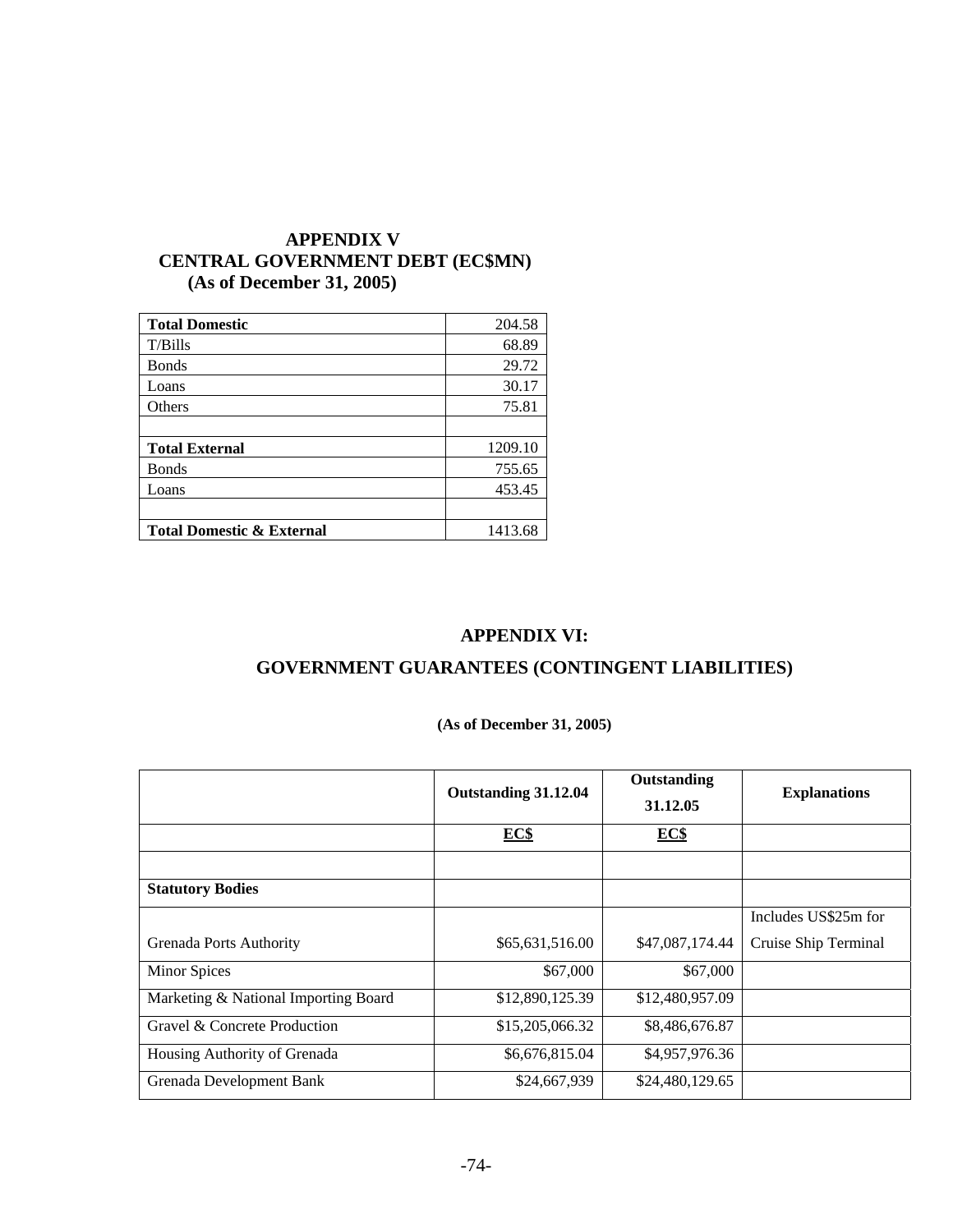# APPENDIX V
## CENTRAL GOVERNMENT DEBT (EC$MN)
### (As of December 31, 2005)

| | |
|---|---:|
| **Total Domestic** | 204.58 |
| T/Bills | 68.89 |
| Bonds | 29.72 |
| Loans | 30.17 |
| Others | 75.81 |
| | |
| **Total External** | 1209.10 |
| Bonds | 755.65 |
| Loans | 453.45 |
| | |
| **Total Domestic & External** | 1413.68 |

# APPENDIX VI:
## GOVERNMENT GUARANTEES (CONTINGENT LIABILITIES)

**(As of December 31, 2005)**

| | Outstanding 31.12.04 | Outstanding 31.12.05 | Explanations |
|---|---:|---:|---|
| | EC$ | EC$ | |
| | | | |
| **Statutory Bodies** | | | |
| Grenada Ports Authority | $65,631,516.00 | $47,087,174.44 | Includes US$25m for Cruise Ship Terminal |
| Minor Spices | $67,000 | $67,000 | |
| Marketing & National Importing Board | $12,890,125.39 | $12,480,957.09 | |
| Gravel & Concrete Production | $15,205,066.32 | $8,486,676.87 | |
| Housing Authority of Grenada | $6,676,815.04 | $4,957,976.36 | |
| Grenada Development Bank | $24,667,939 | $24,480,129.65 | |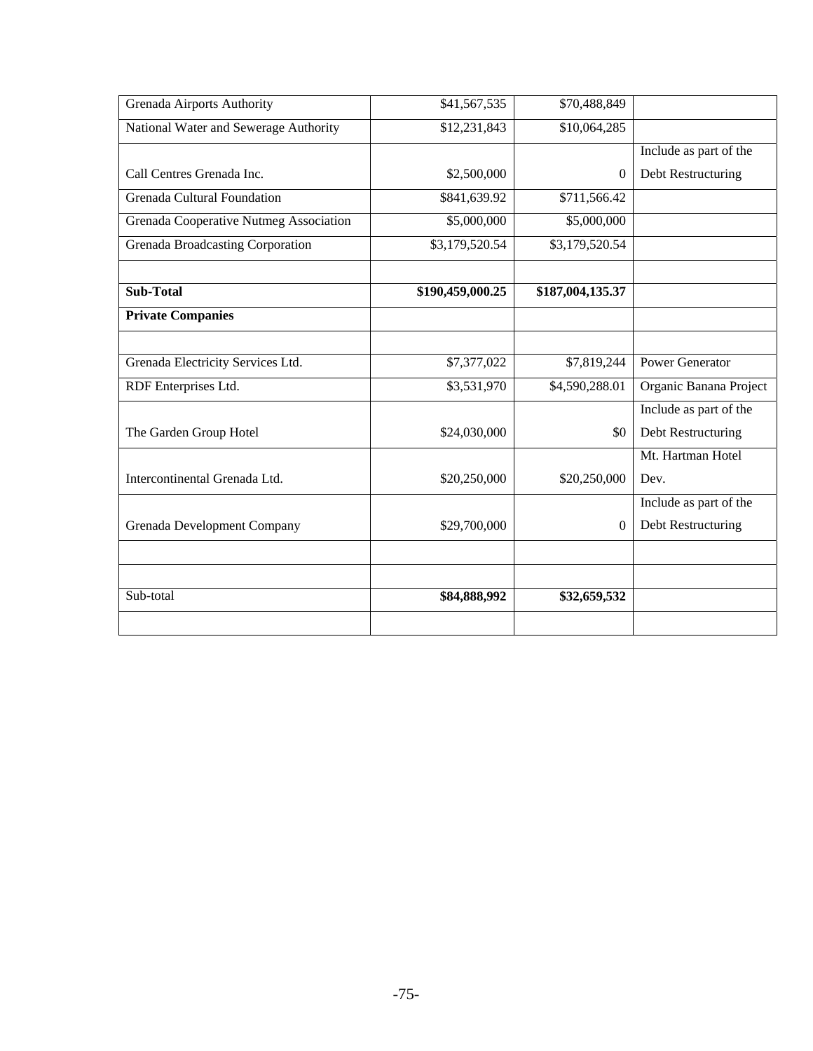| | | | |
|---|---|---|---|
| Grenada Airports Authority | $41,567,535 | $70,488,849 | |
| National Water and Sewerage Authority | $12,231,843 | $10,064,285 | |
| Call Centres Grenada Inc. | $2,500,000 | 0 | Include as part of the Debt Restructuring |
| Grenada Cultural Foundation | $841,639.92 | $711,566.42 | |
| Grenada Cooperative Nutmeg Association | $5,000,000 | $5,000,000 | |
| Grenada Broadcasting Corporation | $3,179,520.54 | $3,179,520.54 | |
| | | | |
| **Sub-Total** | **$190,459,000.25** | **$187,004,135.37** | |
| **Private Companies** | | | |
| | | | |
| Grenada Electricity Services Ltd. | $7,377,022 | $7,819,244 | Power Generator |
| RDF Enterprises Ltd. | $3,531,970 | $4,590,288.01 | Organic Banana Project |
| The Garden Group Hotel | $24,030,000 | $0 | Include as part of the Debt Restructuring |
| Intercontinental Grenada Ltd. | $20,250,000 | $20,250,000 | Mt. Hartman Hotel Dev. |
| Grenada Development Company | $29,700,000 | 0 | Include as part of the Debt Restructuring |
| | | | |
| | | | |
| Sub-total | **$84,888,992** | **$32,659,532** | |
| | | | |